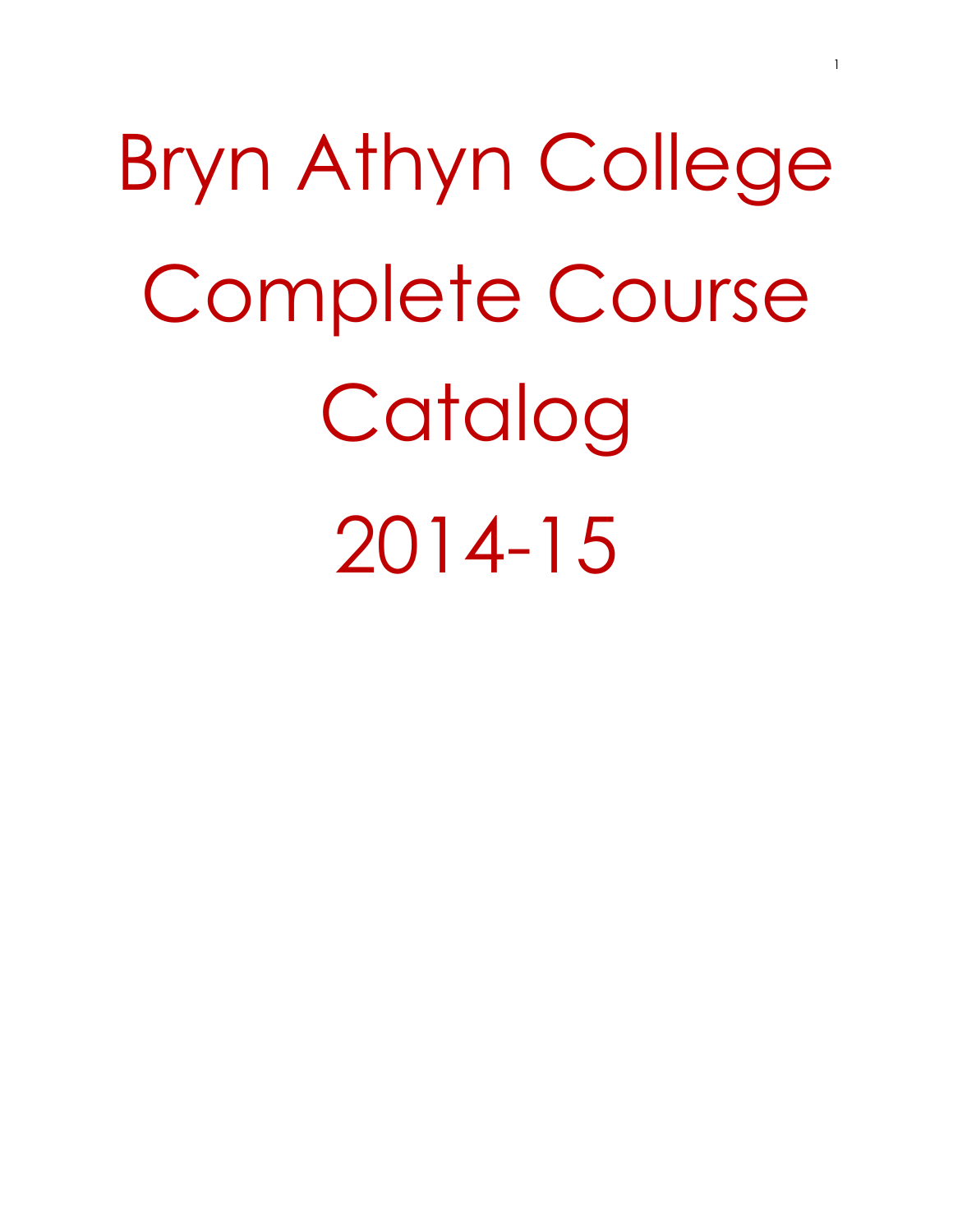# Bryn Athyn College Complete Course Catalog 2014-15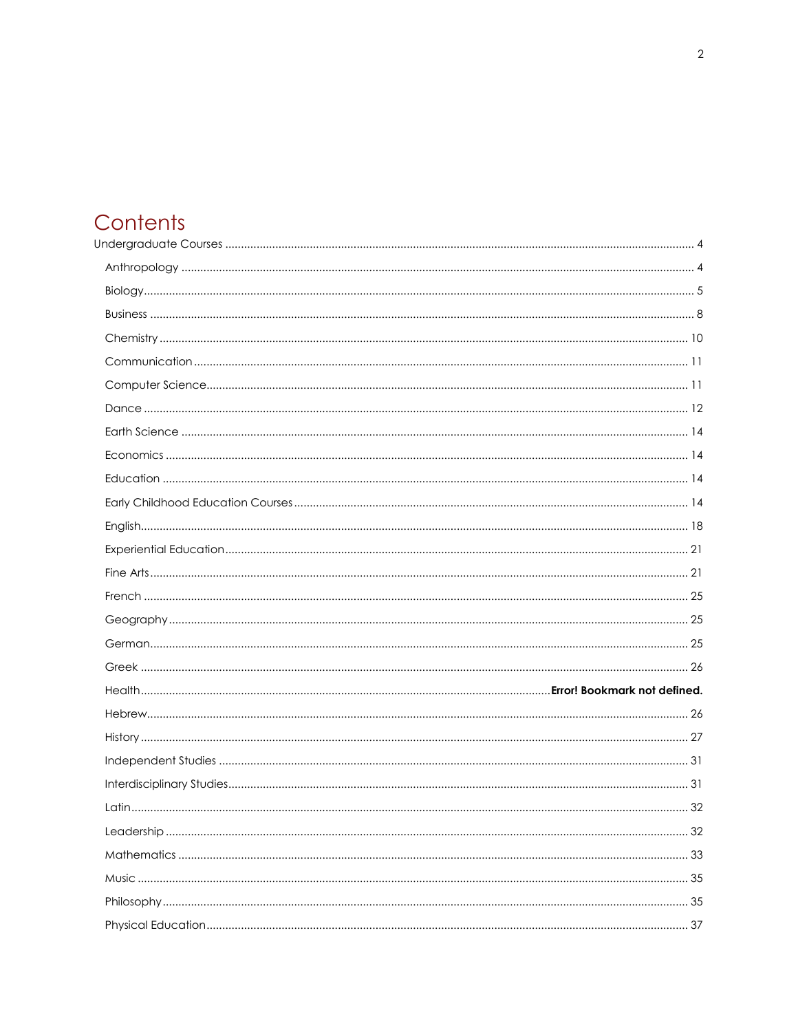# Contents

Undergraduate Courses ........ 4

- Anthropology ........ 4
- Biology ........ 5
- Business ........ 8
- Chemistry ........ 10
- Communication ........ 11
- Computer Science ........ 11
- Dance ........ 12
- Earth Science ........ 14
- Economics ........ 14
- Education ........ 14
- Early Childhood Education Courses ........ 14
- English ........ 18
- Experiential Education ........ 21
- Fine Arts ........ 21
- French ........ 25
- Geography ........ 25
- German ........ 25
- Greek ........ 26
- Health ........ **Error! Bookmark not defined.**
- Hebrew ........ 26
- History ........ 27
- Independent Studies ........ 31
- Interdisciplinary Studies ........ 31
- Latin ........ 32
- Leadership ........ 32
- Mathematics ........ 33
- Music ........ 35
- Philosophy ........ 35
- Physical Education ........ 37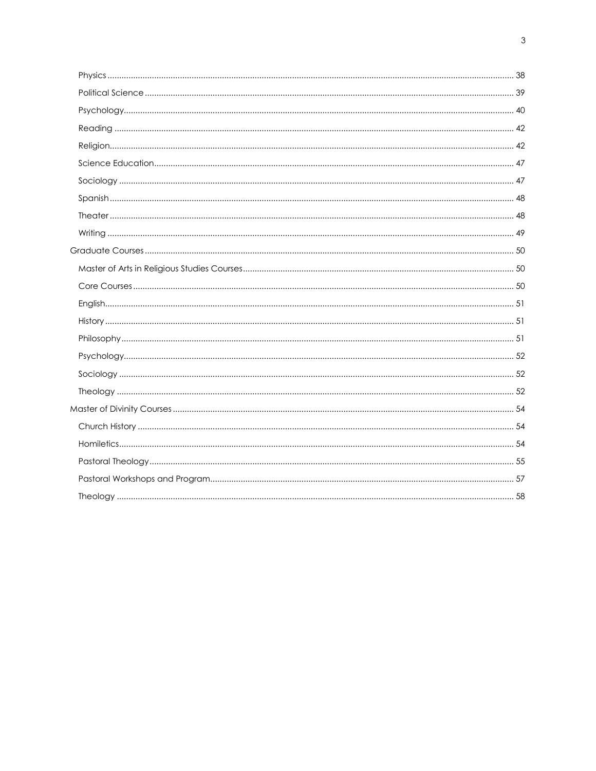- Physics ........ 38
- Political Science ........ 39
- Psychology ........ 40
- Reading ........ 42
- Religion ........ 42
- Science Education ........ 47
- Sociology ........ 47
- Spanish ........ 48
- Theater ........ 48
- Writing ........ 49

Graduate Courses ........ 50

- Master of Arts in Religious Studies Courses ........ 50
- Core Courses ........ 50
- English ........ 51
- History ........ 51
- Philosophy ........ 51
- Psychology ........ 52
- Sociology ........ 52
- Theology ........ 52

Master of Divinity Courses ........ 54

- Church History ........ 54
- Homiletics ........ 54
- Pastoral Theology ........ 55
- Pastoral Workshops and Program ........ 57
- Theology ........ 58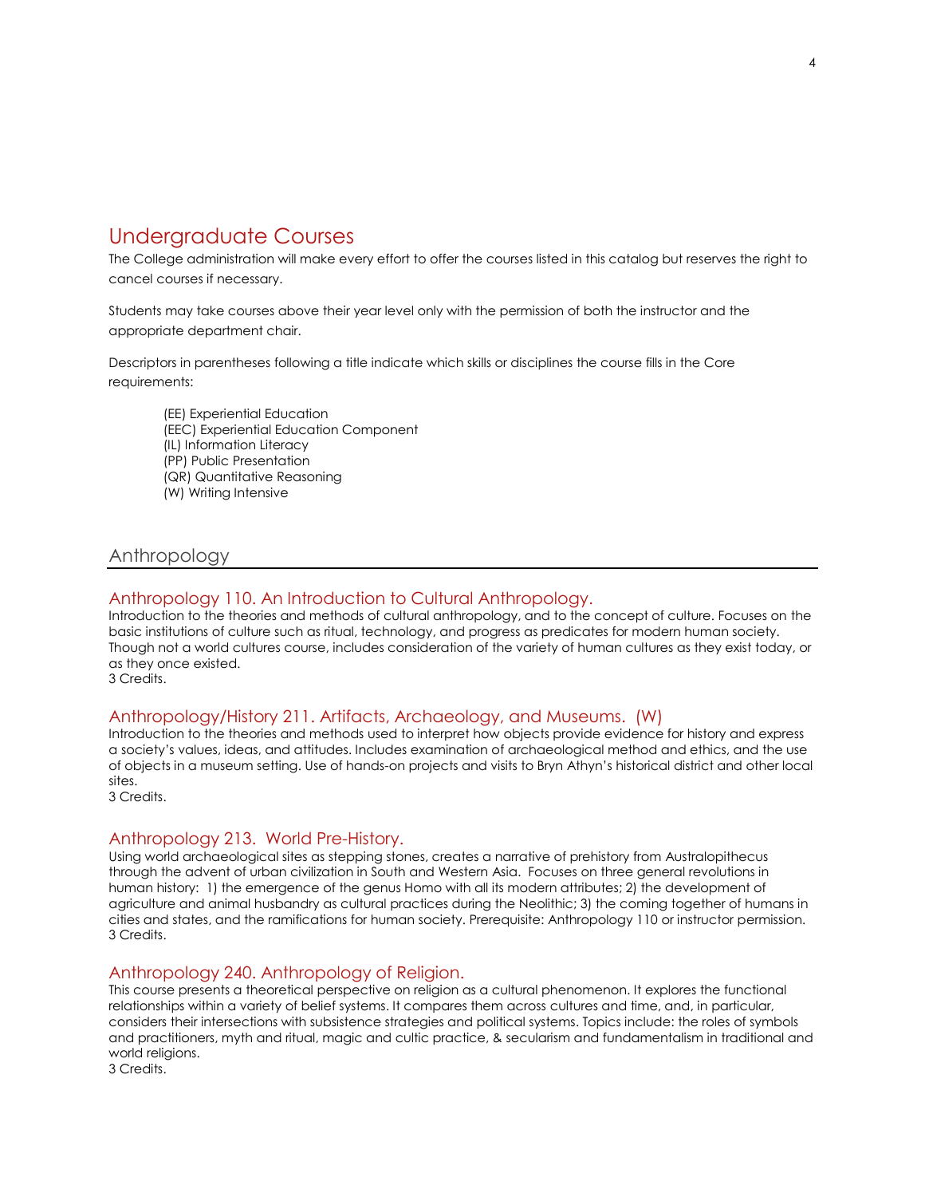# Undergraduate Courses

The College administration will make every effort to offer the courses listed in this catalog but reserves the right to cancel courses if necessary.

Students may take courses above their year level only with the permission of both the instructor and the appropriate department chair.

Descriptors in parentheses following a title indicate which skills or disciplines the course fills in the Core requirements:

(EE) Experiential Education
(EEC) Experiential Education Component
(IL) Information Literacy
(PP) Public Presentation
(QR) Quantitative Reasoning
(W) Writing Intensive

## Anthropology

### Anthropology 110. An Introduction to Cultural Anthropology.

Introduction to the theories and methods of cultural anthropology, and to the concept of culture. Focuses on the basic institutions of culture such as ritual, technology, and progress as predicates for modern human society. Though not a world cultures course, includes consideration of the variety of human cultures as they exist today, or as they once existed.
3 Credits.

### Anthropology/History 211. Artifacts, Archaeology, and Museums. (W)

Introduction to the theories and methods used to interpret how objects provide evidence for history and express a society's values, ideas, and attitudes. Includes examination of archaeological method and ethics, and the use of objects in a museum setting. Use of hands-on projects and visits to Bryn Athyn's historical district and other local sites.
3 Credits.

### Anthropology 213. World Pre-History.

Using world archaeological sites as stepping stones, creates a narrative of prehistory from Australopithecus through the advent of urban civilization in South and Western Asia. Focuses on three general revolutions in human history: 1) the emergence of the genus Homo with all its modern attributes; 2) the development of agriculture and animal husbandry as cultural practices during the Neolithic; 3) the coming together of humans in cities and states, and the ramifications for human society. Prerequisite: Anthropology 110 or instructor permission.
3 Credits.

### Anthropology 240. Anthropology of Religion.

This course presents a theoretical perspective on religion as a cultural phenomenon. It explores the functional relationships within a variety of belief systems. It compares them across cultures and time, and, in particular, considers their intersections with subsistence strategies and political systems. Topics include: the roles of symbols and practitioners, myth and ritual, magic and cultic practice, & secularism and fundamentalism in traditional and world religions.
3 Credits.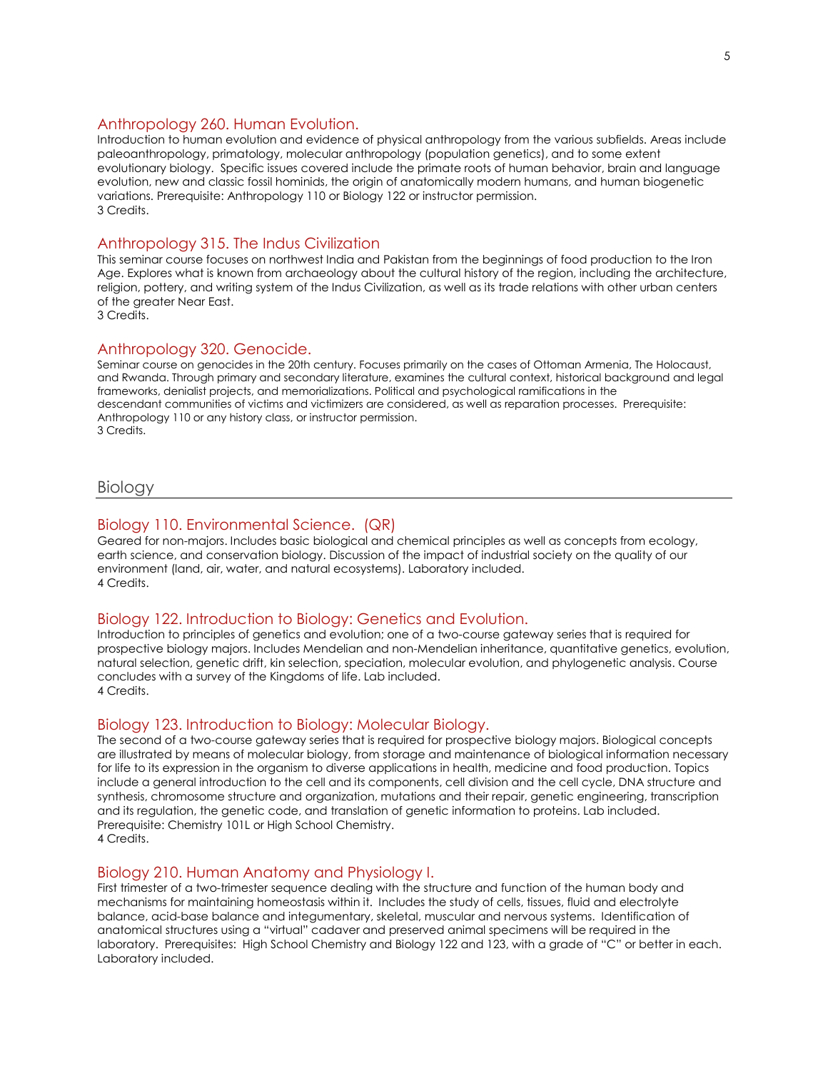### Anthropology 260. Human Evolution.

Introduction to human evolution and evidence of physical anthropology from the various subfields. Areas include paleoanthropology, primatology, molecular anthropology (population genetics), and to some extent evolutionary biology. Specific issues covered include the primate roots of human behavior, brain and language evolution, new and classic fossil hominids, the origin of anatomically modern humans, and human biogenetic variations. Prerequisite: Anthropology 110 or Biology 122 or instructor permission.
3 Credits.

### Anthropology 315. The Indus Civilization

This seminar course focuses on northwest India and Pakistan from the beginnings of food production to the Iron Age. Explores what is known from archaeology about the cultural history of the region, including the architecture, religion, pottery, and writing system of the Indus Civilization, as well as its trade relations with other urban centers of the greater Near East.
3 Credits.

### Anthropology 320. Genocide.

Seminar course on genocides in the 20th century. Focuses primarily on the cases of Ottoman Armenia, The Holocaust, and Rwanda. Through primary and secondary literature, examines the cultural context, historical background and legal frameworks, denialist projects, and memorializations. Political and psychological ramifications in the descendant communities of victims and victimizers are considered, as well as reparation processes. Prerequisite: Anthropology 110 or any history class, or instructor permission.
3 Credits.

## Biology

### Biology 110. Environmental Science. (QR)

Geared for non-majors. Includes basic biological and chemical principles as well as concepts from ecology, earth science, and conservation biology. Discussion of the impact of industrial society on the quality of our environment (land, air, water, and natural ecosystems). Laboratory included.
4 Credits.

### Biology 122. Introduction to Biology: Genetics and Evolution.

Introduction to principles of genetics and evolution; one of a two-course gateway series that is required for prospective biology majors. Includes Mendelian and non-Mendelian inheritance, quantitative genetics, evolution, natural selection, genetic drift, kin selection, speciation, molecular evolution, and phylogenetic analysis. Course concludes with a survey of the Kingdoms of life. Lab included.
4 Credits.

### Biology 123. Introduction to Biology: Molecular Biology.

The second of a two-course gateway series that is required for prospective biology majors. Biological concepts are illustrated by means of molecular biology, from storage and maintenance of biological information necessary for life to its expression in the organism to diverse applications in health, medicine and food production. Topics include a general introduction to the cell and its components, cell division and the cell cycle, DNA structure and synthesis, chromosome structure and organization, mutations and their repair, genetic engineering, transcription and its regulation, the genetic code, and translation of genetic information to proteins. Lab included. Prerequisite: Chemistry 101L or High School Chemistry.
4 Credits.

### Biology 210. Human Anatomy and Physiology I.

First trimester of a two-trimester sequence dealing with the structure and function of the human body and mechanisms for maintaining homeostasis within it. Includes the study of cells, tissues, fluid and electrolyte balance, acid-base balance and integumentary, skeletal, muscular and nervous systems. Identification of anatomical structures using a "virtual" cadaver and preserved animal specimens will be required in the laboratory. Prerequisites: High School Chemistry and Biology 122 and 123, with a grade of "C" or better in each. Laboratory included.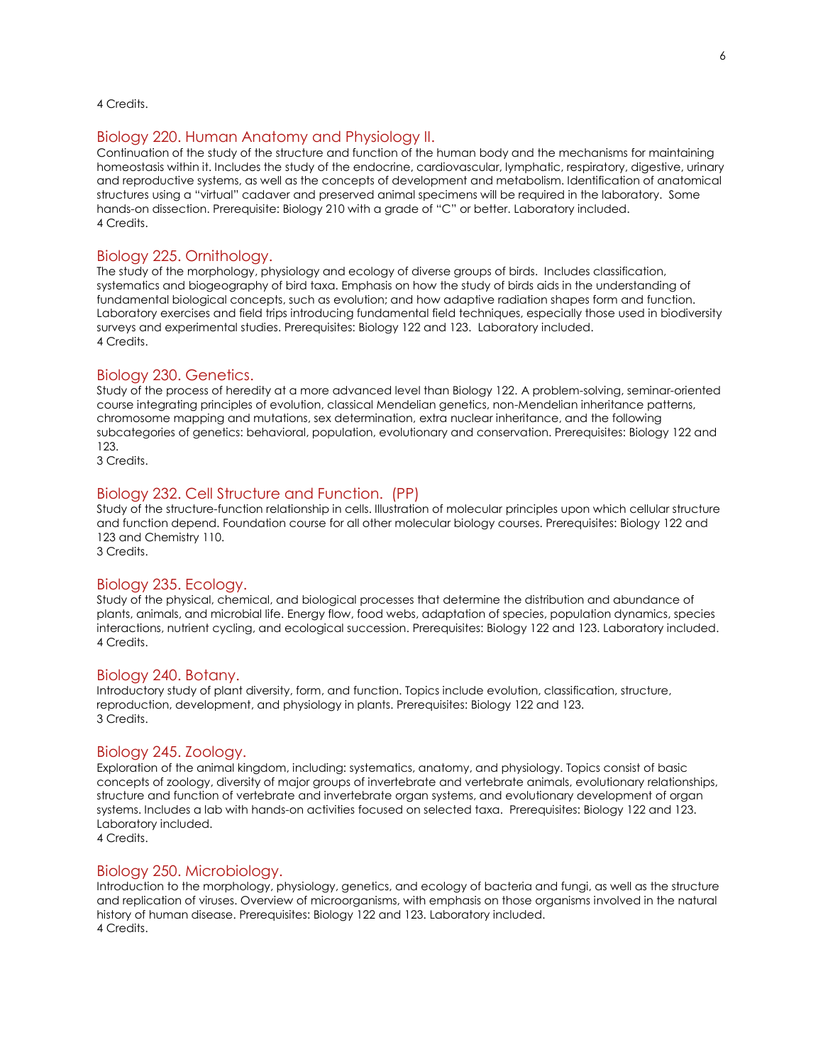4 Credits.

## Biology 220. Human Anatomy and Physiology II.

Continuation of the study of the structure and function of the human body and the mechanisms for maintaining homeostasis within it. Includes the study of the endocrine, cardiovascular, lymphatic, respiratory, digestive, urinary and reproductive systems, as well as the concepts of development and metabolism. Identification of anatomical structures using a "virtual" cadaver and preserved animal specimens will be required in the laboratory. Some hands-on dissection. Prerequisite: Biology 210 with a grade of "C" or better. Laboratory included.
4 Credits.

## Biology 225. Ornithology.

The study of the morphology, physiology and ecology of diverse groups of birds. Includes classification, systematics and biogeography of bird taxa. Emphasis on how the study of birds aids in the understanding of fundamental biological concepts, such as evolution; and how adaptive radiation shapes form and function. Laboratory exercises and field trips introducing fundamental field techniques, especially those used in biodiversity surveys and experimental studies. Prerequisites: Biology 122 and 123. Laboratory included.
4 Credits.

## Biology 230. Genetics.

Study of the process of heredity at a more advanced level than Biology 122. A problem-solving, seminar-oriented course integrating principles of evolution, classical Mendelian genetics, non-Mendelian inheritance patterns, chromosome mapping and mutations, sex determination, extra nuclear inheritance, and the following subcategories of genetics: behavioral, population, evolutionary and conservation. Prerequisites: Biology 122 and 123.
3 Credits.

## Biology 232. Cell Structure and Function. (PP)

Study of the structure-function relationship in cells. Illustration of molecular principles upon which cellular structure and function depend. Foundation course for all other molecular biology courses. Prerequisites: Biology 122 and 123 and Chemistry 110.
3 Credits.

## Biology 235. Ecology.

Study of the physical, chemical, and biological processes that determine the distribution and abundance of plants, animals, and microbial life. Energy flow, food webs, adaptation of species, population dynamics, species interactions, nutrient cycling, and ecological succession. Prerequisites: Biology 122 and 123. Laboratory included.
4 Credits.

## Biology 240. Botany.

Introductory study of plant diversity, form, and function. Topics include evolution, classification, structure, reproduction, development, and physiology in plants. Prerequisites: Biology 122 and 123.
3 Credits.

## Biology 245. Zoology.

Exploration of the animal kingdom, including: systematics, anatomy, and physiology. Topics consist of basic concepts of zoology, diversity of major groups of invertebrate and vertebrate animals, evolutionary relationships, structure and function of vertebrate and invertebrate organ systems, and evolutionary development of organ systems. Includes a lab with hands-on activities focused on selected taxa. Prerequisites: Biology 122 and 123. Laboratory included.
4 Credits.

## Biology 250. Microbiology.

Introduction to the morphology, physiology, genetics, and ecology of bacteria and fungi, as well as the structure and replication of viruses. Overview of microorganisms, with emphasis on those organisms involved in the natural history of human disease. Prerequisites: Biology 122 and 123. Laboratory included.
4 Credits.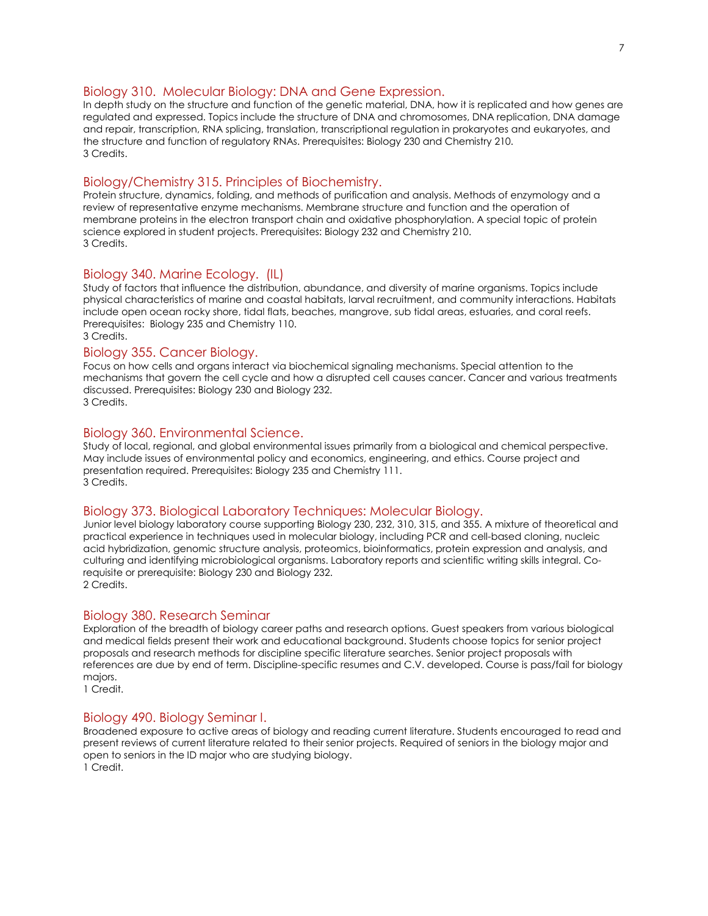## Biology 310. Molecular Biology: DNA and Gene Expression.

In depth study on the structure and function of the genetic material, DNA, how it is replicated and how genes are regulated and expressed. Topics include the structure of DNA and chromosomes, DNA replication, DNA damage and repair, transcription, RNA splicing, translation, transcriptional regulation in prokaryotes and eukaryotes, and the structure and function of regulatory RNAs. Prerequisites: Biology 230 and Chemistry 210.
3 Credits.

## Biology/Chemistry 315. Principles of Biochemistry.

Protein structure, dynamics, folding, and methods of purification and analysis. Methods of enzymology and a review of representative enzyme mechanisms. Membrane structure and function and the operation of membrane proteins in the electron transport chain and oxidative phosphorylation. A special topic of protein science explored in student projects. Prerequisites: Biology 232 and Chemistry 210.
3 Credits.

## Biology 340. Marine Ecology. (IL)

Study of factors that influence the distribution, abundance, and diversity of marine organisms. Topics include physical characteristics of marine and coastal habitats, larval recruitment, and community interactions. Habitats include open ocean rocky shore, tidal flats, beaches, mangrove, sub tidal areas, estuaries, and coral reefs. Prerequisites: Biology 235 and Chemistry 110.
3 Credits.

## Biology 355. Cancer Biology.

Focus on how cells and organs interact via biochemical signaling mechanisms. Special attention to the mechanisms that govern the cell cycle and how a disrupted cell causes cancer. Cancer and various treatments discussed. Prerequisites: Biology 230 and Biology 232.
3 Credits.

## Biology 360. Environmental Science.

Study of local, regional, and global environmental issues primarily from a biological and chemical perspective. May include issues of environmental policy and economics, engineering, and ethics. Course project and presentation required. Prerequisites: Biology 235 and Chemistry 111.
3 Credits.

## Biology 373. Biological Laboratory Techniques: Molecular Biology.

Junior level biology laboratory course supporting Biology 230, 232, 310, 315, and 355. A mixture of theoretical and practical experience in techniques used in molecular biology, including PCR and cell-based cloning, nucleic acid hybridization, genomic structure analysis, proteomics, bioinformatics, protein expression and analysis, and culturing and identifying microbiological organisms. Laboratory reports and scientific writing skills integral. Co-requisite or prerequisite: Biology 230 and Biology 232.
2 Credits.

## Biology 380. Research Seminar

Exploration of the breadth of biology career paths and research options. Guest speakers from various biological and medical fields present their work and educational background. Students choose topics for senior project proposals and research methods for discipline specific literature searches. Senior project proposals with references are due by end of term. Discipline-specific resumes and C.V. developed. Course is pass/fail for biology majors.
1 Credit.

## Biology 490. Biology Seminar I.

Broadened exposure to active areas of biology and reading current literature. Students encouraged to read and present reviews of current literature related to their senior projects. Required of seniors in the biology major and open to seniors in the ID major who are studying biology.
1 Credit.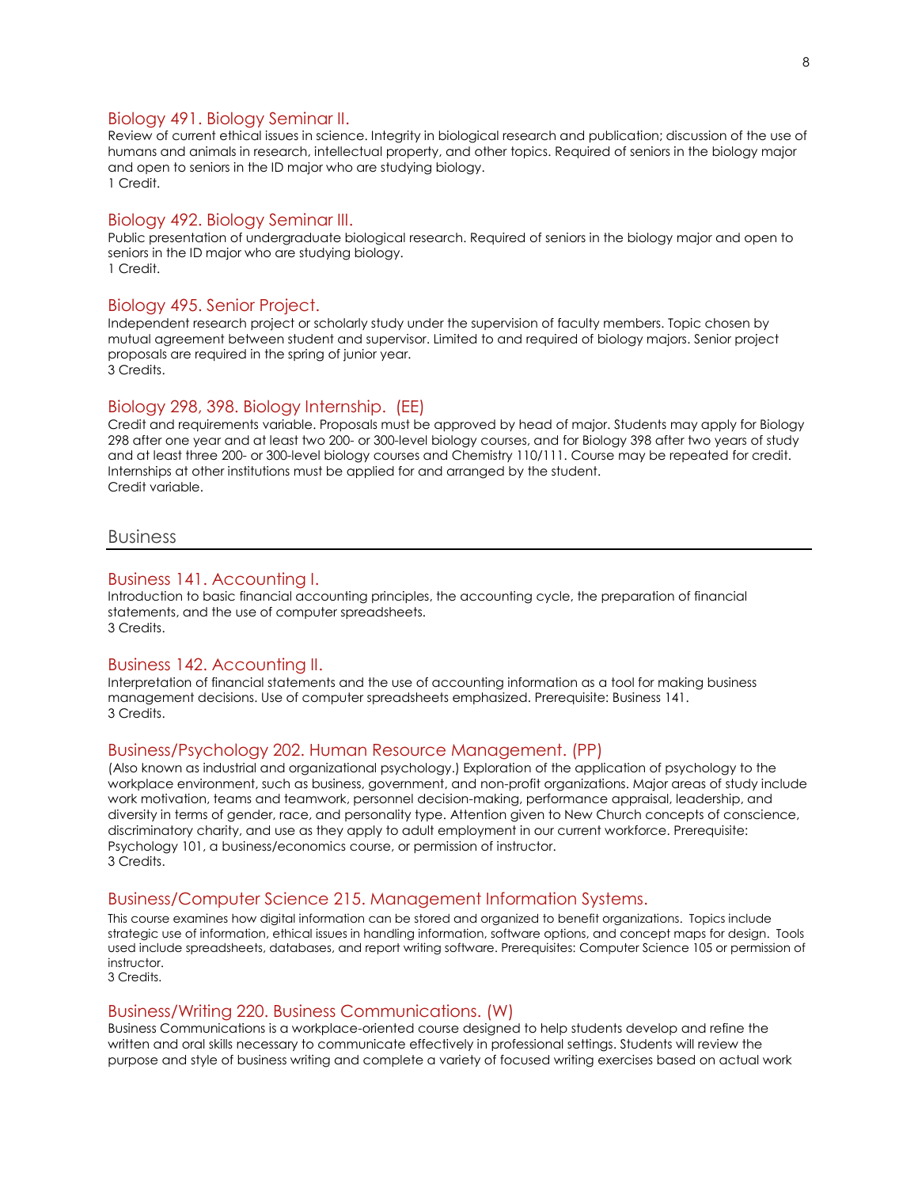### Biology 491. Biology Seminar II.

Review of current ethical issues in science. Integrity in biological research and publication; discussion of the use of humans and animals in research, intellectual property, and other topics. Required of seniors in the biology major and open to seniors in the ID major who are studying biology.
1 Credit.

### Biology 492. Biology Seminar III.

Public presentation of undergraduate biological research. Required of seniors in the biology major and open to seniors in the ID major who are studying biology.
1 Credit.

### Biology 495. Senior Project.

Independent research project or scholarly study under the supervision of faculty members. Topic chosen by mutual agreement between student and supervisor. Limited to and required of biology majors. Senior project proposals are required in the spring of junior year.
3 Credits.

### Biology 298, 398. Biology Internship. (EE)

Credit and requirements variable. Proposals must be approved by head of major. Students may apply for Biology 298 after one year and at least two 200- or 300-level biology courses, and for Biology 398 after two years of study and at least three 200- or 300-level biology courses and Chemistry 110/111. Course may be repeated for credit. Internships at other institutions must be applied for and arranged by the student.
Credit variable.

## Business

### Business 141. Accounting I.

Introduction to basic financial accounting principles, the accounting cycle, the preparation of financial statements, and the use of computer spreadsheets.
3 Credits.

### Business 142. Accounting II.

Interpretation of financial statements and the use of accounting information as a tool for making business management decisions. Use of computer spreadsheets emphasized. Prerequisite: Business 141.
3 Credits.

### Business/Psychology 202. Human Resource Management. (PP)

(Also known as industrial and organizational psychology.) Exploration of the application of psychology to the workplace environment, such as business, government, and non-profit organizations. Major areas of study include work motivation, teams and teamwork, personnel decision-making, performance appraisal, leadership, and diversity in terms of gender, race, and personality type. Attention given to New Church concepts of conscience, discriminatory charity, and use as they apply to adult employment in our current workforce. Prerequisite: Psychology 101, a business/economics course, or permission of instructor.
3 Credits.

### Business/Computer Science 215. Management Information Systems.

This course examines how digital information can be stored and organized to benefit organizations. Topics include strategic use of information, ethical issues in handling information, software options, and concept maps for design. Tools used include spreadsheets, databases, and report writing software. Prerequisites: Computer Science 105 or permission of instructor.
3 Credits.

### Business/Writing 220. Business Communications. (W)

Business Communications is a workplace-oriented course designed to help students develop and refine the written and oral skills necessary to communicate effectively in professional settings. Students will review the purpose and style of business writing and complete a variety of focused writing exercises based on actual work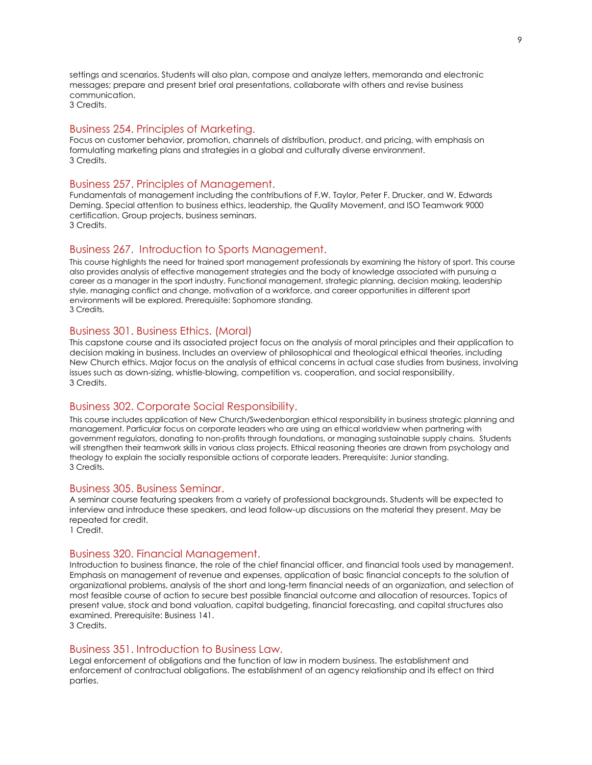settings and scenarios. Students will also plan, compose and analyze letters, memoranda and electronic messages; prepare and present brief oral presentations, collaborate with others and revise business communication.
3 Credits.

### Business 254. Principles of Marketing.

Focus on customer behavior, promotion, channels of distribution, product, and pricing, with emphasis on formulating marketing plans and strategies in a global and culturally diverse environment.
3 Credits.

### Business 257. Principles of Management.

Fundamentals of management including the contributions of F.W. Taylor, Peter F. Drucker, and W. Edwards Deming. Special attention to business ethics, leadership, the Quality Movement, and ISO Teamwork 9000 certification. Group projects, business seminars.
3 Credits.

### Business 267. Introduction to Sports Management.

This course highlights the need for trained sport management professionals by examining the history of sport. This course also provides analysis of effective management strategies and the body of knowledge associated with pursuing a career as a manager in the sport industry. Functional management, strategic planning, decision making, leadership style, managing conflict and change, motivation of a workforce, and career opportunities in different sport environments will be explored. Prerequisite: Sophomore standing.
3 Credits.

### Business 301. Business Ethics. (Moral)

This capstone course and its associated project focus on the analysis of moral principles and their application to decision making in business. Includes an overview of philosophical and theological ethical theories, including New Church ethics. Major focus on the analysis of ethical concerns in actual case studies from business, involving issues such as down-sizing, whistle-blowing, competition vs. cooperation, and social responsibility.
3 Credits.

### Business 302. Corporate Social Responsibility.

This course includes application of New Church/Swedenborgian ethical responsibility in business strategic planning and management. Particular focus on corporate leaders who are using an ethical worldview when partnering with government regulators, donating to non-profits through foundations, or managing sustainable supply chains. Students will strengthen their teamwork skills in various class projects. Ethical reasoning theories are drawn from psychology and theology to explain the socially responsible actions of corporate leaders. Prerequisite: Junior standing.
3 Credits.

### Business 305. Business Seminar.

A seminar course featuring speakers from a variety of professional backgrounds. Students will be expected to interview and introduce these speakers, and lead follow-up discussions on the material they present. May be repeated for credit.
1 Credit.

### Business 320. Financial Management.

Introduction to business finance, the role of the chief financial officer, and financial tools used by management. Emphasis on management of revenue and expenses, application of basic financial concepts to the solution of organizational problems, analysis of the short and long-term financial needs of an organization, and selection of most feasible course of action to secure best possible financial outcome and allocation of resources. Topics of present value, stock and bond valuation, capital budgeting, financial forecasting, and capital structures also examined. Prerequisite: Business 141.
3 Credits.

### Business 351. Introduction to Business Law.

Legal enforcement of obligations and the function of law in modern business. The establishment and enforcement of contractual obligations. The establishment of an agency relationship and its effect on third parties.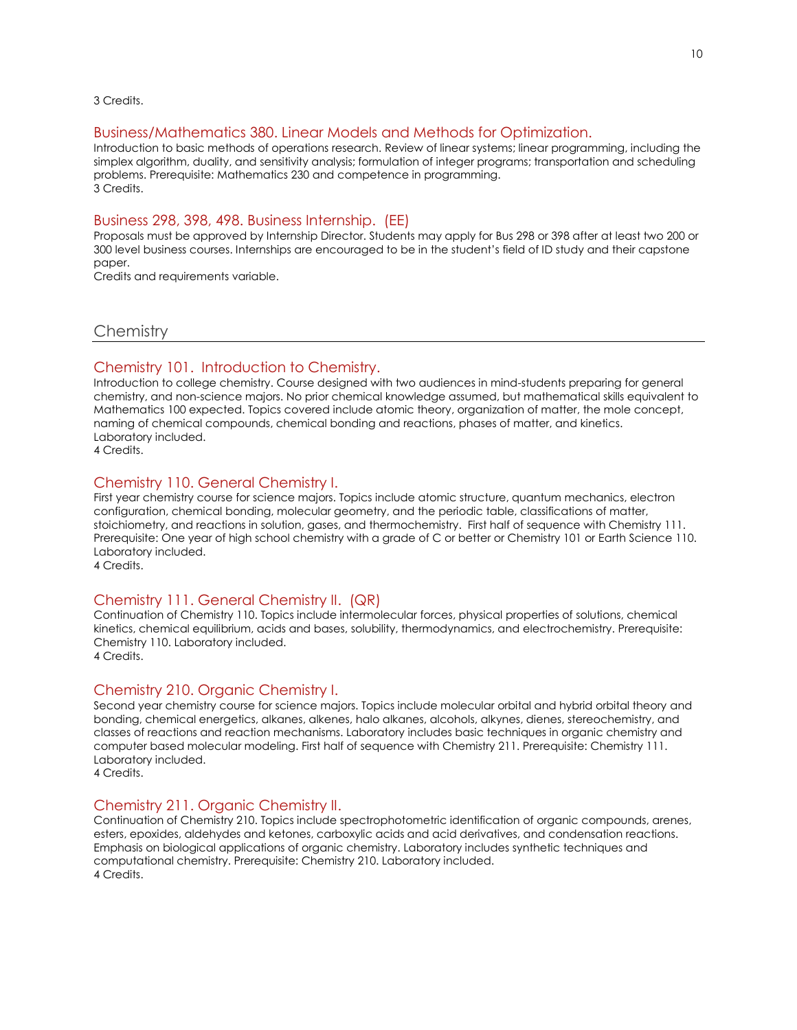3 Credits.

### Business/Mathematics 380. Linear Models and Methods for Optimization.

Introduction to basic methods of operations research. Review of linear systems; linear programming, including the simplex algorithm, duality, and sensitivity analysis; formulation of integer programs; transportation and scheduling problems. Prerequisite: Mathematics 230 and competence in programming.
3 Credits.

### Business 298, 398, 498. Business Internship. (EE)

Proposals must be approved by Internship Director. Students may apply for Bus 298 or 398 after at least two 200 or 300 level business courses. Internships are encouraged to be in the student's field of ID study and their capstone paper.
Credits and requirements variable.

## Chemistry

### Chemistry 101. Introduction to Chemistry.

Introduction to college chemistry. Course designed with two audiences in mind-students preparing for general chemistry, and non-science majors. No prior chemical knowledge assumed, but mathematical skills equivalent to Mathematics 100 expected. Topics covered include atomic theory, organization of matter, the mole concept, naming of chemical compounds, chemical bonding and reactions, phases of matter, and kinetics.
Laboratory included.
4 Credits.

### Chemistry 110. General Chemistry I.

First year chemistry course for science majors. Topics include atomic structure, quantum mechanics, electron configuration, chemical bonding, molecular geometry, and the periodic table, classifications of matter, stoichiometry, and reactions in solution, gases, and thermochemistry. First half of sequence with Chemistry 111. Prerequisite: One year of high school chemistry with a grade of C or better or Chemistry 101 or Earth Science 110. Laboratory included.
4 Credits.

### Chemistry 111. General Chemistry II. (QR)

Continuation of Chemistry 110. Topics include intermolecular forces, physical properties of solutions, chemical kinetics, chemical equilibrium, acids and bases, solubility, thermodynamics, and electrochemistry. Prerequisite: Chemistry 110. Laboratory included.
4 Credits.

### Chemistry 210. Organic Chemistry I.

Second year chemistry course for science majors. Topics include molecular orbital and hybrid orbital theory and bonding, chemical energetics, alkanes, alkenes, halo alkanes, alcohols, alkynes, dienes, stereochemistry, and classes of reactions and reaction mechanisms. Laboratory includes basic techniques in organic chemistry and computer based molecular modeling. First half of sequence with Chemistry 211. Prerequisite: Chemistry 111. Laboratory included.
4 Credits.

### Chemistry 211. Organic Chemistry II.

Continuation of Chemistry 210. Topics include spectrophotometric identification of organic compounds, arenes, esters, epoxides, aldehydes and ketones, carboxylic acids and acid derivatives, and condensation reactions. Emphasis on biological applications of organic chemistry. Laboratory includes synthetic techniques and computational chemistry. Prerequisite: Chemistry 210. Laboratory included.
4 Credits.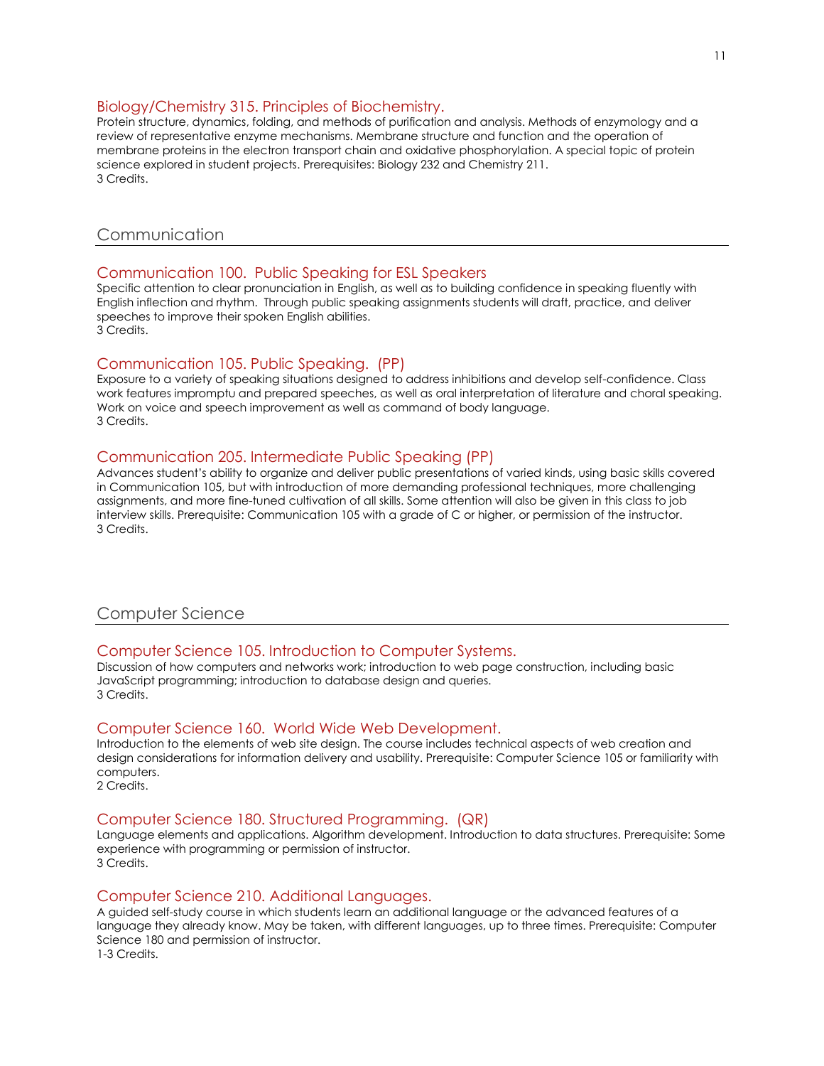### Biology/Chemistry 315. Principles of Biochemistry.

Protein structure, dynamics, folding, and methods of purification and analysis. Methods of enzymology and a review of representative enzyme mechanisms. Membrane structure and function and the operation of membrane proteins in the electron transport chain and oxidative phosphorylation. A special topic of protein science explored in student projects. Prerequisites: Biology 232 and Chemistry 211.
3 Credits.

## Communication

### Communication 100. Public Speaking for ESL Speakers

Specific attention to clear pronunciation in English, as well as to building confidence in speaking fluently with English inflection and rhythm. Through public speaking assignments students will draft, practice, and deliver speeches to improve their spoken English abilities.
3 Credits.

### Communication 105. Public Speaking. (PP)

Exposure to a variety of speaking situations designed to address inhibitions and develop self-confidence. Class work features impromptu and prepared speeches, as well as oral interpretation of literature and choral speaking. Work on voice and speech improvement as well as command of body language.
3 Credits.

### Communication 205. Intermediate Public Speaking (PP)

Advances student's ability to organize and deliver public presentations of varied kinds, using basic skills covered in Communication 105, but with introduction of more demanding professional techniques, more challenging assignments, and more fine-tuned cultivation of all skills. Some attention will also be given in this class to job interview skills. Prerequisite: Communication 105 with a grade of C or higher, or permission of the instructor.
3 Credits.

## Computer Science

### Computer Science 105. Introduction to Computer Systems.

Discussion of how computers and networks work; introduction to web page construction, including basic JavaScript programming; introduction to database design and queries.
3 Credits.

### Computer Science 160. World Wide Web Development.

Introduction to the elements of web site design. The course includes technical aspects of web creation and design considerations for information delivery and usability. Prerequisite: Computer Science 105 or familiarity with computers.
2 Credits.

### Computer Science 180. Structured Programming. (QR)

Language elements and applications. Algorithm development. Introduction to data structures. Prerequisite: Some experience with programming or permission of instructor.
3 Credits.

### Computer Science 210. Additional Languages.

A guided self-study course in which students learn an additional language or the advanced features of a language they already know. May be taken, with different languages, up to three times. Prerequisite: Computer Science 180 and permission of instructor.
1-3 Credits.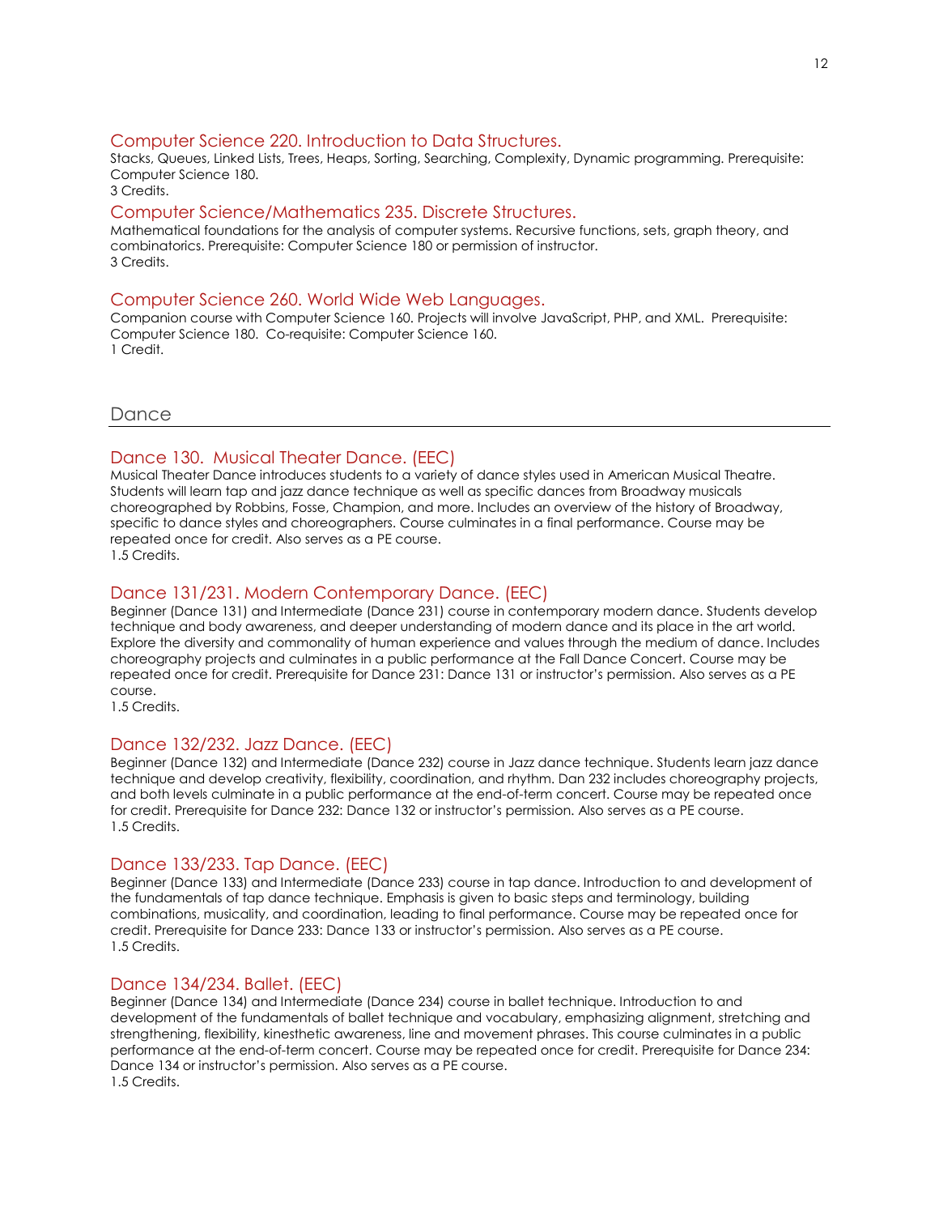### Computer Science 220. Introduction to Data Structures.

Stacks, Queues, Linked Lists, Trees, Heaps, Sorting, Searching, Complexity, Dynamic programming. Prerequisite: Computer Science 180.
3 Credits.

### Computer Science/Mathematics 235. Discrete Structures.

Mathematical foundations for the analysis of computer systems. Recursive functions, sets, graph theory, and combinatorics. Prerequisite: Computer Science 180 or permission of instructor.
3 Credits.

### Computer Science 260. World Wide Web Languages.

Companion course with Computer Science 160. Projects will involve JavaScript, PHP, and XML. Prerequisite: Computer Science 180. Co-requisite: Computer Science 160.
1 Credit.

## Dance

### Dance 130. Musical Theater Dance. (EEC)

Musical Theater Dance introduces students to a variety of dance styles used in American Musical Theatre. Students will learn tap and jazz dance technique as well as specific dances from Broadway musicals choreographed by Robbins, Fosse, Champion, and more. Includes an overview of the history of Broadway, specific to dance styles and choreographers. Course culminates in a final performance. Course may be repeated once for credit. Also serves as a PE course.
1.5 Credits.

### Dance 131/231. Modern Contemporary Dance. (EEC)

Beginner (Dance 131) and Intermediate (Dance 231) course in contemporary modern dance. Students develop technique and body awareness, and deeper understanding of modern dance and its place in the art world. Explore the diversity and commonality of human experience and values through the medium of dance. Includes choreography projects and culminates in a public performance at the Fall Dance Concert. Course may be repeated once for credit. Prerequisite for Dance 231: Dance 131 or instructor's permission. Also serves as a PE course.
1.5 Credits.

### Dance 132/232. Jazz Dance. (EEC)

Beginner (Dance 132) and Intermediate (Dance 232) course in Jazz dance technique. Students learn jazz dance technique and develop creativity, flexibility, coordination, and rhythm. Dan 232 includes choreography projects, and both levels culminate in a public performance at the end-of-term concert. Course may be repeated once for credit. Prerequisite for Dance 232: Dance 132 or instructor's permission. Also serves as a PE course.
1.5 Credits.

### Dance 133/233. Tap Dance. (EEC)

Beginner (Dance 133) and Intermediate (Dance 233) course in tap dance. Introduction to and development of the fundamentals of tap dance technique. Emphasis is given to basic steps and terminology, building combinations, musicality, and coordination, leading to final performance. Course may be repeated once for credit. Prerequisite for Dance 233: Dance 133 or instructor's permission. Also serves as a PE course.
1.5 Credits.

### Dance 134/234. Ballet. (EEC)

Beginner (Dance 134) and Intermediate (Dance 234) course in ballet technique. Introduction to and development of the fundamentals of ballet technique and vocabulary, emphasizing alignment, stretching and strengthening, flexibility, kinesthetic awareness, line and movement phrases. This course culminates in a public performance at the end-of-term concert. Course may be repeated once for credit. Prerequisite for Dance 234: Dance 134 or instructor's permission. Also serves as a PE course.
1.5 Credits.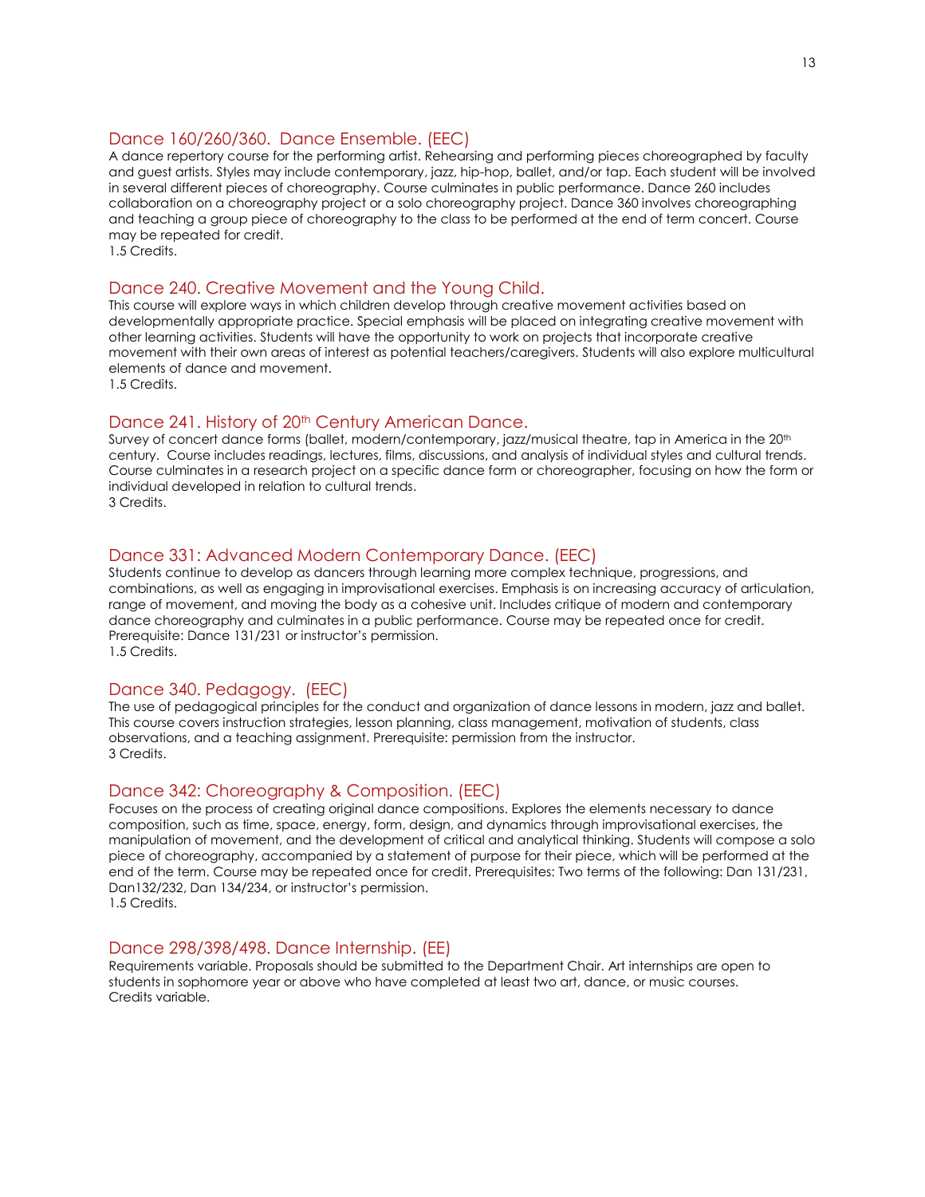### Dance 160/260/360. Dance Ensemble. (EEC)

A dance repertory course for the performing artist. Rehearsing and performing pieces choreographed by faculty and guest artists. Styles may include contemporary, jazz, hip-hop, ballet, and/or tap. Each student will be involved in several different pieces of choreography. Course culminates in public performance. Dance 260 includes collaboration on a choreography project or a solo choreography project. Dance 360 involves choreographing and teaching a group piece of choreography to the class to be performed at the end of term concert. Course may be repeated for credit.
1.5 Credits.

### Dance 240. Creative Movement and the Young Child.

This course will explore ways in which children develop through creative movement activities based on developmentally appropriate practice. Special emphasis will be placed on integrating creative movement with other learning activities. Students will have the opportunity to work on projects that incorporate creative movement with their own areas of interest as potential teachers/caregivers. Students will also explore multicultural elements of dance and movement.
1.5 Credits.

### Dance 241. History of 20th Century American Dance.

Survey of concert dance forms (ballet, modern/contemporary, jazz/musical theatre, tap in America in the 20th century. Course includes readings, lectures, films, discussions, and analysis of individual styles and cultural trends. Course culminates in a research project on a specific dance form or choreographer, focusing on how the form or individual developed in relation to cultural trends.
3 Credits.

### Dance 331: Advanced Modern Contemporary Dance. (EEC)

Students continue to develop as dancers through learning more complex technique, progressions, and combinations, as well as engaging in improvisational exercises. Emphasis is on increasing accuracy of articulation, range of movement, and moving the body as a cohesive unit. Includes critique of modern and contemporary dance choreography and culminates in a public performance. Course may be repeated once for credit. Prerequisite: Dance 131/231 or instructor's permission.
1.5 Credits.

### Dance 340. Pedagogy. (EEC)

The use of pedagogical principles for the conduct and organization of dance lessons in modern, jazz and ballet. This course covers instruction strategies, lesson planning, class management, motivation of students, class observations, and a teaching assignment. Prerequisite: permission from the instructor.
3 Credits.

### Dance 342: Choreography & Composition. (EEC)

Focuses on the process of creating original dance compositions. Explores the elements necessary to dance composition, such as time, space, energy, form, design, and dynamics through improvisational exercises, the manipulation of movement, and the development of critical and analytical thinking. Students will compose a solo piece of choreography, accompanied by a statement of purpose for their piece, which will be performed at the end of the term. Course may be repeated once for credit. Prerequisites: Two terms of the following: Dan 131/231, Dan132/232, Dan 134/234, or instructor's permission.
1.5 Credits.

### Dance 298/398/498. Dance Internship. (EE)

Requirements variable. Proposals should be submitted to the Department Chair. Art internships are open to students in sophomore year or above who have completed at least two art, dance, or music courses.
Credits variable.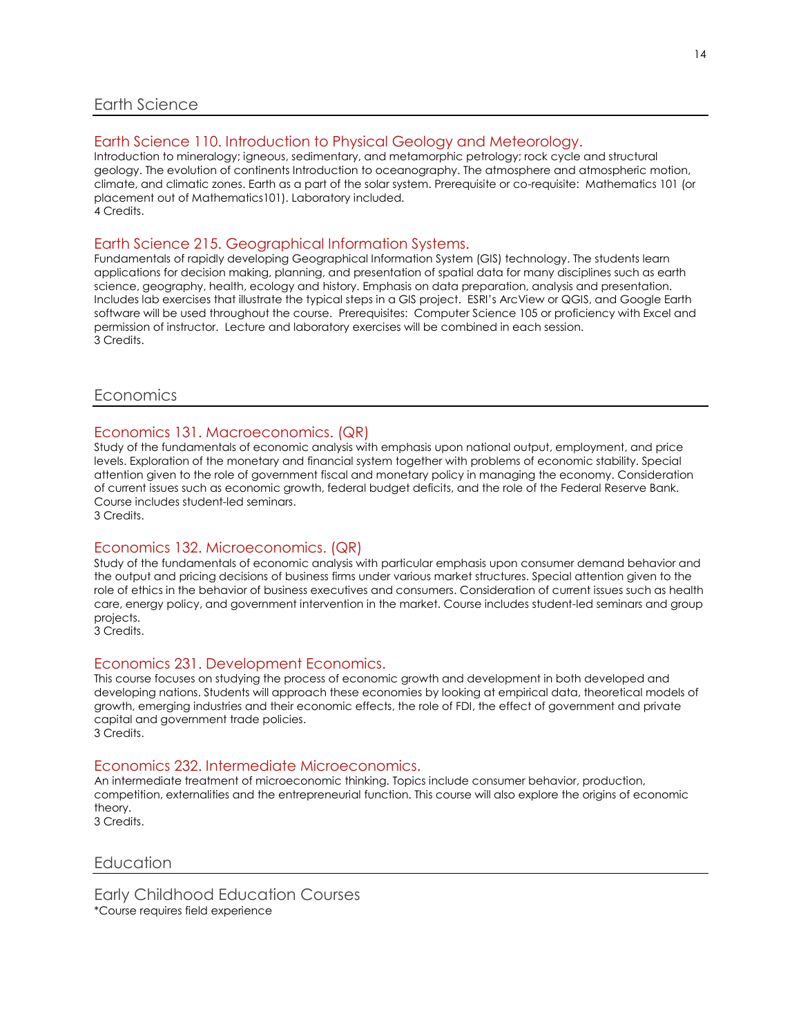## Earth Science

### Earth Science 110. Introduction to Physical Geology and Meteorology.

Introduction to mineralogy; igneous, sedimentary, and metamorphic petrology; rock cycle and structural geology. The evolution of continents Introduction to oceanography. The atmosphere and atmospheric motion, climate, and climatic zones. Earth as a part of the solar system. Prerequisite or co-requisite: Mathematics 101 (or placement out of Mathematics101). Laboratory included.
4 Credits.

### Earth Science 215. Geographical Information Systems.

Fundamentals of rapidly developing Geographical Information System (GIS) technology. The students learn applications for decision making, planning, and presentation of spatial data for many disciplines such as earth science, geography, health, ecology and history. Emphasis on data preparation, analysis and presentation. Includes lab exercises that illustrate the typical steps in a GIS project. ESRI's ArcView or QGIS, and Google Earth software will be used throughout the course. Prerequisites: Computer Science 105 or proficiency with Excel and permission of instructor. Lecture and laboratory exercises will be combined in each session.
3 Credits.

## Economics

### Economics 131. Macroeconomics. (QR)

Study of the fundamentals of economic analysis with emphasis upon national output, employment, and price levels. Exploration of the monetary and financial system together with problems of economic stability. Special attention given to the role of government fiscal and monetary policy in managing the economy. Consideration of current issues such as economic growth, federal budget deficits, and the role of the Federal Reserve Bank. Course includes student-led seminars.
3 Credits.

### Economics 132. Microeconomics. (QR)

Study of the fundamentals of economic analysis with particular emphasis upon consumer demand behavior and the output and pricing decisions of business firms under various market structures. Special attention given to the role of ethics in the behavior of business executives and consumers. Consideration of current issues such as health care, energy policy, and government intervention in the market. Course includes student-led seminars and group projects.
3 Credits.

### Economics 231. Development Economics.

This course focuses on studying the process of economic growth and development in both developed and developing nations. Students will approach these economies by looking at empirical data, theoretical models of growth, emerging industries and their economic effects, the role of FDI, the effect of government and private capital and government trade policies.
3 Credits.

### Economics 232. Intermediate Microeconomics.

An intermediate treatment of microeconomic thinking. Topics include consumer behavior, production, competition, externalities and the entrepreneurial function. This course will also explore the origins of economic theory.
3 Credits.

## Education

### Early Childhood Education Courses

*Course requires field experience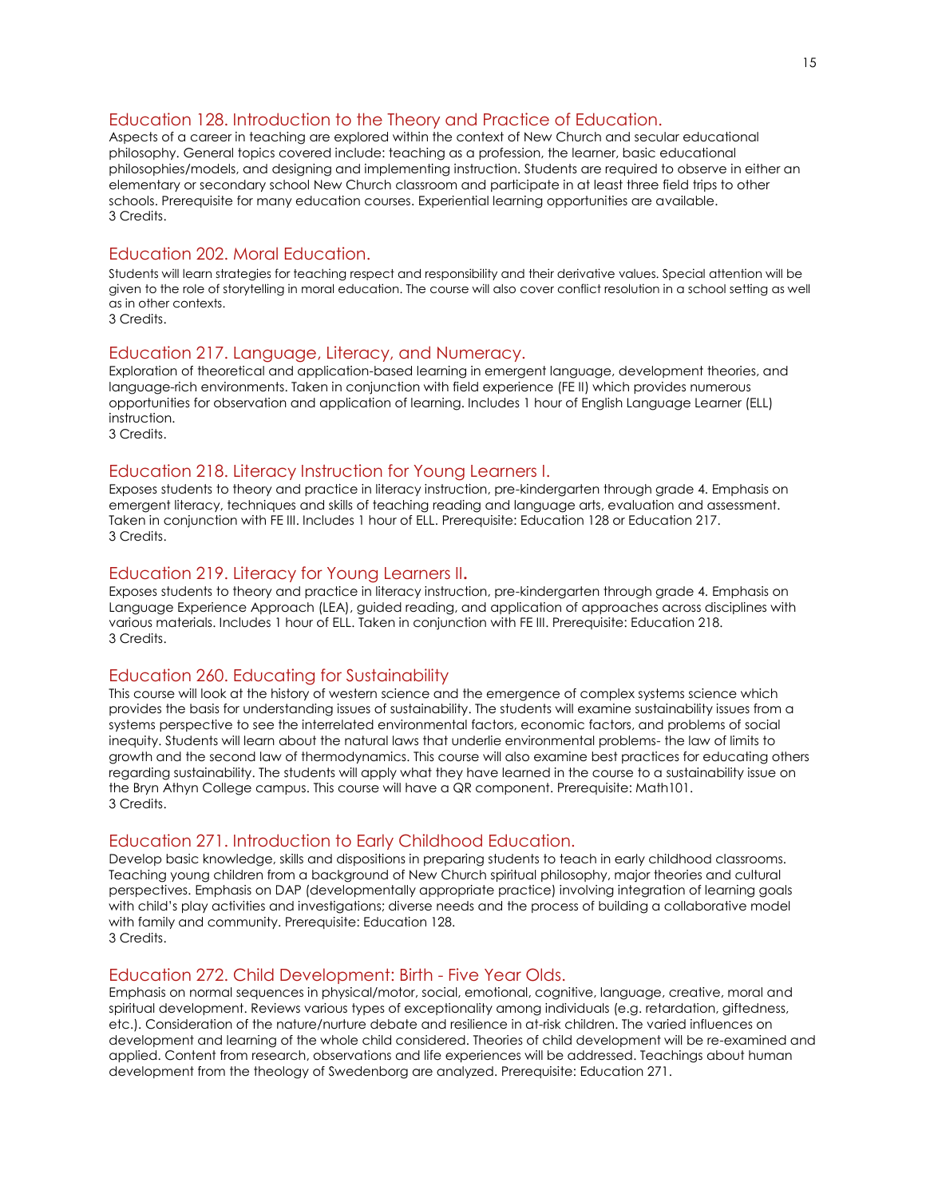## Education 128. Introduction to the Theory and Practice of Education.

Aspects of a career in teaching are explored within the context of New Church and secular educational philosophy. General topics covered include: teaching as a profession, the learner, basic educational philosophies/models, and designing and implementing instruction. Students are required to observe in either an elementary or secondary school New Church classroom and participate in at least three field trips to other schools. Prerequisite for many education courses. Experiential learning opportunities are available.
3 Credits.

## Education 202. Moral Education.

Students will learn strategies for teaching respect and responsibility and their derivative values. Special attention will be given to the role of storytelling in moral education. The course will also cover conflict resolution in a school setting as well as in other contexts.
3 Credits.

## Education 217. Language, Literacy, and Numeracy.

Exploration of theoretical and application-based learning in emergent language, development theories, and language-rich environments. Taken in conjunction with field experience (FE II) which provides numerous opportunities for observation and application of learning. Includes 1 hour of English Language Learner (ELL) instruction.
3 Credits.

## Education 218. Literacy Instruction for Young Learners I.

Exposes students to theory and practice in literacy instruction, pre-kindergarten through grade 4. Emphasis on emergent literacy, techniques and skills of teaching reading and language arts, evaluation and assessment. Taken in conjunction with FE III. Includes 1 hour of ELL. Prerequisite: Education 128 or Education 217.
3 Credits.

## Education 219. Literacy for Young Learners II.

Exposes students to theory and practice in literacy instruction, pre-kindergarten through grade 4. Emphasis on Language Experience Approach (LEA), guided reading, and application of approaches across disciplines with various materials. Includes 1 hour of ELL. Taken in conjunction with FE III. Prerequisite: Education 218.
3 Credits.

## Education 260. Educating for Sustainability

This course will look at the history of western science and the emergence of complex systems science which provides the basis for understanding issues of sustainability. The students will examine sustainability issues from a systems perspective to see the interrelated environmental factors, economic factors, and problems of social inequity. Students will learn about the natural laws that underlie environmental problems- the law of limits to growth and the second law of thermodynamics. This course will also examine best practices for educating others regarding sustainability. The students will apply what they have learned in the course to a sustainability issue on the Bryn Athyn College campus. This course will have a QR component. Prerequisite: Math101.
3 Credits.

## Education 271. Introduction to Early Childhood Education.

Develop basic knowledge, skills and dispositions in preparing students to teach in early childhood classrooms. Teaching young children from a background of New Church spiritual philosophy, major theories and cultural perspectives. Emphasis on DAP (developmentally appropriate practice) involving integration of learning goals with child's play activities and investigations; diverse needs and the process of building a collaborative model with family and community. Prerequisite: Education 128.
3 Credits.

## Education 272. Child Development: Birth - Five Year Olds.

Emphasis on normal sequences in physical/motor, social, emotional, cognitive, language, creative, moral and spiritual development. Reviews various types of exceptionality among individuals (e.g. retardation, giftedness, etc.). Consideration of the nature/nurture debate and resilience in at-risk children. The varied influences on development and learning of the whole child considered. Theories of child development will be re-examined and applied. Content from research, observations and life experiences will be addressed. Teachings about human development from the theology of Swedenborg are analyzed. Prerequisite: Education 271.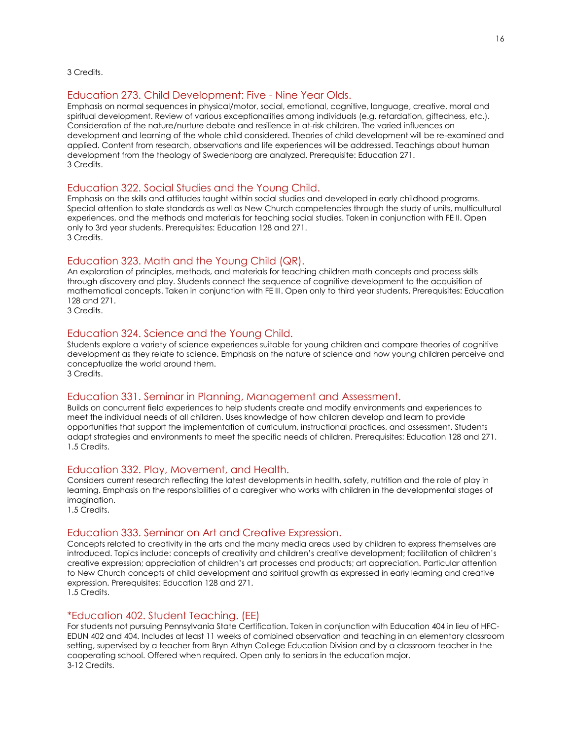3 Credits.

## Education 273. Child Development: Five - Nine Year Olds.

Emphasis on normal sequences in physical/motor, social, emotional, cognitive, language, creative, moral and spiritual development. Review of various exceptionalities among individuals (e.g. retardation, giftedness, etc.). Consideration of the nature/nurture debate and resilience in at-risk children. The varied influences on development and learning of the whole child considered. Theories of child development will be re-examined and applied. Content from research, observations and life experiences will be addressed. Teachings about human development from the theology of Swedenborg are analyzed. Prerequisite: Education 271.
3 Credits.

## Education 322. Social Studies and the Young Child.

Emphasis on the skills and attitudes taught within social studies and developed in early childhood programs. Special attention to state standards as well as New Church competencies through the study of units, multicultural experiences, and the methods and materials for teaching social studies. Taken in conjunction with FE II. Open only to 3rd year students. Prerequisites: Education 128 and 271.
3 Credits.

## Education 323. Math and the Young Child (QR).

An exploration of principles, methods, and materials for teaching children math concepts and process skills through discovery and play. Students connect the sequence of cognitive development to the acquisition of mathematical concepts. Taken in conjunction with FE III. Open only to third year students. Prerequisites: Education 128 and 271.
3 Credits.

## Education 324. Science and the Young Child.

Students explore a variety of science experiences suitable for young children and compare theories of cognitive development as they relate to science. Emphasis on the nature of science and how young children perceive and conceptualize the world around them.
3 Credits.

## Education 331. Seminar in Planning, Management and Assessment.

Builds on concurrent field experiences to help students create and modify environments and experiences to meet the individual needs of all children. Uses knowledge of how children develop and learn to provide opportunities that support the implementation of curriculum, instructional practices, and assessment. Students adapt strategies and environments to meet the specific needs of children. Prerequisites: Education 128 and 271.
1.5 Credits.

## Education 332. Play, Movement, and Health.

Considers current research reflecting the latest developments in health, safety, nutrition and the role of play in learning. Emphasis on the responsibilities of a caregiver who works with children in the developmental stages of imagination.
1.5 Credits.

## Education 333. Seminar on Art and Creative Expression.

Concepts related to creativity in the arts and the many media areas used by children to express themselves are introduced. Topics include: concepts of creativity and children's creative development; facilitation of children's creative expression; appreciation of children's art processes and products; art appreciation. Particular attention to New Church concepts of child development and spiritual growth as expressed in early learning and creative expression. Prerequisites: Education 128 and 271.
1.5 Credits.

## *Education 402. Student Teaching. (EE)

For students not pursuing Pennsylvania State Certification. Taken in conjunction with Education 404 in lieu of HFC-EDUN 402 and 404. Includes at least 11 weeks of combined observation and teaching in an elementary classroom setting, supervised by a teacher from Bryn Athyn College Education Division and by a classroom teacher in the cooperating school. Offered when required. Open only to seniors in the education major.
3-12 Credits.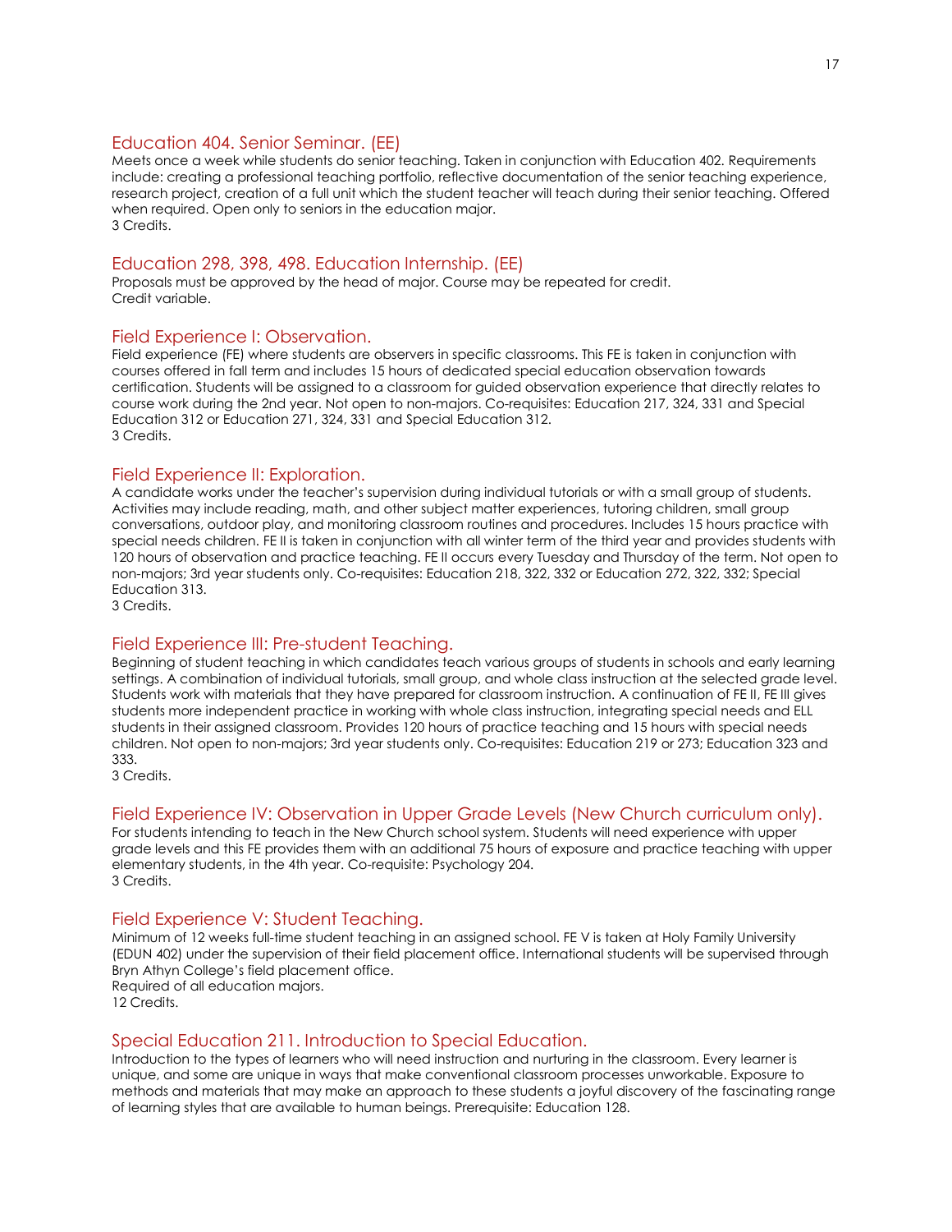### Education 404. Senior Seminar. (EE)

Meets once a week while students do senior teaching. Taken in conjunction with Education 402. Requirements include: creating a professional teaching portfolio, reflective documentation of the senior teaching experience, research project, creation of a full unit which the student teacher will teach during their senior teaching. Offered when required. Open only to seniors in the education major.
3 Credits.

### Education 298, 398, 498. Education Internship. (EE)

Proposals must be approved by the head of major. Course may be repeated for credit.
Credit variable.

### Field Experience I: Observation.

Field experience (FE) where students are observers in specific classrooms. This FE is taken in conjunction with courses offered in fall term and includes 15 hours of dedicated special education observation towards certification. Students will be assigned to a classroom for guided observation experience that directly relates to course work during the 2nd year. Not open to non-majors. Co-requisites: Education 217, 324, 331 and Special Education 312 or Education 271, 324, 331 and Special Education 312.
3 Credits.

### Field Experience II: Exploration.

A candidate works under the teacher's supervision during individual tutorials or with a small group of students. Activities may include reading, math, and other subject matter experiences, tutoring children, small group conversations, outdoor play, and monitoring classroom routines and procedures. Includes 15 hours practice with special needs children. FE II is taken in conjunction with all winter term of the third year and provides students with 120 hours of observation and practice teaching. FE II occurs every Tuesday and Thursday of the term. Not open to non-majors; 3rd year students only. Co-requisites: Education 218, 322, 332 or Education 272, 322, 332; Special Education 313.
3 Credits.

### Field Experience III: Pre-student Teaching.

Beginning of student teaching in which candidates teach various groups of students in schools and early learning settings. A combination of individual tutorials, small group, and whole class instruction at the selected grade level. Students work with materials that they have prepared for classroom instruction. A continuation of FE II, FE III gives students more independent practice in working with whole class instruction, integrating special needs and ELL students in their assigned classroom. Provides 120 hours of practice teaching and 15 hours with special needs children. Not open to non-majors; 3rd year students only. Co-requisites: Education 219 or 273; Education 323 and 333.
3 Credits.

### Field Experience IV: Observation in Upper Grade Levels (New Church curriculum only).

For students intending to teach in the New Church school system. Students will need experience with upper grade levels and this FE provides them with an additional 75 hours of exposure and practice teaching with upper elementary students, in the 4th year. Co-requisite: Psychology 204.
3 Credits.

### Field Experience V: Student Teaching.

Minimum of 12 weeks full-time student teaching in an assigned school. FE V is taken at Holy Family University (EDUN 402) under the supervision of their field placement office. International students will be supervised through Bryn Athyn College's field placement office.
Required of all education majors.
12 Credits.

### Special Education 211. Introduction to Special Education.

Introduction to the types of learners who will need instruction and nurturing in the classroom. Every learner is unique, and some are unique in ways that make conventional classroom processes unworkable. Exposure to methods and materials that may make an approach to these students a joyful discovery of the fascinating range of learning styles that are available to human beings. Prerequisite: Education 128.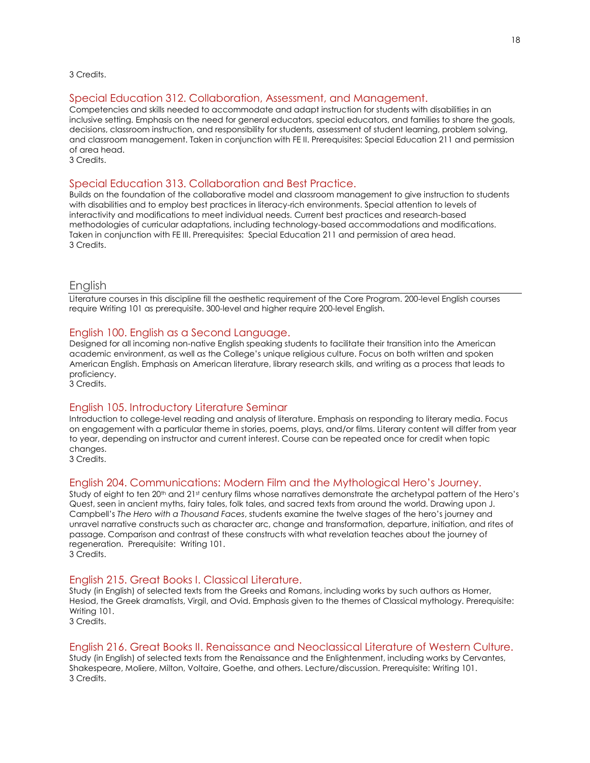3 Credits.

### Special Education 312. Collaboration, Assessment, and Management.

Competencies and skills needed to accommodate and adapt instruction for students with disabilities in an inclusive setting. Emphasis on the need for general educators, special educators, and families to share the goals, decisions, classroom instruction, and responsibility for students, assessment of student learning, problem solving, and classroom management. Taken in conjunction with FE II. Prerequisites: Special Education 211 and permission of area head.
3 Credits.

### Special Education 313. Collaboration and Best Practice.

Builds on the foundation of the collaborative model and classroom management to give instruction to students with disabilities and to employ best practices in literacy-rich environments. Special attention to levels of interactivity and modifications to meet individual needs. Current best practices and research-based methodologies of curricular adaptations, including technology-based accommodations and modifications. Taken in conjunction with FE III. Prerequisites: Special Education 211 and permission of area head.
3 Credits.

## English

Literature courses in this discipline fill the aesthetic requirement of the Core Program. 200-level English courses require Writing 101 as prerequisite. 300-level and higher require 200-level English.

### English 100. English as a Second Language.

Designed for all incoming non-native English speaking students to facilitate their transition into the American academic environment, as well as the College's unique religious culture. Focus on both written and spoken American English. Emphasis on American literature, library research skills, and writing as a process that leads to proficiency.
3 Credits.

### English 105. Introductory Literature Seminar

Introduction to college-level reading and analysis of literature. Emphasis on responding to literary media. Focus on engagement with a particular theme in stories, poems, plays, and/or films. Literary content will differ from year to year, depending on instructor and current interest. Course can be repeated once for credit when topic changes.
3 Credits.

### English 204. Communications: Modern Film and the Mythological Hero's Journey.

Study of eight to ten 20th and 21st century films whose narratives demonstrate the archetypal pattern of the Hero's Quest, seen in ancient myths, fairy tales, folk tales, and sacred texts from around the world. Drawing upon J. Campbell's *The Hero with a Thousand Faces*, students examine the twelve stages of the hero's journey and unravel narrative constructs such as character arc, change and transformation, departure, initiation, and rites of passage. Comparison and contrast of these constructs with what revelation teaches about the journey of regeneration. Prerequisite: Writing 101.
3 Credits.

### English 215. Great Books I. Classical Literature.

Study (in English) of selected texts from the Greeks and Romans, including works by such authors as Homer, Hesiod, the Greek dramatists, Virgil, and Ovid. Emphasis given to the themes of Classical mythology. Prerequisite: Writing 101.
3 Credits.

### English 216. Great Books II. Renaissance and Neoclassical Literature of Western Culture.

Study (in English) of selected texts from the Renaissance and the Enlightenment, including works by Cervantes, Shakespeare, Moliere, Milton, Voltaire, Goethe, and others. Lecture/discussion. Prerequisite: Writing 101.
3 Credits.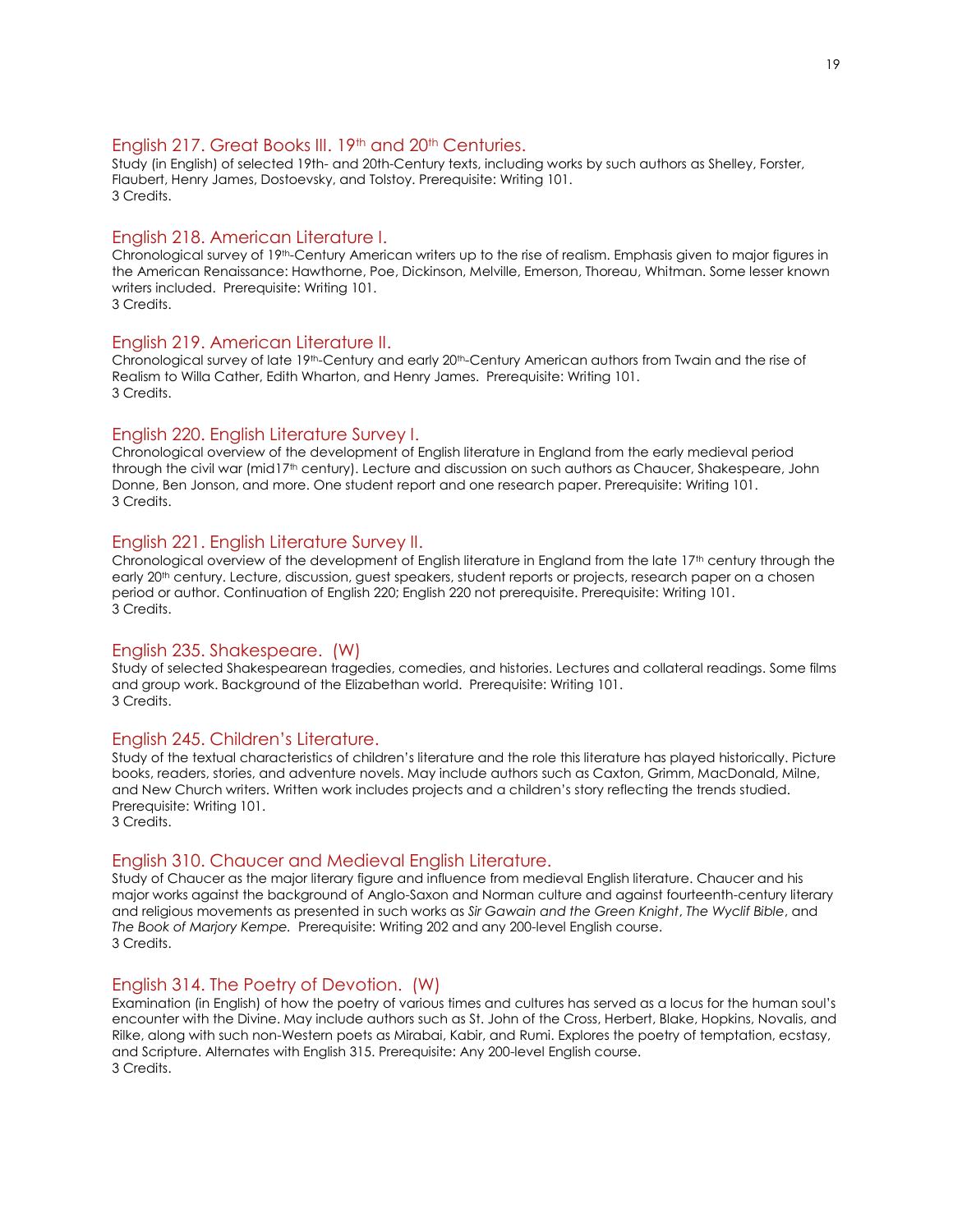### English 217. Great Books III. 19th and 20th Centuries.

Study (in English) of selected 19th- and 20th-Century texts, including works by such authors as Shelley, Forster, Flaubert, Henry James, Dostoevsky, and Tolstoy. Prerequisite: Writing 101.
3 Credits.

### English 218. American Literature I.

Chronological survey of 19th-Century American writers up to the rise of realism. Emphasis given to major figures in the American Renaissance: Hawthorne, Poe, Dickinson, Melville, Emerson, Thoreau, Whitman. Some lesser known writers included. Prerequisite: Writing 101.
3 Credits.

### English 219. American Literature II.

Chronological survey of late 19th-Century and early 20th-Century American authors from Twain and the rise of Realism to Willa Cather, Edith Wharton, and Henry James. Prerequisite: Writing 101.
3 Credits.

### English 220. English Literature Survey I.

Chronological overview of the development of English literature in England from the early medieval period through the civil war (mid17th century). Lecture and discussion on such authors as Chaucer, Shakespeare, John Donne, Ben Jonson, and more. One student report and one research paper. Prerequisite: Writing 101.
3 Credits.

### English 221. English Literature Survey II.

Chronological overview of the development of English literature in England from the late 17th century through the early 20th century. Lecture, discussion, guest speakers, student reports or projects, research paper on a chosen period or author. Continuation of English 220; English 220 not prerequisite. Prerequisite: Writing 101.
3 Credits.

### English 235. Shakespeare. (W)

Study of selected Shakespearean tragedies, comedies, and histories. Lectures and collateral readings. Some films and group work. Background of the Elizabethan world. Prerequisite: Writing 101.
3 Credits.

### English 245. Children's Literature.

Study of the textual characteristics of children's literature and the role this literature has played historically. Picture books, readers, stories, and adventure novels. May include authors such as Caxton, Grimm, MacDonald, Milne, and New Church writers. Written work includes projects and a children's story reflecting the trends studied. Prerequisite: Writing 101.
3 Credits.

### English 310. Chaucer and Medieval English Literature.

Study of Chaucer as the major literary figure and influence from medieval English literature. Chaucer and his major works against the background of Anglo-Saxon and Norman culture and against fourteenth-century literary and religious movements as presented in such works as *Sir Gawain and the Green Knight*, *The Wyclif Bible*, and *The Book of Marjory Kempe.* Prerequisite: Writing 202 and any 200-level English course.
3 Credits.

### English 314. The Poetry of Devotion. (W)

Examination (in English) of how the poetry of various times and cultures has served as a locus for the human soul's encounter with the Divine. May include authors such as St. John of the Cross, Herbert, Blake, Hopkins, Novalis, and Rilke, along with such non-Western poets as Mirabai, Kabir, and Rumi. Explores the poetry of temptation, ecstasy, and Scripture. Alternates with English 315. Prerequisite: Any 200-level English course.
3 Credits.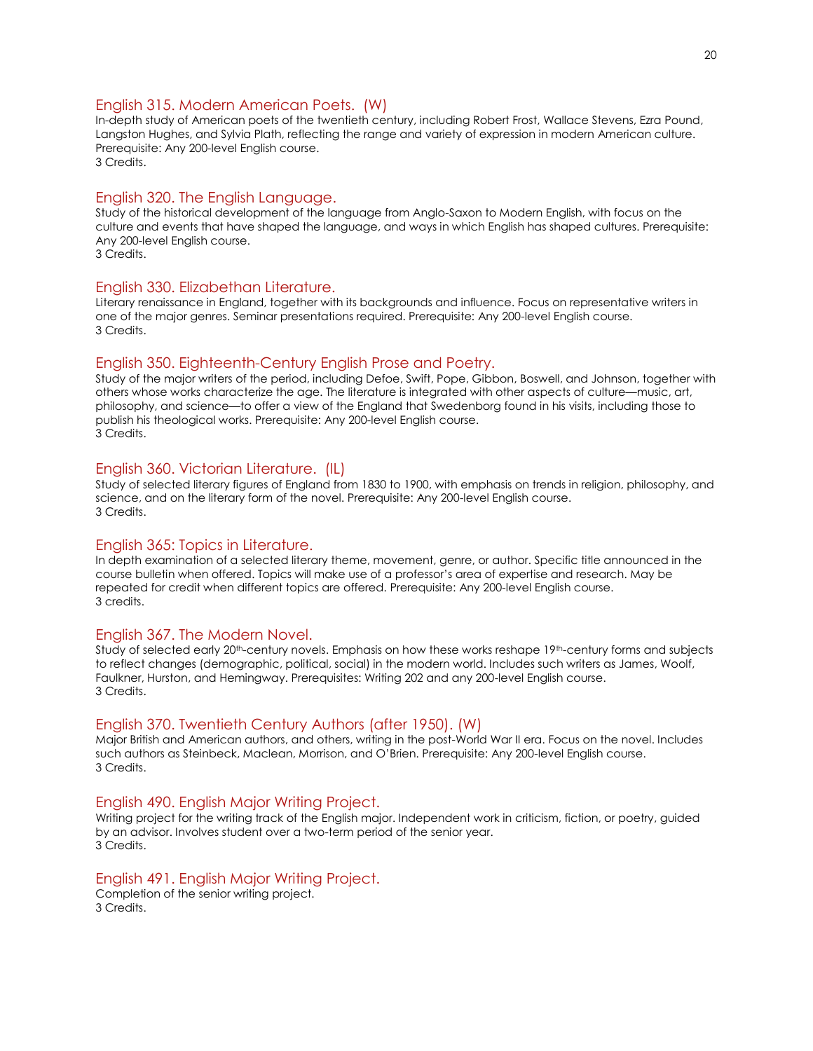### English 315. Modern American Poets. (W)

In-depth study of American poets of the twentieth century, including Robert Frost, Wallace Stevens, Ezra Pound, Langston Hughes, and Sylvia Plath, reflecting the range and variety of expression in modern American culture. Prerequisite: Any 200-level English course.
3 Credits.

### English 320. The English Language.

Study of the historical development of the language from Anglo-Saxon to Modern English, with focus on the culture and events that have shaped the language, and ways in which English has shaped cultures. Prerequisite: Any 200-level English course.
3 Credits.

### English 330. Elizabethan Literature.

Literary renaissance in England, together with its backgrounds and influence. Focus on representative writers in one of the major genres. Seminar presentations required. Prerequisite: Any 200-level English course.
3 Credits.

### English 350. Eighteenth-Century English Prose and Poetry.

Study of the major writers of the period, including Defoe, Swift, Pope, Gibbon, Boswell, and Johnson, together with others whose works characterize the age. The literature is integrated with other aspects of culture—music, art, philosophy, and science—to offer a view of the England that Swedenborg found in his visits, including those to publish his theological works. Prerequisite: Any 200-level English course.
3 Credits.

### English 360. Victorian Literature. (IL)

Study of selected literary figures of England from 1830 to 1900, with emphasis on trends in religion, philosophy, and science, and on the literary form of the novel. Prerequisite: Any 200-level English course.
3 Credits.

### English 365: Topics in Literature.

In depth examination of a selected literary theme, movement, genre, or author. Specific title announced in the course bulletin when offered. Topics will make use of a professor's area of expertise and research. May be repeated for credit when different topics are offered. Prerequisite: Any 200-level English course.
3 credits.

### English 367. The Modern Novel.

Study of selected early 20th-century novels. Emphasis on how these works reshape 19th-century forms and subjects to reflect changes (demographic, political, social) in the modern world. Includes such writers as James, Woolf, Faulkner, Hurston, and Hemingway. Prerequisites: Writing 202 and any 200-level English course.
3 Credits.

### English 370. Twentieth Century Authors (after 1950). (W)

Major British and American authors, and others, writing in the post-World War II era. Focus on the novel. Includes such authors as Steinbeck, Maclean, Morrison, and O'Brien. Prerequisite: Any 200-level English course.
3 Credits.

### English 490. English Major Writing Project.

Writing project for the writing track of the English major. Independent work in criticism, fiction, or poetry, guided by an advisor. Involves student over a two-term period of the senior year.
3 Credits.

### English 491. English Major Writing Project.

Completion of the senior writing project.
3 Credits.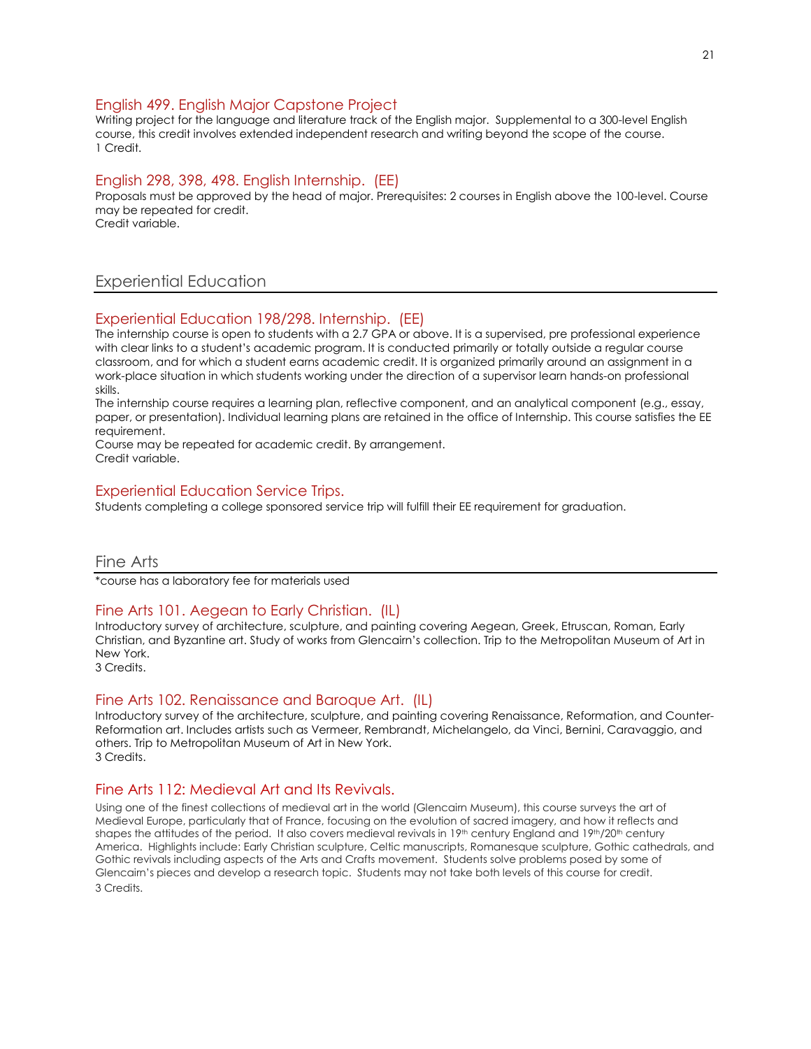### English 499. English Major Capstone Project

Writing project for the language and literature track of the English major. Supplemental to a 300-level English course, this credit involves extended independent research and writing beyond the scope of the course.
1 Credit.

### English 298, 398, 498. English Internship. (EE)

Proposals must be approved by the head of major. Prerequisites: 2 courses in English above the 100-level. Course may be repeated for credit.
Credit variable.

## Experiential Education

### Experiential Education 198/298. Internship. (EE)

The internship course is open to students with a 2.7 GPA or above. It is a supervised, pre professional experience with clear links to a student's academic program. It is conducted primarily or totally outside a regular course classroom, and for which a student earns academic credit. It is organized primarily around an assignment in a work-place situation in which students working under the direction of a supervisor learn hands-on professional skills.
The internship course requires a learning plan, reflective component, and an analytical component (e.g., essay, paper, or presentation). Individual learning plans are retained in the office of Internship. This course satisfies the EE requirement.
Course may be repeated for academic credit. By arrangement.
Credit variable.

### Experiential Education Service Trips.

Students completing a college sponsored service trip will fulfill their EE requirement for graduation.

## Fine Arts

*course has a laboratory fee for materials used

### Fine Arts 101. Aegean to Early Christian. (IL)

Introductory survey of architecture, sculpture, and painting covering Aegean, Greek, Etruscan, Roman, Early Christian, and Byzantine art. Study of works from Glencairn's collection. Trip to the Metropolitan Museum of Art in New York.
3 Credits.

### Fine Arts 102. Renaissance and Baroque Art. (IL)

Introductory survey of the architecture, sculpture, and painting covering Renaissance, Reformation, and Counter-Reformation art. Includes artists such as Vermeer, Rembrandt, Michelangelo, da Vinci, Bernini, Caravaggio, and others. Trip to Metropolitan Museum of Art in New York.
3 Credits.

### Fine Arts 112: Medieval Art and Its Revivals.

Using one of the finest collections of medieval art in the world (Glencairn Museum), this course surveys the art of Medieval Europe, particularly that of France, focusing on the evolution of sacred imagery, and how it reflects and shapes the attitudes of the period. It also covers medieval revivals in 19th century England and 19th/20th century America. Highlights include: Early Christian sculpture, Celtic manuscripts, Romanesque sculpture, Gothic cathedrals, and Gothic revivals including aspects of the Arts and Crafts movement. Students solve problems posed by some of Glencairn's pieces and develop a research topic. Students may not take both levels of this course for credit.
3 Credits.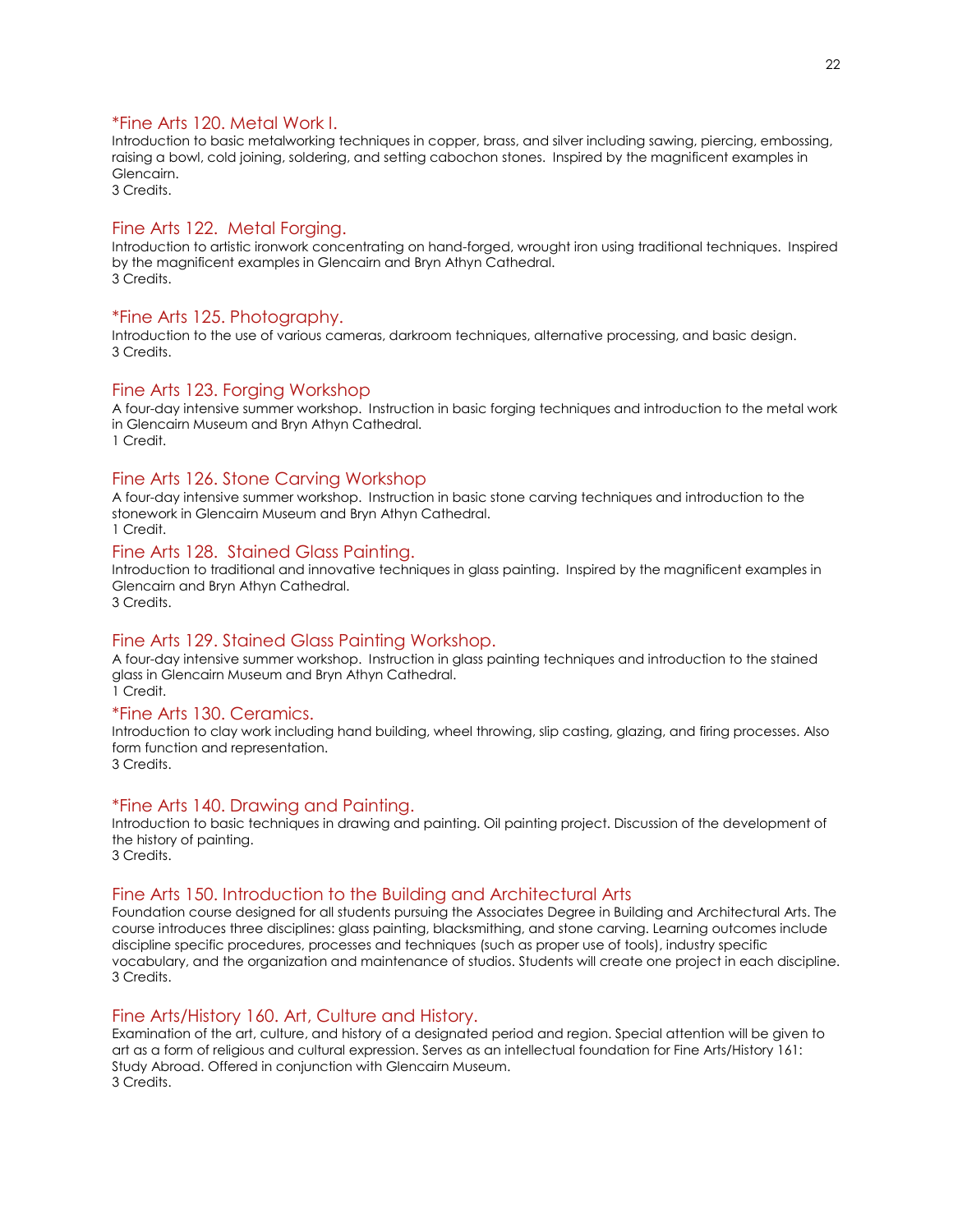### *Fine Arts 120. Metal Work I.

Introduction to basic metalworking techniques in copper, brass, and silver including sawing, piercing, embossing, raising a bowl, cold joining, soldering, and setting cabochon stones. Inspired by the magnificent examples in Glencairn.
3 Credits.

### Fine Arts 122. Metal Forging.

Introduction to artistic ironwork concentrating on hand-forged, wrought iron using traditional techniques. Inspired by the magnificent examples in Glencairn and Bryn Athyn Cathedral.
3 Credits.

### *Fine Arts 125. Photography.

Introduction to the use of various cameras, darkroom techniques, alternative processing, and basic design.
3 Credits.

### Fine Arts 123. Forging Workshop

A four-day intensive summer workshop. Instruction in basic forging techniques and introduction to the metal work in Glencairn Museum and Bryn Athyn Cathedral.
1 Credit.

### Fine Arts 126. Stone Carving Workshop

A four-day intensive summer workshop. Instruction in basic stone carving techniques and introduction to the stonework in Glencairn Museum and Bryn Athyn Cathedral.
1 Credit.

### Fine Arts 128. Stained Glass Painting.

Introduction to traditional and innovative techniques in glass painting. Inspired by the magnificent examples in Glencairn and Bryn Athyn Cathedral.
3 Credits.

### Fine Arts 129. Stained Glass Painting Workshop.

A four-day intensive summer workshop. Instruction in glass painting techniques and introduction to the stained glass in Glencairn Museum and Bryn Athyn Cathedral.
1 Credit.

### *Fine Arts 130. Ceramics.

Introduction to clay work including hand building, wheel throwing, slip casting, glazing, and firing processes. Also form function and representation.
3 Credits.

### *Fine Arts 140. Drawing and Painting.

Introduction to basic techniques in drawing and painting. Oil painting project. Discussion of the development of the history of painting.
3 Credits.

### Fine Arts 150. Introduction to the Building and Architectural Arts

Foundation course designed for all students pursuing the Associates Degree in Building and Architectural Arts. The course introduces three disciplines: glass painting, blacksmithing, and stone carving. Learning outcomes include discipline specific procedures, processes and techniques (such as proper use of tools), industry specific vocabulary, and the organization and maintenance of studios. Students will create one project in each discipline.
3 Credits.

### Fine Arts/History 160. Art, Culture and History.

Examination of the art, culture, and history of a designated period and region. Special attention will be given to art as a form of religious and cultural expression. Serves as an intellectual foundation for Fine Arts/History 161: Study Abroad. Offered in conjunction with Glencairn Museum.
3 Credits.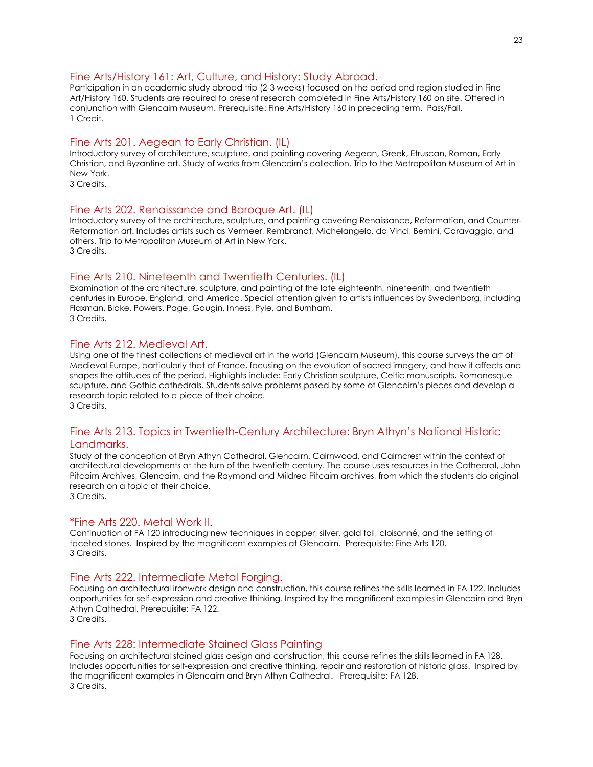### Fine Arts/History 161: Art, Culture, and History: Study Abroad.

Participation in an academic study abroad trip (2-3 weeks) focused on the period and region studied in Fine Art/History 160. Students are required to present research completed in Fine Arts/History 160 on site. Offered in conjunction with Glencairn Museum. Prerequisite: Fine Arts/History 160 in preceding term. Pass/Fail.
1 Credit.

### Fine Arts 201. Aegean to Early Christian. (IL)

Introductory survey of architecture, sculpture, and painting covering Aegean, Greek, Etruscan, Roman, Early Christian, and Byzantine art. Study of works from Glencairn's collection. Trip to the Metropolitan Museum of Art in New York.
3 Credits.

### Fine Arts 202. Renaissance and Baroque Art. (IL)

Introductory survey of the architecture, sculpture, and painting covering Renaissance, Reformation, and Counter-Reformation art. Includes artists such as Vermeer, Rembrandt, Michelangelo, da Vinci, Bernini, Caravaggio, and others. Trip to Metropolitan Museum of Art in New York.
3 Credits.

### Fine Arts 210. Nineteenth and Twentieth Centuries. (IL)

Examination of the architecture, sculpture, and painting of the late eighteenth, nineteenth, and twentieth centuries in Europe, England, and America. Special attention given to artists influences by Swedenborg, including Flaxman, Blake, Powers, Page, Gaugin, Inness, Pyle, and Burnham.
3 Credits.

### Fine Arts 212. Medieval Art.

Using one of the finest collections of medieval art in the world (Glencairn Museum), this course surveys the art of Medieval Europe, particularly that of France, focusing on the evolution of sacred imagery, and how it affects and shapes the attitudes of the period. Highlights include: Early Christian sculpture, Celtic manuscripts, Romanesque sculpture, and Gothic cathedrals. Students solve problems posed by some of Glencairn's pieces and develop a research topic related to a piece of their choice.
3 Credits.

### Fine Arts 213. Topics in Twentieth-Century Architecture: Bryn Athyn's National Historic Landmarks.

Study of the conception of Bryn Athyn Cathedral, Glencairn, Cairnwood, and Cairncrest within the context of architectural developments at the turn of the twentieth century. The course uses resources in the Cathedral, John Pitcairn Archives, Glencairn, and the Raymond and Mildred Pitcairn archives, from which the students do original research on a topic of their choice.
3 Credits.

### *Fine Arts 220. Metal Work II.

Continuation of FA 120 introducing new techniques in copper, silver, gold foil, cloisonné, and the setting of faceted stones. Inspired by the magnificent examples at Glencairn. Prerequisite: Fine Arts 120.
3 Credits.

### Fine Arts 222. Intermediate Metal Forging.

Focusing on architectural ironwork design and construction, this course refines the skills learned in FA 122. Includes opportunities for self-expression and creative thinking. Inspired by the magnificent examples in Glencairn and Bryn Athyn Cathedral. Prerequisite: FA 122.
3 Credits.

### Fine Arts 228: Intermediate Stained Glass Painting

Focusing on architectural stained glass design and construction, this course refines the skills learned in FA 128. Includes opportunities for self-expression and creative thinking, repair and restoration of historic glass. Inspired by the magnificent examples in Glencairn and Bryn Athyn Cathedral. Prerequisite: FA 128.
3 Credits.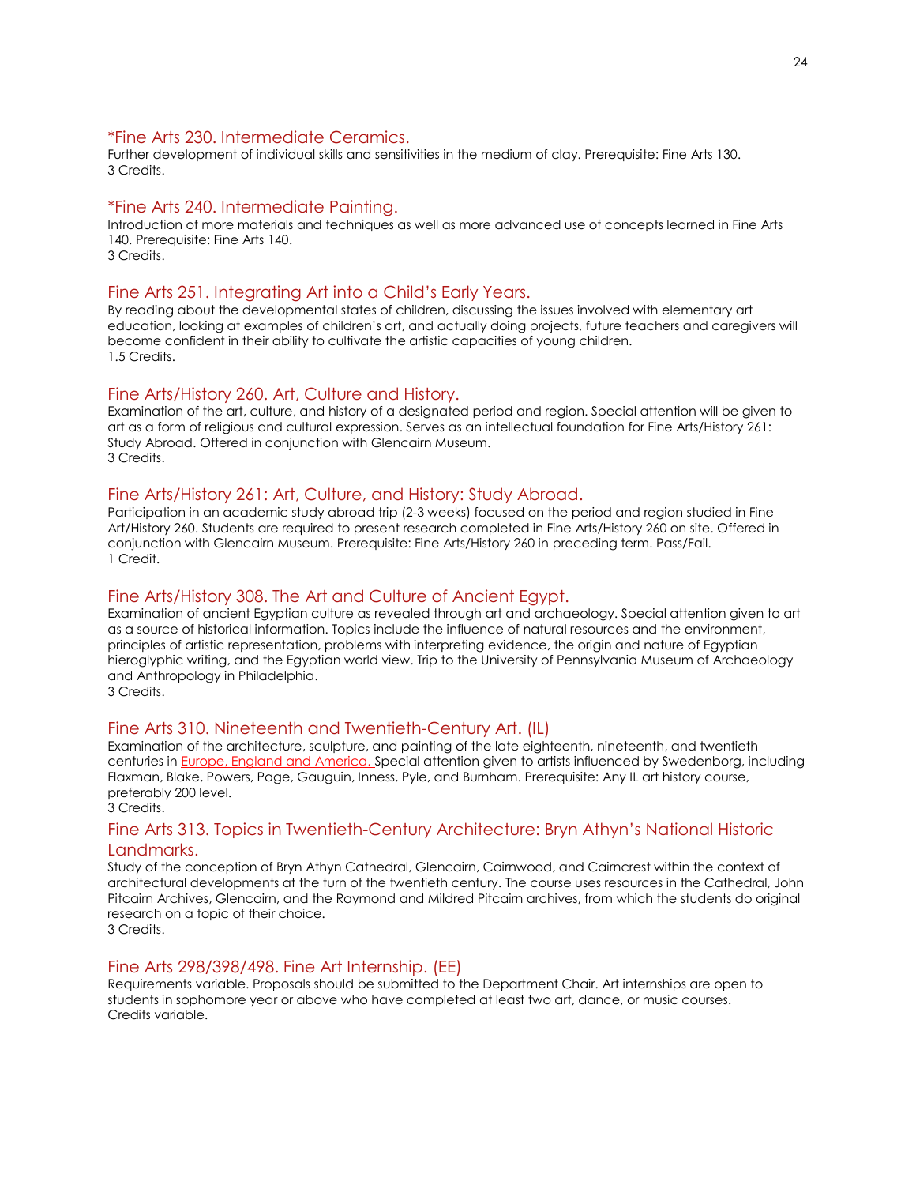### *Fine Arts 230. Intermediate Ceramics.

Further development of individual skills and sensitivities in the medium of clay. Prerequisite: Fine Arts 130.
3 Credits.

### *Fine Arts 240. Intermediate Painting.

Introduction of more materials and techniques as well as more advanced use of concepts learned in Fine Arts 140. Prerequisite: Fine Arts 140.
3 Credits.

### Fine Arts 251. Integrating Art into a Child's Early Years.

By reading about the developmental states of children, discussing the issues involved with elementary art education, looking at examples of children's art, and actually doing projects, future teachers and caregivers will become confident in their ability to cultivate the artistic capacities of young children.
1.5 Credits.

### Fine Arts/History 260. Art, Culture and History.

Examination of the art, culture, and history of a designated period and region. Special attention will be given to art as a form of religious and cultural expression. Serves as an intellectual foundation for Fine Arts/History 261: Study Abroad. Offered in conjunction with Glencairn Museum.
3 Credits.

### Fine Arts/History 261: Art, Culture, and History: Study Abroad.

Participation in an academic study abroad trip (2-3 weeks) focused on the period and region studied in Fine Art/History 260. Students are required to present research completed in Fine Arts/History 260 on site. Offered in conjunction with Glencairn Museum. Prerequisite: Fine Arts/History 260 in preceding term. Pass/Fail.
1 Credit.

### Fine Arts/History 308. The Art and Culture of Ancient Egypt.

Examination of ancient Egyptian culture as revealed through art and archaeology. Special attention given to art as a source of historical information. Topics include the influence of natural resources and the environment, principles of artistic representation, problems with interpreting evidence, the origin and nature of Egyptian hieroglyphic writing, and the Egyptian world view. Trip to the University of Pennsylvania Museum of Archaeology and Anthropology in Philadelphia.
3 Credits.

### Fine Arts 310. Nineteenth and Twentieth-Century Art. (IL)

Examination of the architecture, sculpture, and painting of the late eighteenth, nineteenth, and twentieth centuries in Europe, England and America. Special attention given to artists influenced by Swedenborg, including Flaxman, Blake, Powers, Page, Gauguin, Inness, Pyle, and Burnham. Prerequisite: Any IL art history course, preferably 200 level.
3 Credits.

### Fine Arts 313. Topics in Twentieth-Century Architecture: Bryn Athyn's National Historic Landmarks.

Study of the conception of Bryn Athyn Cathedral, Glencairn, Cairnwood, and Cairncrest within the context of architectural developments at the turn of the twentieth century. The course uses resources in the Cathedral, John Pitcairn Archives, Glencairn, and the Raymond and Mildred Pitcairn archives, from which the students do original research on a topic of their choice.
3 Credits.

### Fine Arts 298/398/498. Fine Art Internship. (EE)

Requirements variable. Proposals should be submitted to the Department Chair. Art internships are open to students in sophomore year or above who have completed at least two art, dance, or music courses.
Credits variable.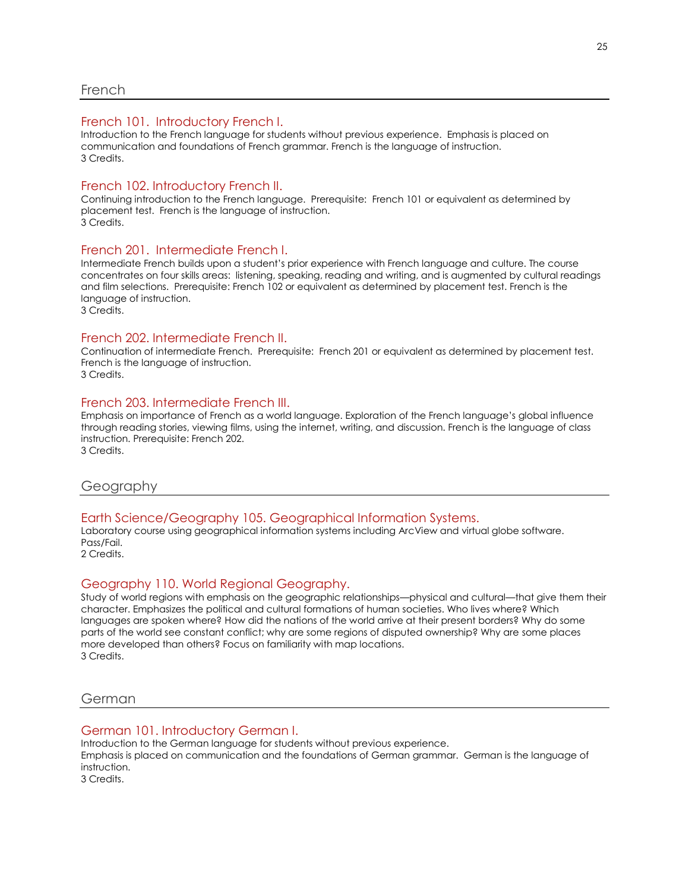## French

### French 101. Introductory French I.

Introduction to the French language for students without previous experience. Emphasis is placed on communication and foundations of French grammar. French is the language of instruction.
3 Credits.

### French 102. Introductory French II.

Continuing introduction to the French language. Prerequisite: French 101 or equivalent as determined by placement test. French is the language of instruction.
3 Credits.

### French 201. Intermediate French I.

Intermediate French builds upon a student's prior experience with French language and culture. The course concentrates on four skills areas: listening, speaking, reading and writing, and is augmented by cultural readings and film selections. Prerequisite: French 102 or equivalent as determined by placement test. French is the language of instruction.
3 Credits.

### French 202. Intermediate French II.

Continuation of intermediate French. Prerequisite: French 201 or equivalent as determined by placement test. French is the language of instruction.
3 Credits.

### French 203. Intermediate French III.

Emphasis on importance of French as a world language. Exploration of the French language's global influence through reading stories, viewing films, using the internet, writing, and discussion. French is the language of class instruction. Prerequisite: French 202.
3 Credits.

## Geography

### Earth Science/Geography 105. Geographical Information Systems.

Laboratory course using geographical information systems including ArcView and virtual globe software. Pass/Fail.
2 Credits.

### Geography 110. World Regional Geography.

Study of world regions with emphasis on the geographic relationships—physical and cultural—that give them their character. Emphasizes the political and cultural formations of human societies. Who lives where? Which languages are spoken where? How did the nations of the world arrive at their present borders? Why do some parts of the world see constant conflict; why are some regions of disputed ownership? Why are some places more developed than others? Focus on familiarity with map locations.
3 Credits.

## German

### German 101. Introductory German I.

Introduction to the German language for students without previous experience.
Emphasis is placed on communication and the foundations of German grammar. German is the language of instruction.
3 Credits.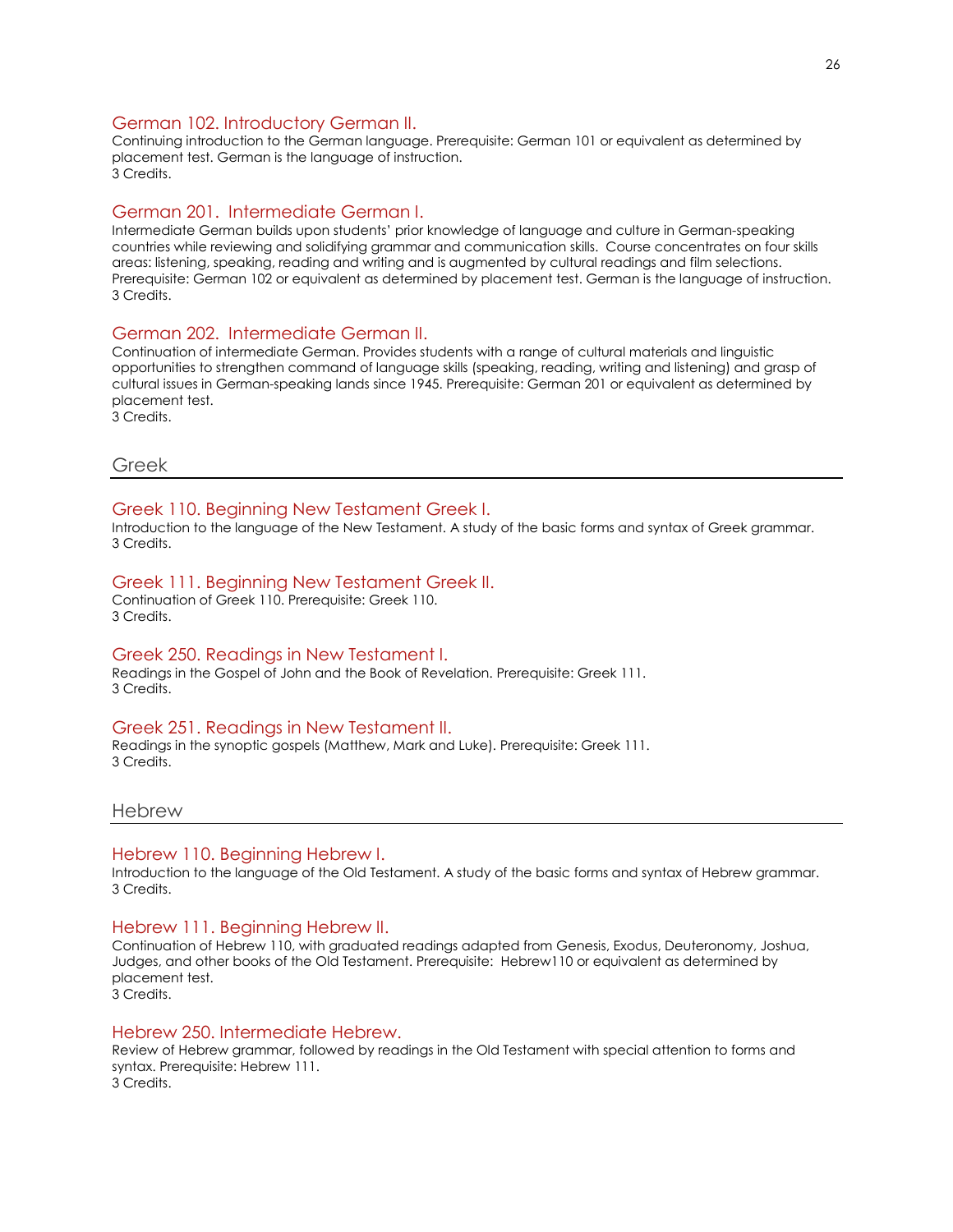### German 102. Introductory German II.

Continuing introduction to the German language. Prerequisite: German 101 or equivalent as determined by placement test. German is the language of instruction.
3 Credits.

### German 201. Intermediate German I.

Intermediate German builds upon students' prior knowledge of language and culture in German-speaking countries while reviewing and solidifying grammar and communication skills. Course concentrates on four skills areas: listening, speaking, reading and writing and is augmented by cultural readings and film selections. Prerequisite: German 102 or equivalent as determined by placement test. German is the language of instruction.
3 Credits.

### German 202. Intermediate German II.

Continuation of intermediate German. Provides students with a range of cultural materials and linguistic opportunities to strengthen command of language skills (speaking, reading, writing and listening) and grasp of cultural issues in German-speaking lands since 1945. Prerequisite: German 201 or equivalent as determined by placement test.
3 Credits.

## Greek

### Greek 110. Beginning New Testament Greek I.

Introduction to the language of the New Testament. A study of the basic forms and syntax of Greek grammar.
3 Credits.

### Greek 111. Beginning New Testament Greek II.

Continuation of Greek 110. Prerequisite: Greek 110.
3 Credits.

### Greek 250. Readings in New Testament I.

Readings in the Gospel of John and the Book of Revelation. Prerequisite: Greek 111.
3 Credits.

### Greek 251. Readings in New Testament II.

Readings in the synoptic gospels (Matthew, Mark and Luke). Prerequisite: Greek 111.
3 Credits.

## Hebrew

### Hebrew 110. Beginning Hebrew I.

Introduction to the language of the Old Testament. A study of the basic forms and syntax of Hebrew grammar.
3 Credits.

### Hebrew 111. Beginning Hebrew II.

Continuation of Hebrew 110, with graduated readings adapted from Genesis, Exodus, Deuteronomy, Joshua, Judges, and other books of the Old Testament. Prerequisite: Hebrew110 or equivalent as determined by placement test.
3 Credits.

### Hebrew 250. Intermediate Hebrew.

Review of Hebrew grammar, followed by readings in the Old Testament with special attention to forms and syntax. Prerequisite: Hebrew 111.
3 Credits.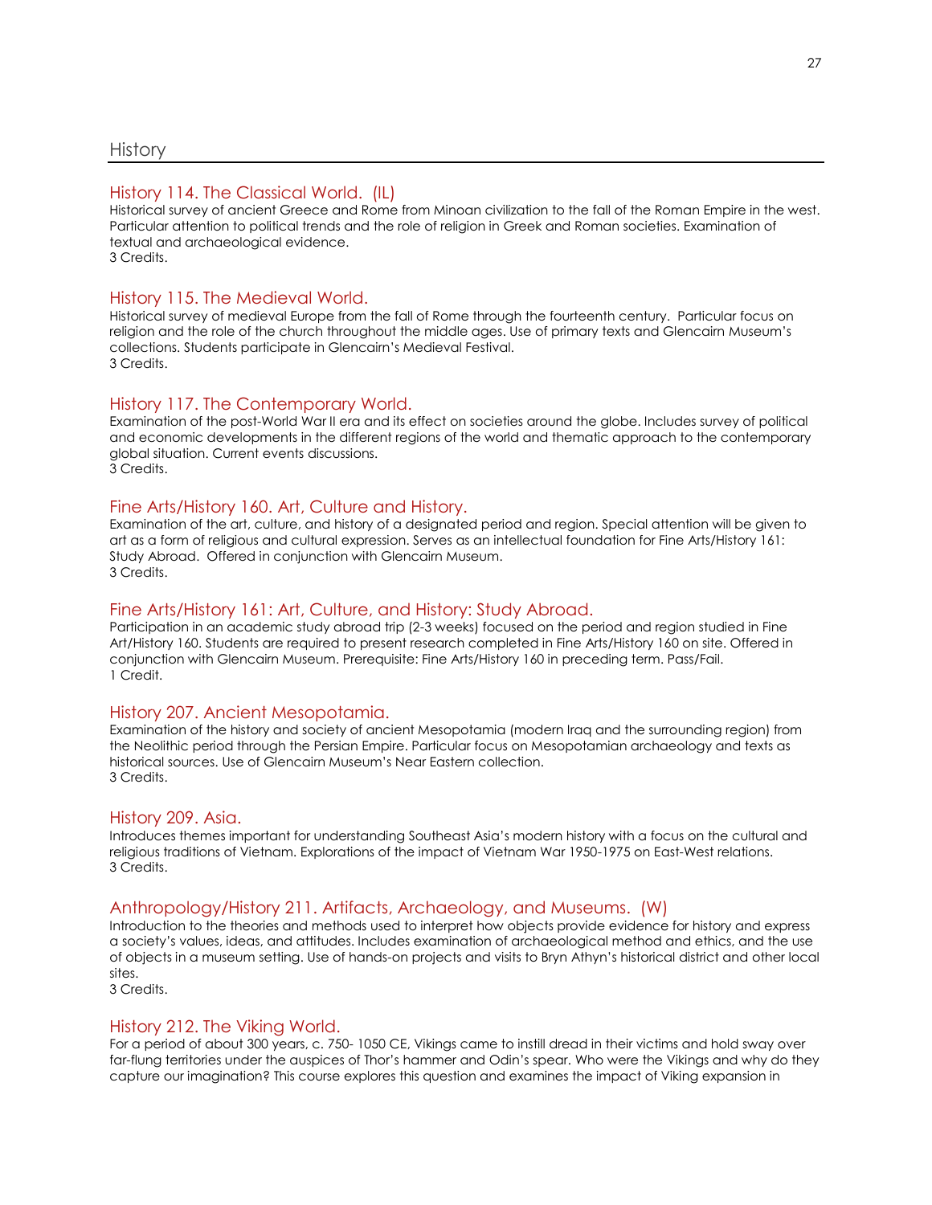## History

### History 114. The Classical World. (IL)

Historical survey of ancient Greece and Rome from Minoan civilization to the fall of the Roman Empire in the west. Particular attention to political trends and the role of religion in Greek and Roman societies. Examination of textual and archaeological evidence.
3 Credits.

### History 115. The Medieval World.

Historical survey of medieval Europe from the fall of Rome through the fourteenth century. Particular focus on religion and the role of the church throughout the middle ages. Use of primary texts and Glencairn Museum's collections. Students participate in Glencairn's Medieval Festival.
3 Credits.

### History 117. The Contemporary World.

Examination of the post-World War II era and its effect on societies around the globe. Includes survey of political and economic developments in the different regions of the world and thematic approach to the contemporary global situation. Current events discussions.
3 Credits.

### Fine Arts/History 160. Art, Culture and History.

Examination of the art, culture, and history of a designated period and region. Special attention will be given to art as a form of religious and cultural expression. Serves as an intellectual foundation for Fine Arts/History 161: Study Abroad. Offered in conjunction with Glencairn Museum.
3 Credits.

### Fine Arts/History 161: Art, Culture, and History: Study Abroad.

Participation in an academic study abroad trip (2-3 weeks) focused on the period and region studied in Fine Art/History 160. Students are required to present research completed in Fine Arts/History 160 on site. Offered in conjunction with Glencairn Museum. Prerequisite: Fine Arts/History 160 in preceding term. Pass/Fail.
1 Credit.

### History 207. Ancient Mesopotamia.

Examination of the history and society of ancient Mesopotamia (modern Iraq and the surrounding region) from the Neolithic period through the Persian Empire. Particular focus on Mesopotamian archaeology and texts as historical sources. Use of Glencairn Museum's Near Eastern collection.
3 Credits.

### History 209. Asia.

Introduces themes important for understanding Southeast Asia's modern history with a focus on the cultural and religious traditions of Vietnam. Explorations of the impact of Vietnam War 1950-1975 on East-West relations.
3 Credits.

### Anthropology/History 211. Artifacts, Archaeology, and Museums. (W)

Introduction to the theories and methods used to interpret how objects provide evidence for history and express a society's values, ideas, and attitudes. Includes examination of archaeological method and ethics, and the use of objects in a museum setting. Use of hands-on projects and visits to Bryn Athyn's historical district and other local sites.
3 Credits.

### History 212. The Viking World.

For a period of about 300 years, c. 750- 1050 CE, Vikings came to instill dread in their victims and hold sway over far-flung territories under the auspices of Thor's hammer and Odin's spear. Who were the Vikings and why do they capture our imagination? This course explores this question and examines the impact of Viking expansion in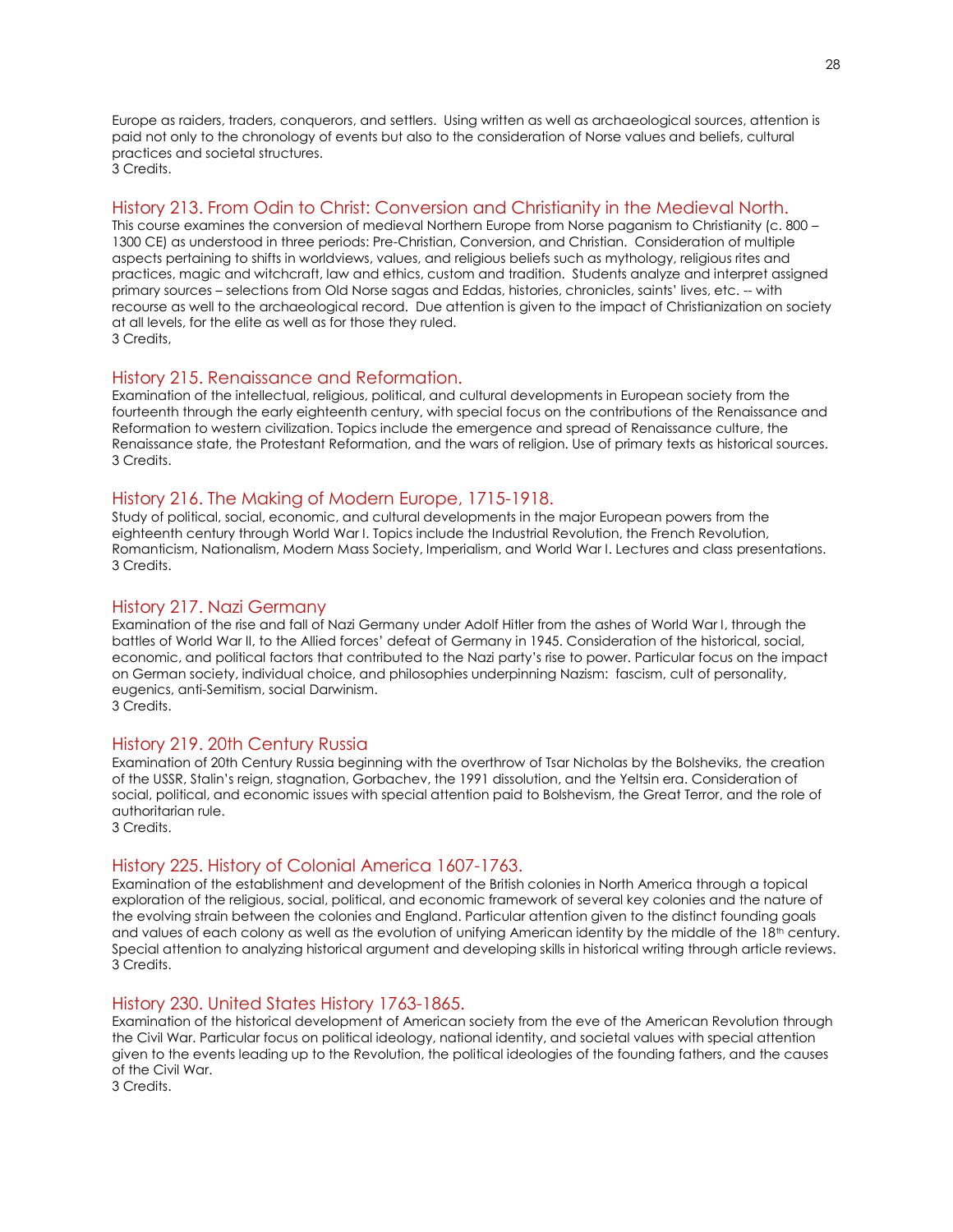Europe as raiders, traders, conquerors, and settlers. Using written as well as archaeological sources, attention is paid not only to the chronology of events but also to the consideration of Norse values and beliefs, cultural practices and societal structures.
3 Credits.

## History 213. From Odin to Christ: Conversion and Christianity in the Medieval North.

This course examines the conversion of medieval Northern Europe from Norse paganism to Christianity (c. 800 – 1300 CE) as understood in three periods: Pre-Christian, Conversion, and Christian. Consideration of multiple aspects pertaining to shifts in worldviews, values, and religious beliefs such as mythology, religious rites and practices, magic and witchcraft, law and ethics, custom and tradition. Students analyze and interpret assigned primary sources – selections from Old Norse sagas and Eddas, histories, chronicles, saints' lives, etc. -- with recourse as well to the archaeological record. Due attention is given to the impact of Christianization on society at all levels, for the elite as well as for those they ruled.
3 Credits,

## History 215. Renaissance and Reformation.

Examination of the intellectual, religious, political, and cultural developments in European society from the fourteenth through the early eighteenth century, with special focus on the contributions of the Renaissance and Reformation to western civilization. Topics include the emergence and spread of Renaissance culture, the Renaissance state, the Protestant Reformation, and the wars of religion. Use of primary texts as historical sources.
3 Credits.

## History 216. The Making of Modern Europe, 1715-1918.

Study of political, social, economic, and cultural developments in the major European powers from the eighteenth century through World War I. Topics include the Industrial Revolution, the French Revolution, Romanticism, Nationalism, Modern Mass Society, Imperialism, and World War I. Lectures and class presentations.
3 Credits.

## History 217. Nazi Germany

Examination of the rise and fall of Nazi Germany under Adolf Hitler from the ashes of World War I, through the battles of World War II, to the Allied forces' defeat of Germany in 1945. Consideration of the historical, social, economic, and political factors that contributed to the Nazi party's rise to power. Particular focus on the impact on German society, individual choice, and philosophies underpinning Nazism: fascism, cult of personality, eugenics, anti-Semitism, social Darwinism.
3 Credits.

## History 219. 20th Century Russia

Examination of 20th Century Russia beginning with the overthrow of Tsar Nicholas by the Bolsheviks, the creation of the USSR, Stalin's reign, stagnation, Gorbachev, the 1991 dissolution, and the Yeltsin era. Consideration of social, political, and economic issues with special attention paid to Bolshevism, the Great Terror, and the role of authoritarian rule.
3 Credits.

## History 225. History of Colonial America 1607-1763.

Examination of the establishment and development of the British colonies in North America through a topical exploration of the religious, social, political, and economic framework of several key colonies and the nature of the evolving strain between the colonies and England. Particular attention given to the distinct founding goals and values of each colony as well as the evolution of unifying American identity by the middle of the 18th century. Special attention to analyzing historical argument and developing skills in historical writing through article reviews.
3 Credits.

## History 230. United States History 1763-1865.

Examination of the historical development of American society from the eve of the American Revolution through the Civil War. Particular focus on political ideology, national identity, and societal values with special attention given to the events leading up to the Revolution, the political ideologies of the founding fathers, and the causes of the Civil War.
3 Credits.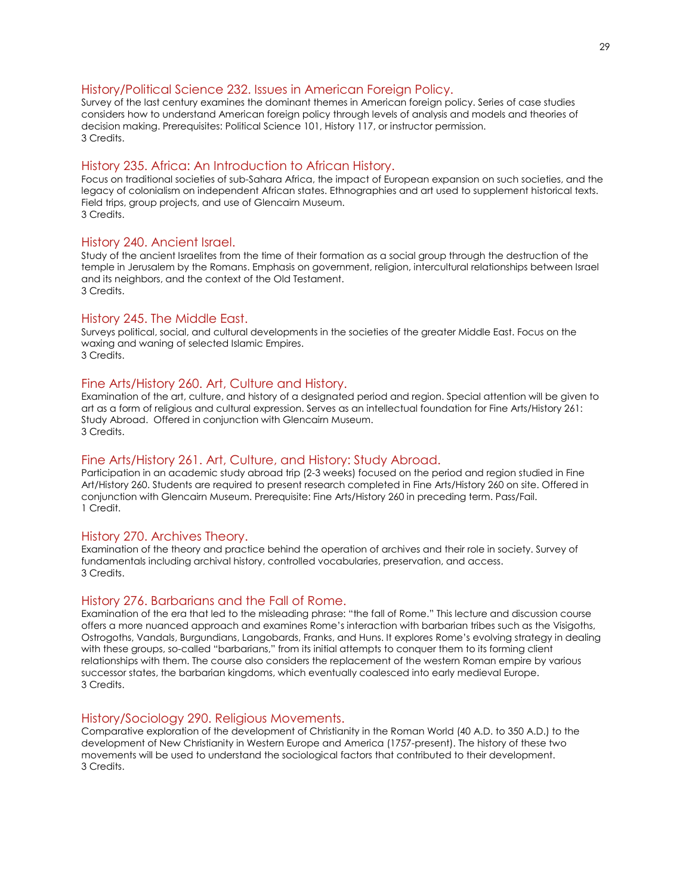### History/Political Science 232. Issues in American Foreign Policy.

Survey of the last century examines the dominant themes in American foreign policy. Series of case studies considers how to understand American foreign policy through levels of analysis and models and theories of decision making. Prerequisites: Political Science 101, History 117, or instructor permission.
3 Credits.

### History 235. Africa: An Introduction to African History.

Focus on traditional societies of sub-Sahara Africa, the impact of European expansion on such societies, and the legacy of colonialism on independent African states. Ethnographies and art used to supplement historical texts. Field trips, group projects, and use of Glencairn Museum.
3 Credits.

### History 240. Ancient Israel.

Study of the ancient Israelites from the time of their formation as a social group through the destruction of the temple in Jerusalem by the Romans. Emphasis on government, religion, intercultural relationships between Israel and its neighbors, and the context of the Old Testament.
3 Credits.

### History 245. The Middle East.

Surveys political, social, and cultural developments in the societies of the greater Middle East. Focus on the waxing and waning of selected Islamic Empires.
3 Credits.

### Fine Arts/History 260. Art, Culture and History.

Examination of the art, culture, and history of a designated period and region. Special attention will be given to art as a form of religious and cultural expression. Serves as an intellectual foundation for Fine Arts/History 261: Study Abroad. Offered in conjunction with Glencairn Museum.
3 Credits.

### Fine Arts/History 261. Art, Culture, and History: Study Abroad.

Participation in an academic study abroad trip (2-3 weeks) focused on the period and region studied in Fine Art/History 260. Students are required to present research completed in Fine Arts/History 260 on site. Offered in conjunction with Glencairn Museum. Prerequisite: Fine Arts/History 260 in preceding term. Pass/Fail.
1 Credit.

### History 270. Archives Theory.

Examination of the theory and practice behind the operation of archives and their role in society. Survey of fundamentals including archival history, controlled vocabularies, preservation, and access.
3 Credits.

### History 276. Barbarians and the Fall of Rome.

Examination of the era that led to the misleading phrase: "the fall of Rome." This lecture and discussion course offers a more nuanced approach and examines Rome's interaction with barbarian tribes such as the Visigoths, Ostrogoths, Vandals, Burgundians, Langobards, Franks, and Huns. It explores Rome's evolving strategy in dealing with these groups, so-called "barbarians," from its initial attempts to conquer them to its forming client relationships with them. The course also considers the replacement of the western Roman empire by various successor states, the barbarian kingdoms, which eventually coalesced into early medieval Europe.
3 Credits.

### History/Sociology 290. Religious Movements.

Comparative exploration of the development of Christianity in the Roman World (40 A.D. to 350 A.D.) to the development of New Christianity in Western Europe and America (1757-present). The history of these two movements will be used to understand the sociological factors that contributed to their development.
3 Credits.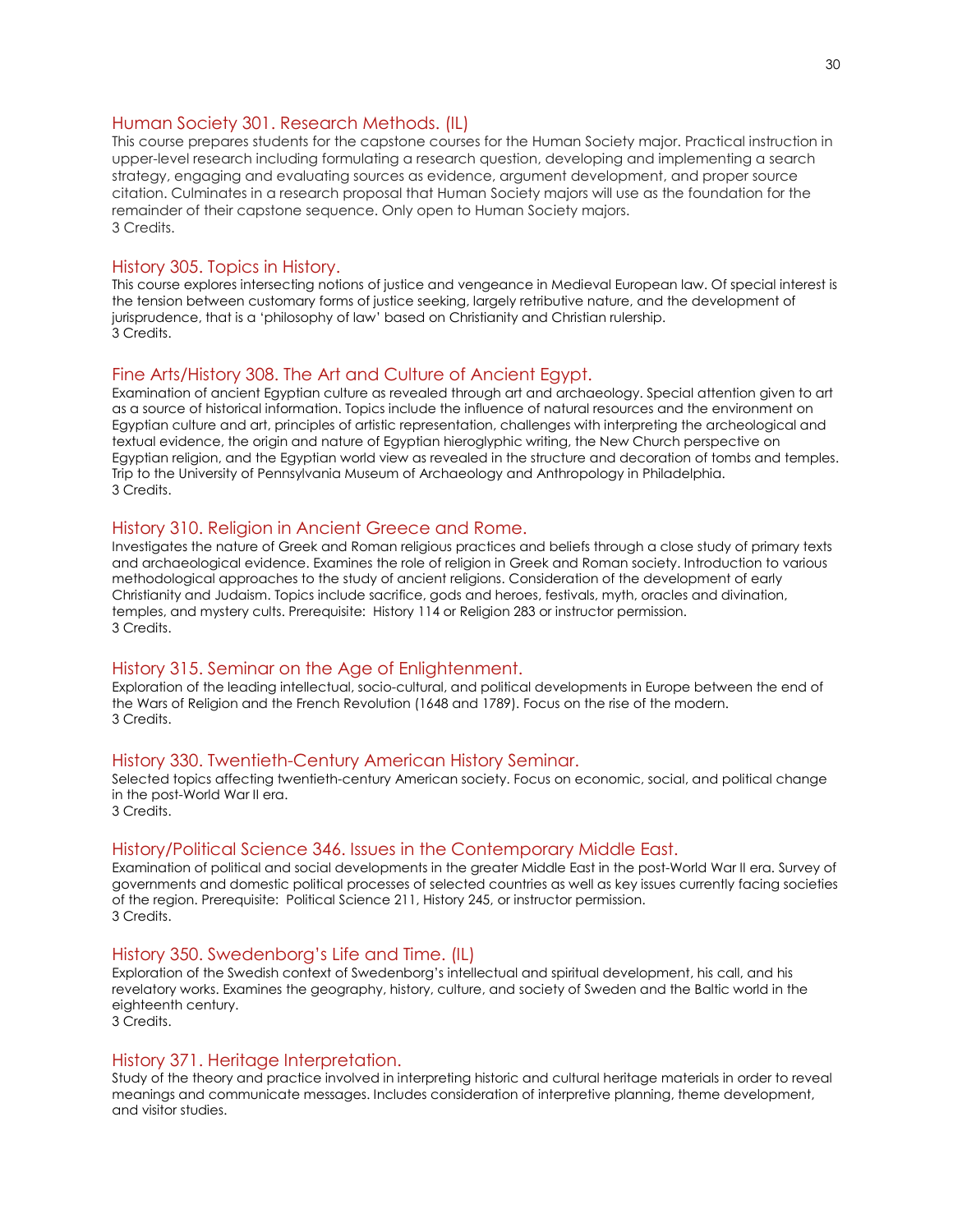### Human Society 301. Research Methods. (IL)

This course prepares students for the capstone courses for the Human Society major. Practical instruction in upper-level research including formulating a research question, developing and implementing a search strategy, engaging and evaluating sources as evidence, argument development, and proper source citation. Culminates in a research proposal that Human Society majors will use as the foundation for the remainder of their capstone sequence. Only open to Human Society majors.
3 Credits.

### History 305. Topics in History.

This course explores intersecting notions of justice and vengeance in Medieval European law. Of special interest is the tension between customary forms of justice seeking, largely retributive nature, and the development of jurisprudence, that is a 'philosophy of law' based on Christianity and Christian rulership.
3 Credits.

### Fine Arts/History 308. The Art and Culture of Ancient Egypt.

Examination of ancient Egyptian culture as revealed through art and archaeology. Special attention given to art as a source of historical information. Topics include the influence of natural resources and the environment on Egyptian culture and art, principles of artistic representation, challenges with interpreting the archeological and textual evidence, the origin and nature of Egyptian hieroglyphic writing, the New Church perspective on Egyptian religion, and the Egyptian world view as revealed in the structure and decoration of tombs and temples. Trip to the University of Pennsylvania Museum of Archaeology and Anthropology in Philadelphia.
3 Credits.

### History 310. Religion in Ancient Greece and Rome.

Investigates the nature of Greek and Roman religious practices and beliefs through a close study of primary texts and archaeological evidence. Examines the role of religion in Greek and Roman society. Introduction to various methodological approaches to the study of ancient religions. Consideration of the development of early Christianity and Judaism. Topics include sacrifice, gods and heroes, festivals, myth, oracles and divination, temples, and mystery cults. Prerequisite: History 114 or Religion 283 or instructor permission.
3 Credits.

### History 315. Seminar on the Age of Enlightenment.

Exploration of the leading intellectual, socio-cultural, and political developments in Europe between the end of the Wars of Religion and the French Revolution (1648 and 1789). Focus on the rise of the modern.
3 Credits.

### History 330. Twentieth-Century American History Seminar.

Selected topics affecting twentieth-century American society. Focus on economic, social, and political change in the post-World War II era.
3 Credits.

### History/Political Science 346. Issues in the Contemporary Middle East.

Examination of political and social developments in the greater Middle East in the post-World War II era. Survey of governments and domestic political processes of selected countries as well as key issues currently facing societies of the region. Prerequisite: Political Science 211, History 245, or instructor permission.
3 Credits.

### History 350. Swedenborg's Life and Time. (IL)

Exploration of the Swedish context of Swedenborg's intellectual and spiritual development, his call, and his revelatory works. Examines the geography, history, culture, and society of Sweden and the Baltic world in the eighteenth century.
3 Credits.

### History 371. Heritage Interpretation.

Study of the theory and practice involved in interpreting historic and cultural heritage materials in order to reveal meanings and communicate messages. Includes consideration of interpretive planning, theme development, and visitor studies.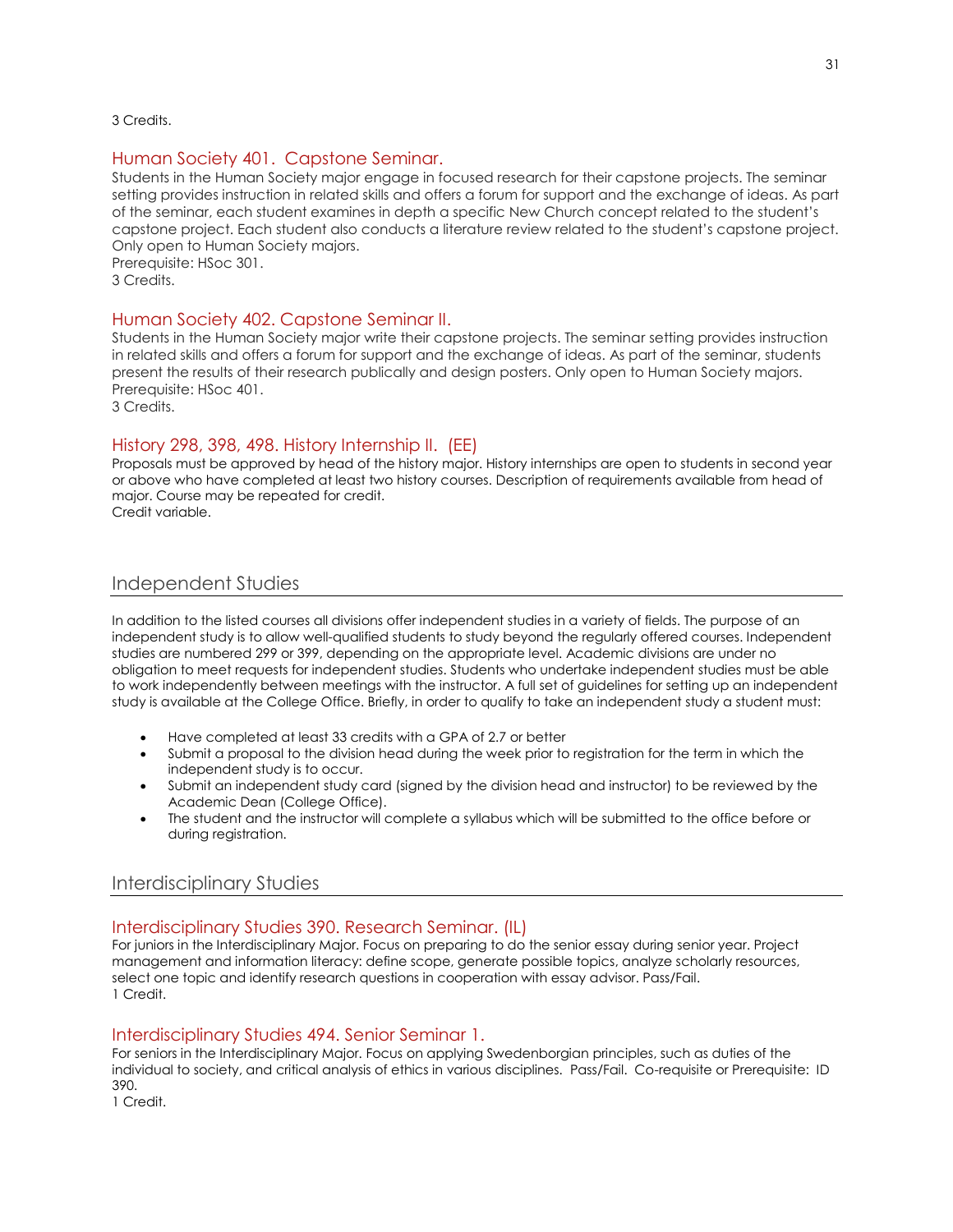3 Credits.

### Human Society 401. Capstone Seminar.

Students in the Human Society major engage in focused research for their capstone projects. The seminar setting provides instruction in related skills and offers a forum for support and the exchange of ideas. As part of the seminar, each student examines in depth a specific New Church concept related to the student's capstone project. Each student also conducts a literature review related to the student's capstone project. Only open to Human Society majors.
Prerequisite: HSoc 301.
3 Credits.

### Human Society 402. Capstone Seminar II.

Students in the Human Society major write their capstone projects. The seminar setting provides instruction in related skills and offers a forum for support and the exchange of ideas. As part of the seminar, students present the results of their research publically and design posters. Only open to Human Society majors.
Prerequisite: HSoc 401.
3 Credits.

### History 298, 398, 498. History Internship II. (EE)

Proposals must be approved by head of the history major. History internships are open to students in second year or above who have completed at least two history courses. Description of requirements available from head of major. Course may be repeated for credit.
Credit variable.

## Independent Studies

In addition to the listed courses all divisions offer independent studies in a variety of fields. The purpose of an independent study is to allow well-qualified students to study beyond the regularly offered courses. Independent studies are numbered 299 or 399, depending on the appropriate level. Academic divisions are under no obligation to meet requests for independent studies. Students who undertake independent studies must be able to work independently between meetings with the instructor. A full set of guidelines for setting up an independent study is available at the College Office. Briefly, in order to qualify to take an independent study a student must:

- Have completed at least 33 credits with a GPA of 2.7 or better
- Submit a proposal to the division head during the week prior to registration for the term in which the independent study is to occur.
- Submit an independent study card (signed by the division head and instructor) to be reviewed by the Academic Dean (College Office).
- The student and the instructor will complete a syllabus which will be submitted to the office before or during registration.

## Interdisciplinary Studies

### Interdisciplinary Studies 390. Research Seminar. (IL)

For juniors in the Interdisciplinary Major. Focus on preparing to do the senior essay during senior year. Project management and information literacy: define scope, generate possible topics, analyze scholarly resources, select one topic and identify research questions in cooperation with essay advisor. Pass/Fail.
1 Credit.

### Interdisciplinary Studies 494. Senior Seminar 1.

For seniors in the Interdisciplinary Major. Focus on applying Swedenborgian principles, such as duties of the individual to society, and critical analysis of ethics in various disciplines. Pass/Fail. Co-requisite or Prerequisite: ID 390.
1 Credit.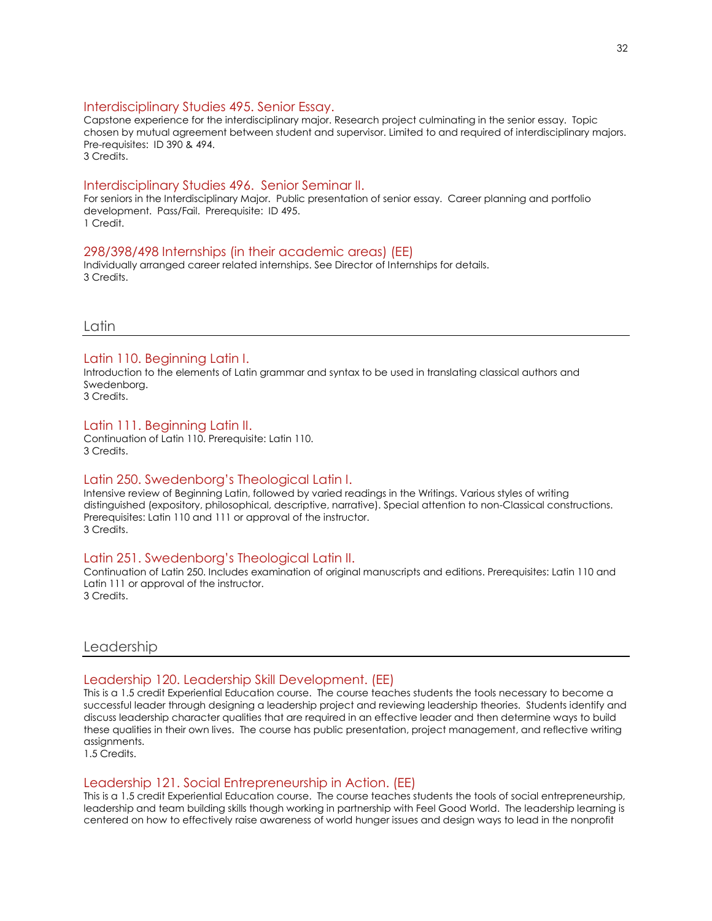### Interdisciplinary Studies 495. Senior Essay.

Capstone experience for the interdisciplinary major. Research project culminating in the senior essay. Topic chosen by mutual agreement between student and supervisor. Limited to and required of interdisciplinary majors. Pre-requisites: ID 390 & 494.
3 Credits.

### Interdisciplinary Studies 496. Senior Seminar II.

For seniors in the Interdisciplinary Major. Public presentation of senior essay. Career planning and portfolio development. Pass/Fail. Prerequisite: ID 495.
1 Credit.

### 298/398/498 Internships (in their academic areas) (EE)

Individually arranged career related internships. See Director of Internships for details.
3 Credits.

## Latin

### Latin 110. Beginning Latin I.

Introduction to the elements of Latin grammar and syntax to be used in translating classical authors and Swedenborg.
3 Credits.

### Latin 111. Beginning Latin II.

Continuation of Latin 110. Prerequisite: Latin 110.
3 Credits.

### Latin 250. Swedenborg's Theological Latin I.

Intensive review of Beginning Latin, followed by varied readings in the Writings. Various styles of writing distinguished (expository, philosophical, descriptive, narrative). Special attention to non-Classical constructions. Prerequisites: Latin 110 and 111 or approval of the instructor.
3 Credits.

### Latin 251. Swedenborg's Theological Latin II.

Continuation of Latin 250. Includes examination of original manuscripts and editions. Prerequisites: Latin 110 and Latin 111 or approval of the instructor.
3 Credits.

## Leadership

### Leadership 120. Leadership Skill Development. (EE)

This is a 1.5 credit Experiential Education course. The course teaches students the tools necessary to become a successful leader through designing a leadership project and reviewing leadership theories. Students identify and discuss leadership character qualities that are required in an effective leader and then determine ways to build these qualities in their own lives. The course has public presentation, project management, and reflective writing assignments.
1.5 Credits.

### Leadership 121. Social Entrepreneurship in Action. (EE)

This is a 1.5 credit Experiential Education course. The course teaches students the tools of social entrepreneurship, leadership and team building skills though working in partnership with Feel Good World. The leadership learning is centered on how to effectively raise awareness of world hunger issues and design ways to lead in the nonprofit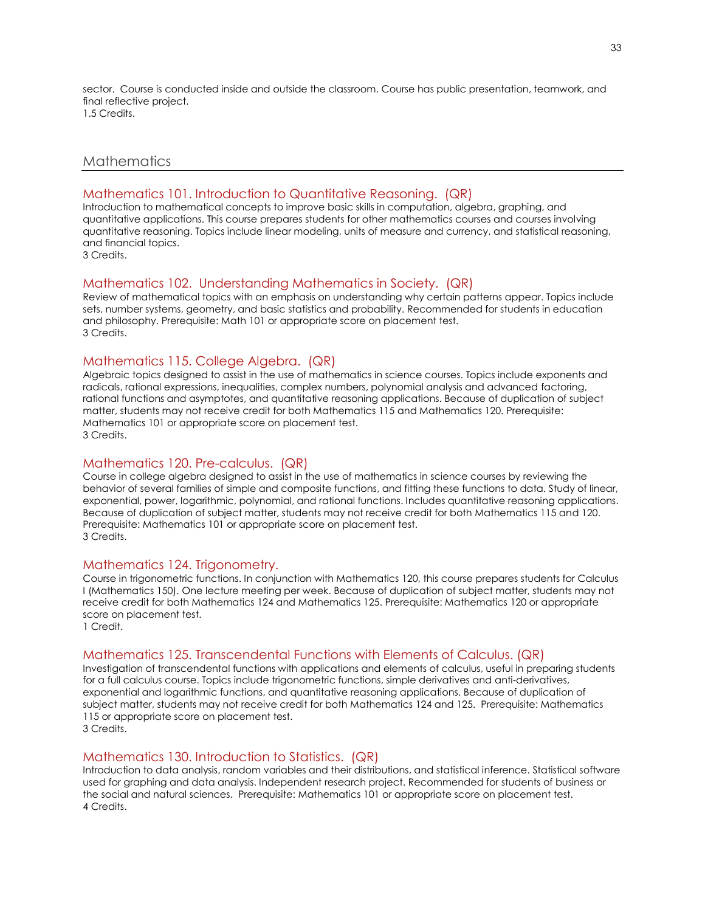sector. Course is conducted inside and outside the classroom. Course has public presentation, teamwork, and final reflective project.
1.5 Credits.

## Mathematics

### Mathematics 101. Introduction to Quantitative Reasoning. (QR)

Introduction to mathematical concepts to improve basic skills in computation, algebra, graphing, and quantitative applications. This course prepares students for other mathematics courses and courses involving quantitative reasoning. Topics include linear modeling, units of measure and currency, and statistical reasoning, and financial topics.
3 Credits.

### Mathematics 102. Understanding Mathematics in Society. (QR)

Review of mathematical topics with an emphasis on understanding why certain patterns appear. Topics include sets, number systems, geometry, and basic statistics and probability. Recommended for students in education and philosophy. Prerequisite: Math 101 or appropriate score on placement test.
3 Credits.

### Mathematics 115. College Algebra. (QR)

Algebraic topics designed to assist in the use of mathematics in science courses. Topics include exponents and radicals, rational expressions, inequalities, complex numbers, polynomial analysis and advanced factoring, rational functions and asymptotes, and quantitative reasoning applications. Because of duplication of subject matter, students may not receive credit for both Mathematics 115 and Mathematics 120. Prerequisite: Mathematics 101 or appropriate score on placement test.
3 Credits.

### Mathematics 120. Pre-calculus. (QR)

Course in college algebra designed to assist in the use of mathematics in science courses by reviewing the behavior of several families of simple and composite functions, and fitting these functions to data. Study of linear, exponential, power, logarithmic, polynomial, and rational functions. Includes quantitative reasoning applications. Because of duplication of subject matter, students may not receive credit for both Mathematics 115 and 120. Prerequisite: Mathematics 101 or appropriate score on placement test.
3 Credits.

### Mathematics 124. Trigonometry.

Course in trigonometric functions. In conjunction with Mathematics 120, this course prepares students for Calculus I (Mathematics 150). One lecture meeting per week. Because of duplication of subject matter, students may not receive credit for both Mathematics 124 and Mathematics 125. Prerequisite: Mathematics 120 or appropriate score on placement test.
1 Credit.

### Mathematics 125. Transcendental Functions with Elements of Calculus. (QR)

Investigation of transcendental functions with applications and elements of calculus, useful in preparing students for a full calculus course. Topics include trigonometric functions, simple derivatives and anti-derivatives, exponential and logarithmic functions, and quantitative reasoning applications. Because of duplication of subject matter, students may not receive credit for both Mathematics 124 and 125. Prerequisite: Mathematics 115 or appropriate score on placement test.
3 Credits.

### Mathematics 130. Introduction to Statistics. (QR)

Introduction to data analysis, random variables and their distributions, and statistical inference. Statistical software used for graphing and data analysis. Independent research project. Recommended for students of business or the social and natural sciences. Prerequisite: Mathematics 101 or appropriate score on placement test.
4 Credits.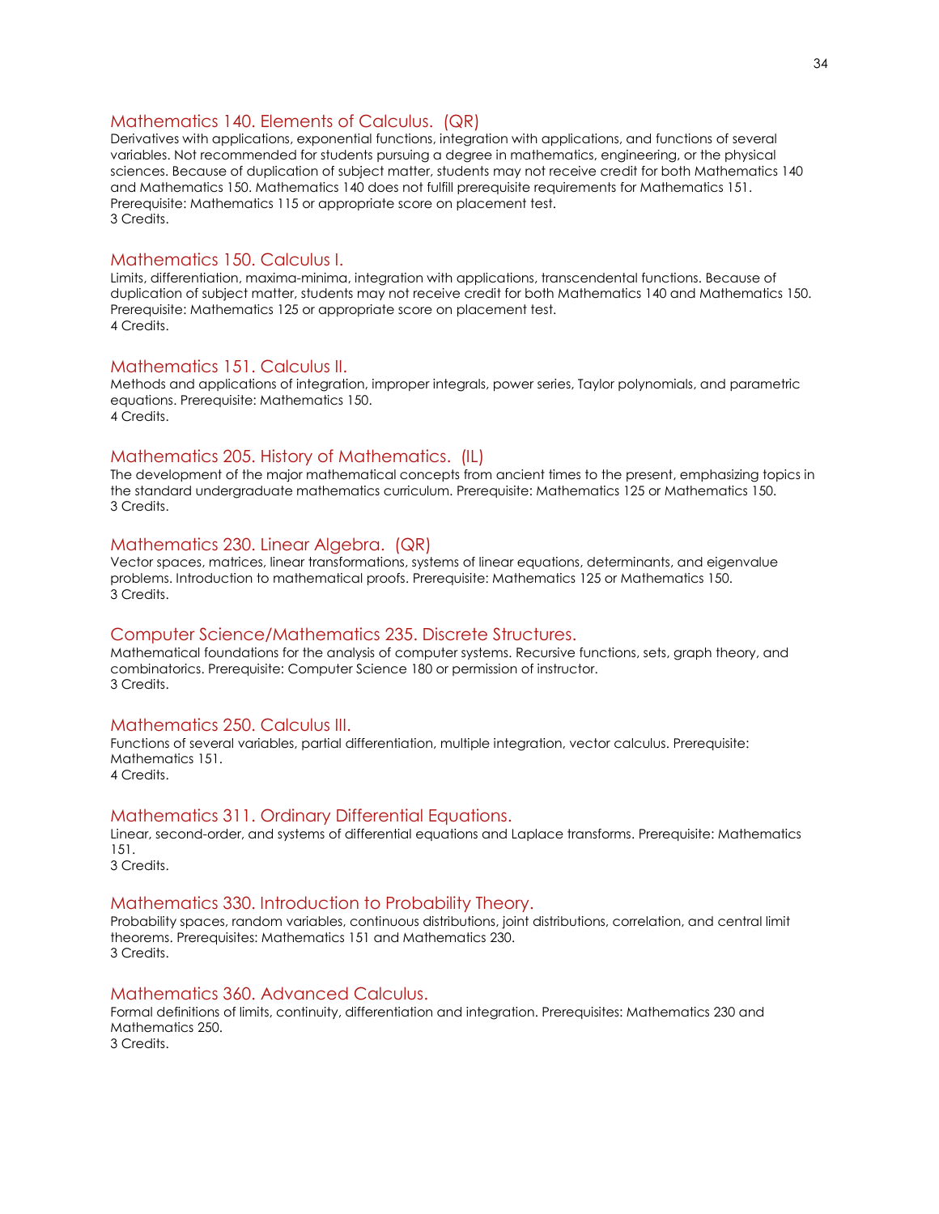### Mathematics 140. Elements of Calculus. (QR)

Derivatives with applications, exponential functions, integration with applications, and functions of several variables. Not recommended for students pursuing a degree in mathematics, engineering, or the physical sciences. Because of duplication of subject matter, students may not receive credit for both Mathematics 140 and Mathematics 150. Mathematics 140 does not fulfill prerequisite requirements for Mathematics 151. Prerequisite: Mathematics 115 or appropriate score on placement test.
3 Credits.

### Mathematics 150. Calculus I.

Limits, differentiation, maxima-minima, integration with applications, transcendental functions. Because of duplication of subject matter, students may not receive credit for both Mathematics 140 and Mathematics 150. Prerequisite: Mathematics 125 or appropriate score on placement test.
4 Credits.

### Mathematics 151. Calculus II.

Methods and applications of integration, improper integrals, power series, Taylor polynomials, and parametric equations. Prerequisite: Mathematics 150.
4 Credits.

### Mathematics 205. History of Mathematics. (IL)

The development of the major mathematical concepts from ancient times to the present, emphasizing topics in the standard undergraduate mathematics curriculum. Prerequisite: Mathematics 125 or Mathematics 150.
3 Credits.

### Mathematics 230. Linear Algebra. (QR)

Vector spaces, matrices, linear transformations, systems of linear equations, determinants, and eigenvalue problems. Introduction to mathematical proofs. Prerequisite: Mathematics 125 or Mathematics 150.
3 Credits.

### Computer Science/Mathematics 235. Discrete Structures.

Mathematical foundations for the analysis of computer systems. Recursive functions, sets, graph theory, and combinatorics. Prerequisite: Computer Science 180 or permission of instructor.
3 Credits.

### Mathematics 250. Calculus III.

Functions of several variables, partial differentiation, multiple integration, vector calculus. Prerequisite: Mathematics 151.
4 Credits.

### Mathematics 311. Ordinary Differential Equations.

Linear, second-order, and systems of differential equations and Laplace transforms. Prerequisite: Mathematics 151.
3 Credits.

### Mathematics 330. Introduction to Probability Theory.

Probability spaces, random variables, continuous distributions, joint distributions, correlation, and central limit theorems. Prerequisites: Mathematics 151 and Mathematics 230.
3 Credits.

### Mathematics 360. Advanced Calculus.

Formal definitions of limits, continuity, differentiation and integration. Prerequisites: Mathematics 230 and Mathematics 250.
3 Credits.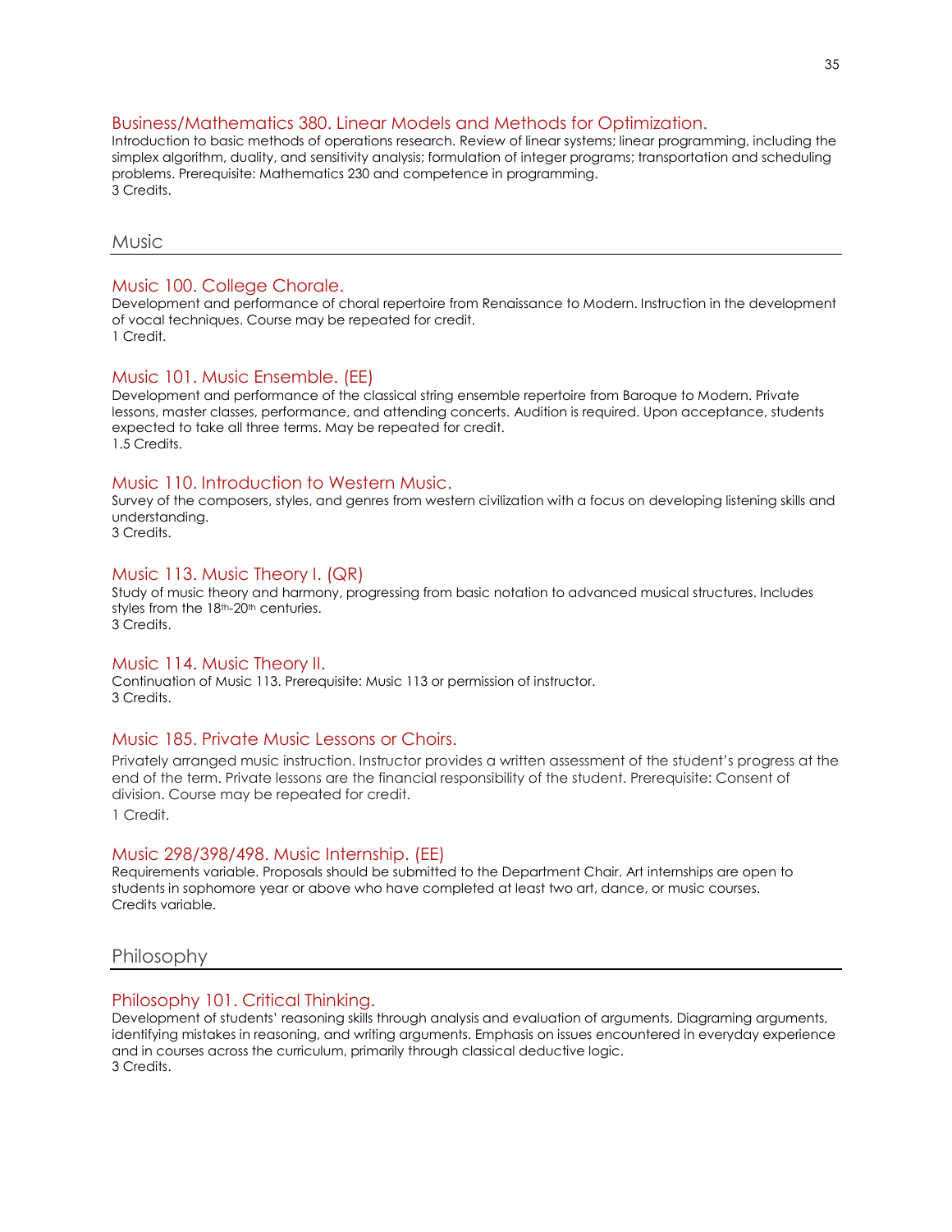### Business/Mathematics 380. Linear Models and Methods for Optimization.

Introduction to basic methods of operations research. Review of linear systems; linear programming, including the simplex algorithm, duality, and sensitivity analysis; formulation of integer programs; transportation and scheduling problems. Prerequisite: Mathematics 230 and competence in programming.
3 Credits.

## Music

### Music 100. College Chorale.

Development and performance of choral repertoire from Renaissance to Modern. Instruction in the development of vocal techniques. Course may be repeated for credit.
1 Credit.

### Music 101. Music Ensemble. (EE)

Development and performance of the classical string ensemble repertoire from Baroque to Modern. Private lessons, master classes, performance, and attending concerts. Audition is required. Upon acceptance, students expected to take all three terms. May be repeated for credit.
1.5 Credits.

### Music 110. Introduction to Western Music.

Survey of the composers, styles, and genres from western civilization with a focus on developing listening skills and understanding.
3 Credits.

### Music 113. Music Theory I. (QR)

Study of music theory and harmony, progressing from basic notation to advanced musical structures. Includes styles from the 18th-20th centuries.
3 Credits.

### Music 114. Music Theory II.

Continuation of Music 113. Prerequisite: Music 113 or permission of instructor.
3 Credits.

### Music 185. Private Music Lessons or Choirs.

Privately arranged music instruction. Instructor provides a written assessment of the student's progress at the end of the term. Private lessons are the financial responsibility of the student. Prerequisite: Consent of division. Course may be repeated for credit.

1 Credit.

### Music 298/398/498. Music Internship. (EE)

Requirements variable. Proposals should be submitted to the Department Chair. Art internships are open to students in sophomore year or above who have completed at least two art, dance, or music courses.
Credits variable.

## Philosophy

### Philosophy 101. Critical Thinking.

Development of students' reasoning skills through analysis and evaluation of arguments. Diagraming arguments, identifying mistakes in reasoning, and writing arguments. Emphasis on issues encountered in everyday experience and in courses across the curriculum, primarily through classical deductive logic.
3 Credits.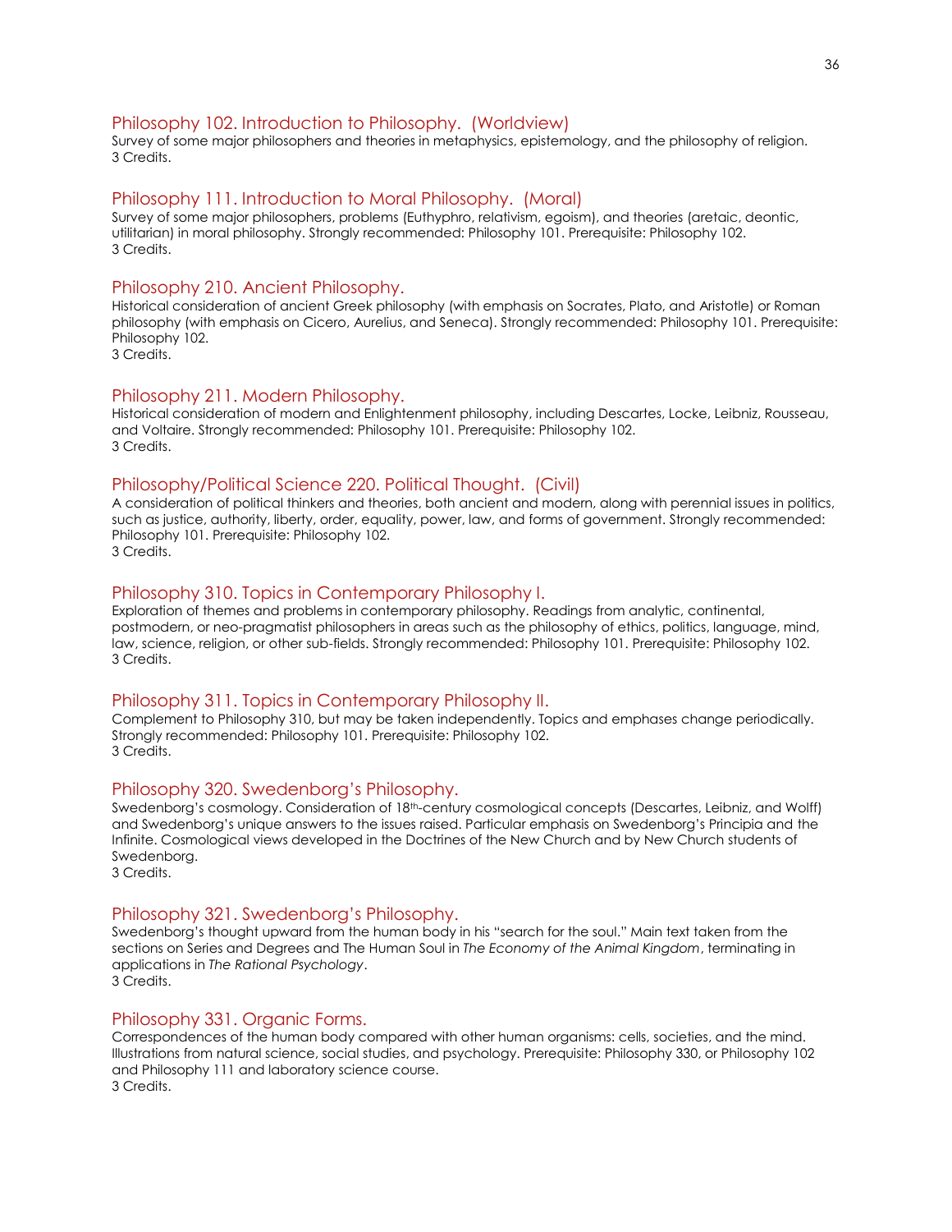### Philosophy 102. Introduction to Philosophy. (Worldview)

Survey of some major philosophers and theories in metaphysics, epistemology, and the philosophy of religion.
3 Credits.

### Philosophy 111. Introduction to Moral Philosophy. (Moral)

Survey of some major philosophers, problems (Euthyphro, relativism, egoism), and theories (aretaic, deontic, utilitarian) in moral philosophy. Strongly recommended: Philosophy 101. Prerequisite: Philosophy 102.
3 Credits.

### Philosophy 210. Ancient Philosophy.

Historical consideration of ancient Greek philosophy (with emphasis on Socrates, Plato, and Aristotle) or Roman philosophy (with emphasis on Cicero, Aurelius, and Seneca). Strongly recommended: Philosophy 101. Prerequisite: Philosophy 102.
3 Credits.

### Philosophy 211. Modern Philosophy.

Historical consideration of modern and Enlightenment philosophy, including Descartes, Locke, Leibniz, Rousseau, and Voltaire. Strongly recommended: Philosophy 101. Prerequisite: Philosophy 102.
3 Credits.

### Philosophy/Political Science 220. Political Thought. (Civil)

A consideration of political thinkers and theories, both ancient and modern, along with perennial issues in politics, such as justice, authority, liberty, order, equality, power, law, and forms of government. Strongly recommended: Philosophy 101. Prerequisite: Philosophy 102.
3 Credits.

### Philosophy 310. Topics in Contemporary Philosophy I.

Exploration of themes and problems in contemporary philosophy. Readings from analytic, continental, postmodern, or neo-pragmatist philosophers in areas such as the philosophy of ethics, politics, language, mind, law, science, religion, or other sub-fields. Strongly recommended: Philosophy 101. Prerequisite: Philosophy 102.
3 Credits.

### Philosophy 311. Topics in Contemporary Philosophy II.

Complement to Philosophy 310, but may be taken independently. Topics and emphases change periodically. Strongly recommended: Philosophy 101. Prerequisite: Philosophy 102.
3 Credits.

### Philosophy 320. Swedenborg's Philosophy.

Swedenborg's cosmology. Consideration of 18th-century cosmological concepts (Descartes, Leibniz, and Wolff) and Swedenborg's unique answers to the issues raised. Particular emphasis on Swedenborg's Principia and the Infinite. Cosmological views developed in the Doctrines of the New Church and by New Church students of Swedenborg.
3 Credits.

### Philosophy 321. Swedenborg's Philosophy.

Swedenborg's thought upward from the human body in his "search for the soul." Main text taken from the sections on Series and Degrees and The Human Soul in *The Economy of the Animal Kingdom*, terminating in applications in *The Rational Psychology*.
3 Credits.

### Philosophy 331. Organic Forms.

Correspondences of the human body compared with other human organisms: cells, societies, and the mind. Illustrations from natural science, social studies, and psychology. Prerequisite: Philosophy 330, or Philosophy 102 and Philosophy 111 and laboratory science course.
3 Credits.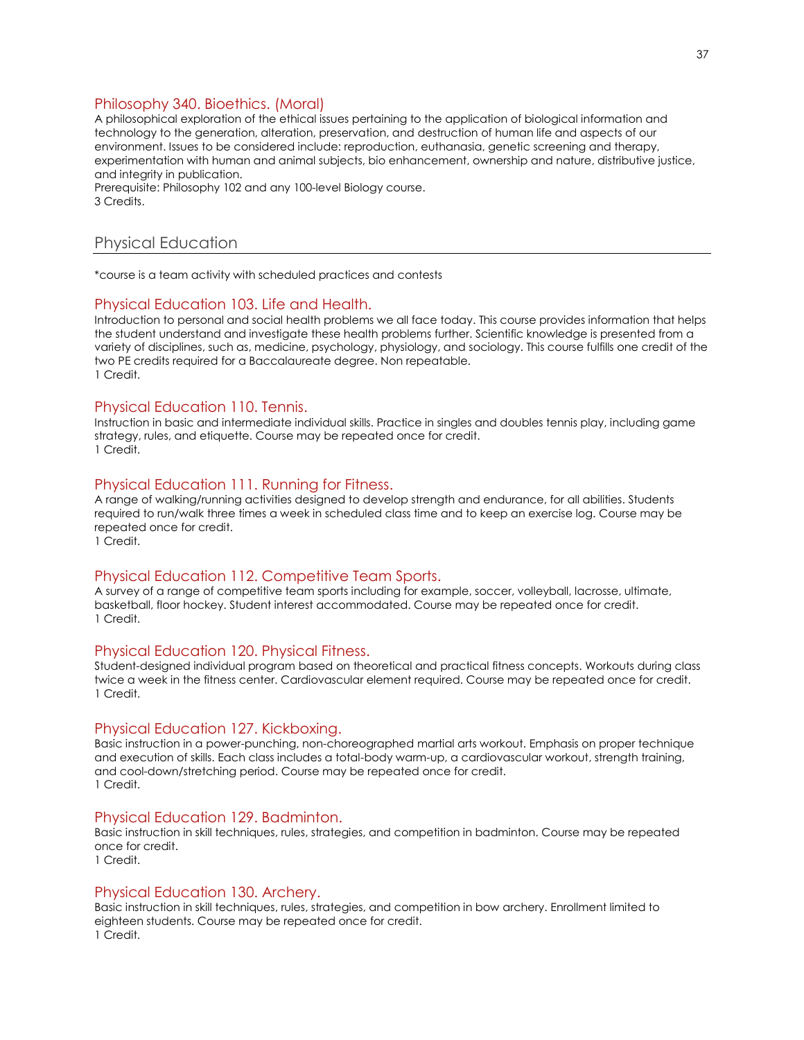### Philosophy 340. Bioethics. (Moral)

A philosophical exploration of the ethical issues pertaining to the application of biological information and technology to the generation, alteration, preservation, and destruction of human life and aspects of our environment. Issues to be considered include: reproduction, euthanasia, genetic screening and therapy, experimentation with human and animal subjects, bio enhancement, ownership and nature, distributive justice, and integrity in publication.
Prerequisite: Philosophy 102 and any 100-level Biology course.
3 Credits.

## Physical Education

*course is a team activity with scheduled practices and contests

### Physical Education 103. Life and Health.

Introduction to personal and social health problems we all face today. This course provides information that helps the student understand and investigate these health problems further. Scientific knowledge is presented from a variety of disciplines, such as, medicine, psychology, physiology, and sociology. This course fulfills one credit of the two PE credits required for a Baccalaureate degree. Non repeatable.
1 Credit.

### Physical Education 110. Tennis.

Instruction in basic and intermediate individual skills. Practice in singles and doubles tennis play, including game strategy, rules, and etiquette. Course may be repeated once for credit.
1 Credit.

### Physical Education 111. Running for Fitness.

A range of walking/running activities designed to develop strength and endurance, for all abilities. Students required to run/walk three times a week in scheduled class time and to keep an exercise log. Course may be repeated once for credit.
1 Credit.

### Physical Education 112. Competitive Team Sports.

A survey of a range of competitive team sports including for example, soccer, volleyball, lacrosse, ultimate, basketball, floor hockey. Student interest accommodated. Course may be repeated once for credit.
1 Credit.

### Physical Education 120. Physical Fitness.

Student-designed individual program based on theoretical and practical fitness concepts. Workouts during class twice a week in the fitness center. Cardiovascular element required. Course may be repeated once for credit.
1 Credit.

### Physical Education 127. Kickboxing.

Basic instruction in a power-punching, non-choreographed martial arts workout. Emphasis on proper technique and execution of skills. Each class includes a total-body warm-up, a cardiovascular workout, strength training, and cool-down/stretching period. Course may be repeated once for credit.
1 Credit.

### Physical Education 129. Badminton.

Basic instruction in skill techniques, rules, strategies, and competition in badminton. Course may be repeated once for credit.
1 Credit.

### Physical Education 130. Archery.

Basic instruction in skill techniques, rules, strategies, and competition in bow archery. Enrollment limited to eighteen students. Course may be repeated once for credit.
1 Credit.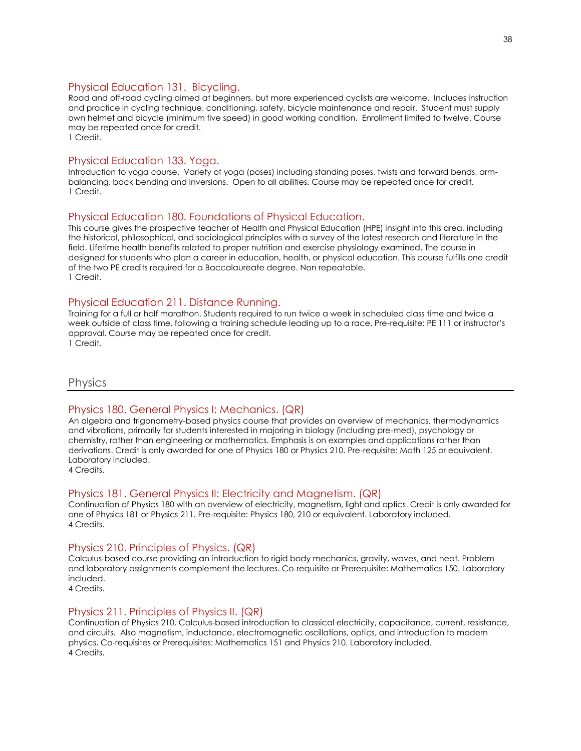### Physical Education 131. Bicycling.

Road and off-road cycling aimed at beginners, but more experienced cyclists are welcome. Includes instruction and practice in cycling technique, conditioning, safety, bicycle maintenance and repair. Student must supply own helmet and bicycle (minimum five speed) in good working condition. Enrollment limited to twelve. Course may be repeated once for credit.
1 Credit.

### Physical Education 133. Yoga.

Introduction to yoga course. Variety of yoga (poses) including standing poses, twists and forward bends, arm-balancing, back bending and inversions. Open to all abilities. Course may be repeated once for credit.
1 Credit.

### Physical Education 180. Foundations of Physical Education.

This course gives the prospective teacher of Health and Physical Education (HPE) insight into this area, including the historical, philosophical, and sociological principles with a survey of the latest research and literature in the field. Lifetime health benefits related to proper nutrition and exercise physiology examined. The course in designed for students who plan a career in education, health, or physical education. This course fulfills one credit of the two PE credits required for a Baccalaureate degree. Non repeatable.
1 Credit.

### Physical Education 211. Distance Running.

Training for a full or half marathon. Students required to run twice a week in scheduled class time and twice a week outside of class time, following a training schedule leading up to a race. Pre-requisite: PE 111 or instructor's approval. Course may be repeated once for credit.
1 Credit.

## Physics

### Physics 180. General Physics I: Mechanics. (QR)

An algebra and trigonometry-based physics course that provides an overview of mechanics, thermodynamics and vibrations, primarily for students interested in majoring in biology (including pre-med), psychology or chemistry, rather than engineering or mathematics. Emphasis is on examples and applications rather than derivations. Credit is only awarded for one of Physics 180 or Physics 210. Pre-requisite: Math 125 or equivalent. Laboratory included.
4 Credits.

### Physics 181. General Physics II: Electricity and Magnetism. (QR)

Continuation of Physics 180 with an overview of electricity, magnetism, light and optics. Credit is only awarded for one of Physics 181 or Physics 211. Pre-requisite: Physics 180, 210 or equivalent. Laboratory included.
4 Credits.

### Physics 210. Principles of Physics. (QR)

Calculus-based course providing an introduction to rigid body mechanics, gravity, waves, and heat. Problem and laboratory assignments complement the lectures. Co-requisite or Prerequisite: Mathematics 150. Laboratory included.
4 Credits.

### Physics 211. Principles of Physics II. (QR)

Continuation of Physics 210. Calculus-based introduction to classical electricity, capacitance, current, resistance, and circuits. Also magnetism, inductance, electromagnetic oscillations, optics, and introduction to modern physics. Co-requisites or Prerequisites: Mathematics 151 and Physics 210. Laboratory included.
4 Credits.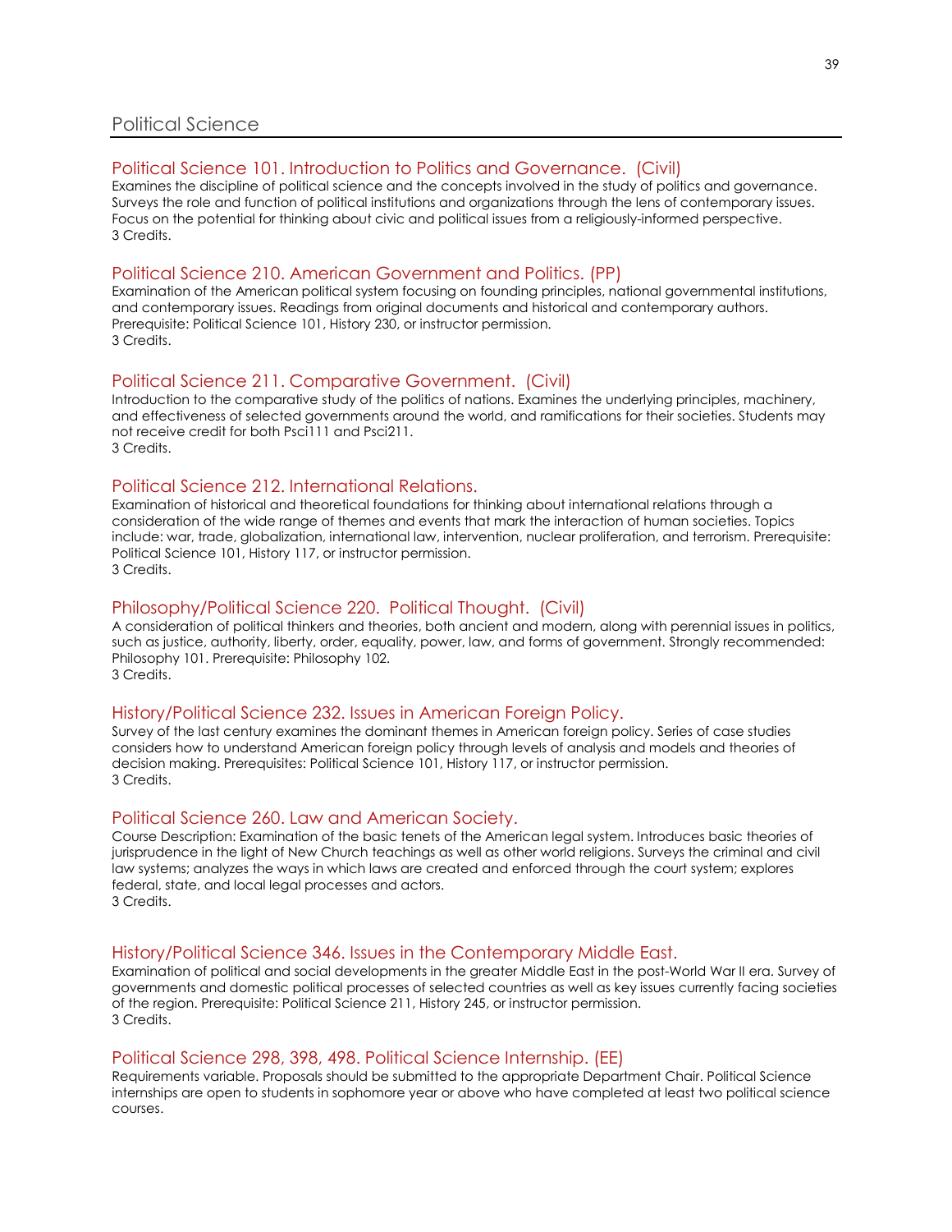## Political Science

### Political Science 101. Introduction to Politics and Governance. (Civil)

Examines the discipline of political science and the concepts involved in the study of politics and governance. Surveys the role and function of political institutions and organizations through the lens of contemporary issues. Focus on the potential for thinking about civic and political issues from a religiously-informed perspective.
3 Credits.

### Political Science 210. American Government and Politics. (PP)

Examination of the American political system focusing on founding principles, national governmental institutions, and contemporary issues. Readings from original documents and historical and contemporary authors. Prerequisite: Political Science 101, History 230, or instructor permission.
3 Credits.

### Political Science 211. Comparative Government. (Civil)

Introduction to the comparative study of the politics of nations. Examines the underlying principles, machinery, and effectiveness of selected governments around the world, and ramifications for their societies. Students may not receive credit for both Psci111 and Psci211.
3 Credits.

### Political Science 212. International Relations.

Examination of historical and theoretical foundations for thinking about international relations through a consideration of the wide range of themes and events that mark the interaction of human societies. Topics include: war, trade, globalization, international law, intervention, nuclear proliferation, and terrorism. Prerequisite: Political Science 101, History 117, or instructor permission.
3 Credits.

### Philosophy/Political Science 220. Political Thought. (Civil)

A consideration of political thinkers and theories, both ancient and modern, along with perennial issues in politics, such as justice, authority, liberty, order, equality, power, law, and forms of government. Strongly recommended: Philosophy 101. Prerequisite: Philosophy 102.
3 Credits.

### History/Political Science 232. Issues in American Foreign Policy.

Survey of the last century examines the dominant themes in American foreign policy. Series of case studies considers how to understand American foreign policy through levels of analysis and models and theories of decision making. Prerequisites: Political Science 101, History 117, or instructor permission.
3 Credits.

### Political Science 260. Law and American Society.

Course Description: Examination of the basic tenets of the American legal system. Introduces basic theories of jurisprudence in the light of New Church teachings as well as other world religions. Surveys the criminal and civil law systems; analyzes the ways in which laws are created and enforced through the court system; explores federal, state, and local legal processes and actors.
3 Credits.

### History/Political Science 346. Issues in the Contemporary Middle East.

Examination of political and social developments in the greater Middle East in the post-World War II era. Survey of governments and domestic political processes of selected countries as well as key issues currently facing societies of the region. Prerequisite: Political Science 211, History 245, or instructor permission.
3 Credits.

### Political Science 298, 398, 498. Political Science Internship. (EE)

Requirements variable. Proposals should be submitted to the appropriate Department Chair. Political Science internships are open to students in sophomore year or above who have completed at least two political science courses.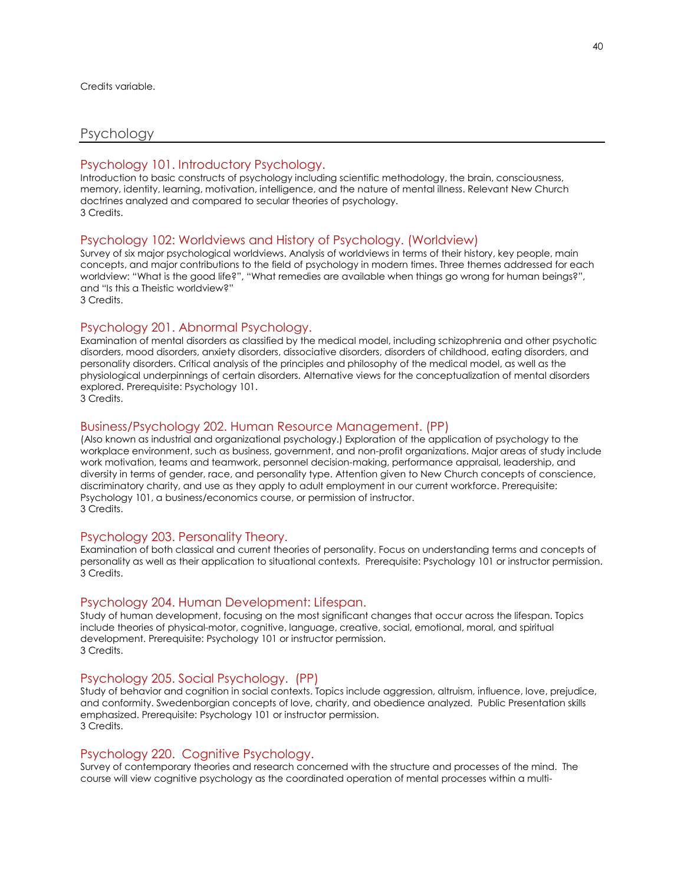Credits variable.

## Psychology

### Psychology 101. Introductory Psychology.

Introduction to basic constructs of psychology including scientific methodology, the brain, consciousness, memory, identity, learning, motivation, intelligence, and the nature of mental illness. Relevant New Church doctrines analyzed and compared to secular theories of psychology.
3 Credits.

### Psychology 102: Worldviews and History of Psychology. (Worldview)

Survey of six major psychological worldviews. Analysis of worldviews in terms of their history, key people, main concepts, and major contributions to the field of psychology in modern times. Three themes addressed for each worldview: "What is the good life?", "What remedies are available when things go wrong for human beings?", and "Is this a Theistic worldview?"
3 Credits.

### Psychology 201. Abnormal Psychology.

Examination of mental disorders as classified by the medical model, including schizophrenia and other psychotic disorders, mood disorders, anxiety disorders, dissociative disorders, disorders of childhood, eating disorders, and personality disorders. Critical analysis of the principles and philosophy of the medical model, as well as the physiological underpinnings of certain disorders. Alternative views for the conceptualization of mental disorders explored. Prerequisite: Psychology 101.
3 Credits.

### Business/Psychology 202. Human Resource Management. (PP)

(Also known as industrial and organizational psychology.) Exploration of the application of psychology to the workplace environment, such as business, government, and non-profit organizations. Major areas of study include work motivation, teams and teamwork, personnel decision-making, performance appraisal, leadership, and diversity in terms of gender, race, and personality type. Attention given to New Church concepts of conscience, discriminatory charity, and use as they apply to adult employment in our current workforce. Prerequisite: Psychology 101, a business/economics course, or permission of instructor.
3 Credits.

### Psychology 203. Personality Theory.

Examination of both classical and current theories of personality. Focus on understanding terms and concepts of personality as well as their application to situational contexts. Prerequisite: Psychology 101 or instructor permission.
3 Credits.

### Psychology 204. Human Development: Lifespan.

Study of human development, focusing on the most significant changes that occur across the lifespan. Topics include theories of physical-motor, cognitive, language, creative, social, emotional, moral, and spiritual development. Prerequisite: Psychology 101 or instructor permission.
3 Credits.

### Psychology 205. Social Psychology. (PP)

Study of behavior and cognition in social contexts. Topics include aggression, altruism, influence, love, prejudice, and conformity. Swedenborgian concepts of love, charity, and obedience analyzed. Public Presentation skills emphasized. Prerequisite: Psychology 101 or instructor permission.
3 Credits.

### Psychology 220. Cognitive Psychology.

Survey of contemporary theories and research concerned with the structure and processes of the mind. The course will view cognitive psychology as the coordinated operation of mental processes within a multi-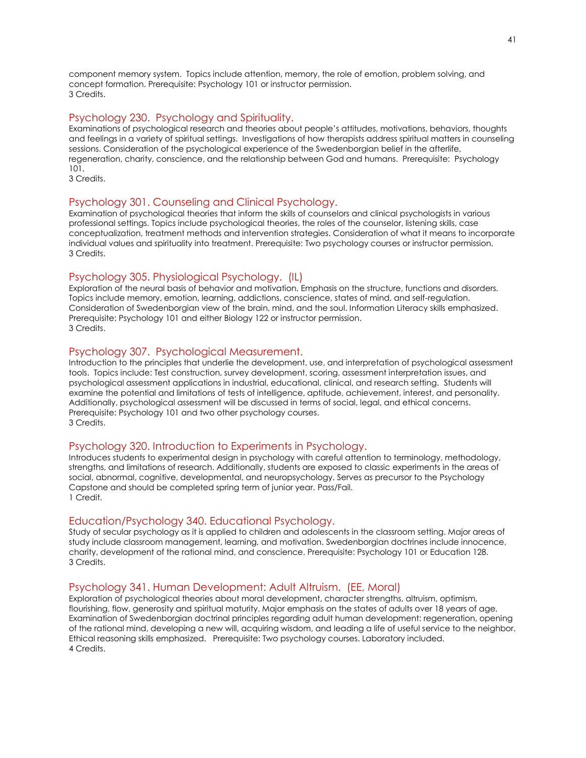component memory system. Topics include attention, memory, the role of emotion, problem solving, and concept formation. Prerequisite: Psychology 101 or instructor permission.
3 Credits.

### Psychology 230. Psychology and Spirituality.

Examinations of psychological research and theories about people's attitudes, motivations, behaviors, thoughts and feelings in a variety of spiritual settings. Investigations of how therapists address spiritual matters in counseling sessions. Consideration of the psychological experience of the Swedenborgian belief in the afterlife, regeneration, charity, conscience, and the relationship between God and humans. Prerequisite: Psychology 101.
3 Credits.

### Psychology 301. Counseling and Clinical Psychology.

Examination of psychological theories that inform the skills of counselors and clinical psychologists in various professional settings. Topics include psychological theories, the roles of the counselor, listening skills, case conceptualization, treatment methods and intervention strategies. Consideration of what it means to incorporate individual values and spirituality into treatment. Prerequisite: Two psychology courses or instructor permission.
3 Credits.

### Psychology 305. Physiological Psychology. (IL)

Exploration of the neural basis of behavior and motivation. Emphasis on the structure, functions and disorders. Topics include memory, emotion, learning, addictions, conscience, states of mind, and self-regulation. Consideration of Swedenborgian view of the brain, mind, and the soul. Information Literacy skills emphasized. Prerequisite: Psychology 101 and either Biology 122 or instructor permission.
3 Credits.

### Psychology 307. Psychological Measurement.

Introduction to the principles that underlie the development, use, and interpretation of psychological assessment tools. Topics include: Test construction, survey development, scoring, assessment interpretation issues, and psychological assessment applications in industrial, educational, clinical, and research setting. Students will examine the potential and limitations of tests of intelligence, aptitude, achievement, interest, and personality. Additionally, psychological assessment will be discussed in terms of social, legal, and ethical concerns. Prerequisite: Psychology 101 and two other psychology courses.
3 Credits.

### Psychology 320. Introduction to Experiments in Psychology.

Introduces students to experimental design in psychology with careful attention to terminology, methodology, strengths, and limitations of research. Additionally, students are exposed to classic experiments in the areas of social, abnormal, cognitive, developmental, and neuropsychology. Serves as precursor to the Psychology Capstone and should be completed spring term of junior year. Pass/Fail.
1 Credit.

### Education/Psychology 340. Educational Psychology.

Study of secular psychology as it is applied to children and adolescents in the classroom setting. Major areas of study include classroom management, learning, and motivation. Swedenborgian doctrines include innocence, charity, development of the rational mind, and conscience. Prerequisite: Psychology 101 or Education 128.
3 Credits.

### Psychology 341. Human Development: Adult Altruism. (EE, Moral)

Exploration of psychological theories about moral development, character strengths, altruism, optimism, flourishing, flow, generosity and spiritual maturity. Major emphasis on the states of adults over 18 years of age. Examination of Swedenborgian doctrinal principles regarding adult human development: regeneration, opening of the rational mind, developing a new will, acquiring wisdom, and leading a life of useful service to the neighbor. Ethical reasoning skills emphasized. Prerequisite: Two psychology courses. Laboratory included.
4 Credits.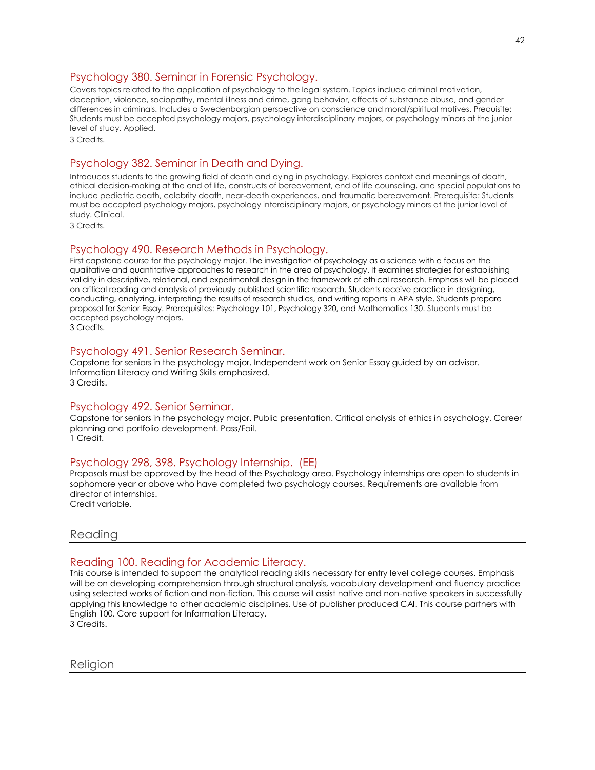### Psychology 380. Seminar in Forensic Psychology.

Covers topics related to the application of psychology to the legal system. Topics include criminal motivation, deception, violence, sociopathy, mental illness and crime, gang behavior, effects of substance abuse, and gender differences in criminals. Includes a Swedenborgian perspective on conscience and moral/spiritual motives. Prequisite: Students must be accepted psychology majors, psychology interdisciplinary majors, or psychology minors at the junior level of study. Applied.

3 Credits.

### Psychology 382. Seminar in Death and Dying.

Introduces students to the growing field of death and dying in psychology. Explores context and meanings of death, ethical decision-making at the end of life, constructs of bereavement, end of life counseling, and special populations to include pediatric death, celebrity death, near-death experiences, and traumatic bereavement. Prerequisite: Students must be accepted psychology majors, psychology interdisciplinary majors, or psychology minors at the junior level of study. Clinical.

3 Credits.

### Psychology 490. Research Methods in Psychology.

First capstone course for the psychology major. The investigation of psychology as a science with a focus on the qualitative and quantitative approaches to research in the area of psychology. It examines strategies for establishing validity in descriptive, relational, and experimental design in the framework of ethical research. Emphasis will be placed on critical reading and analysis of previously published scientific research. Students receive practice in designing, conducting, analyzing, interpreting the results of research studies, and writing reports in APA style. Students prepare proposal for Senior Essay. Prerequisites: Psychology 101, Psychology 320, and Mathematics 130. Students must be accepted psychology majors.

3 Credits.

### Psychology 491. Senior Research Seminar.

Capstone for seniors in the psychology major. Independent work on Senior Essay guided by an advisor. Information Literacy and Writing Skills emphasized.

3 Credits.

### Psychology 492. Senior Seminar.

Capstone for seniors in the psychology major. Public presentation. Critical analysis of ethics in psychology. Career planning and portfolio development. Pass/Fail.

1 Credit.

### Psychology 298, 398. Psychology Internship. (EE)

Proposals must be approved by the head of the Psychology area. Psychology internships are open to students in sophomore year or above who have completed two psychology courses. Requirements are available from director of internships.

Credit variable.

## Reading

### Reading 100. Reading for Academic Literacy.

This course is intended to support the analytical reading skills necessary for entry level college courses. Emphasis will be on developing comprehension through structural analysis, vocabulary development and fluency practice using selected works of fiction and non-fiction. This course will assist native and non-native speakers in successfully applying this knowledge to other academic disciplines. Use of publisher produced CAI. This course partners with English 100. Core support for Information Literacy.

3 Credits.

## Religion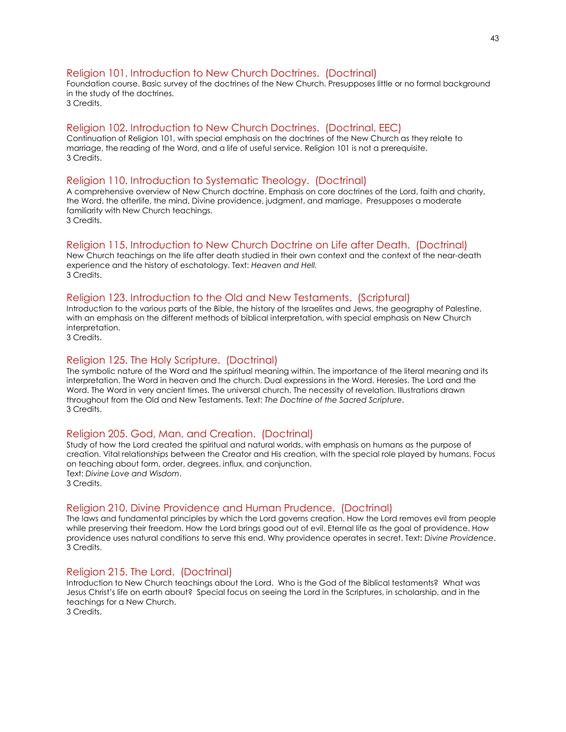### Religion 101. Introduction to New Church Doctrines. (Doctrinal)

Foundation course. Basic survey of the doctrines of the New Church. Presupposes little or no formal background in the study of the doctrines.
3 Credits.

### Religion 102. Introduction to New Church Doctrines. (Doctrinal, EEC)

Continuation of Religion 101, with special emphasis on the doctrines of the New Church as they relate to marriage, the reading of the Word, and a life of useful service. Religion 101 is not a prerequisite.
3 Credits.

### Religion 110. Introduction to Systematic Theology. (Doctrinal)

A comprehensive overview of New Church doctrine. Emphasis on core doctrines of the Lord, faith and charity, the Word, the afterlife, the mind, Divine providence, judgment, and marriage. Presupposes a moderate familiarity with New Church teachings.
3 Credits.

### Religion 115. Introduction to New Church Doctrine on Life after Death. (Doctrinal)

New Church teachings on the life after death studied in their own context and the context of the near-death experience and the history of eschatology. Text: *Heaven and Hell.*
3 Credits.

### Religion 123. Introduction to the Old and New Testaments. (Scriptural)

Introduction to the various parts of the Bible, the history of the Israelites and Jews, the geography of Palestine, with an emphasis on the different methods of biblical interpretation, with special emphasis on New Church interpretation.
3 Credits.

### Religion 125. The Holy Scripture. (Doctrinal)

The symbolic nature of the Word and the spiritual meaning within. The importance of the literal meaning and its interpretation. The Word in heaven and the church. Dual expressions in the Word. Heresies. The Lord and the Word. The Word in very ancient times. The universal church. The necessity of revelation. Illustrations drawn throughout from the Old and New Testaments. Text: *The Doctrine of the Sacred Scripture*.
3 Credits.

### Religion 205. God, Man, and Creation. (Doctrinal)

Study of how the Lord created the spiritual and natural worlds, with emphasis on humans as the purpose of creation. Vital relationships between the Creator and His creation, with the special role played by humans. Focus on teaching about form, order, degrees, influx, and conjunction.
Text: *Divine Love and Wisdom*.
3 Credits.

### Religion 210. Divine Providence and Human Prudence. (Doctrinal)

The laws and fundamental principles by which the Lord governs creation. How the Lord removes evil from people while preserving their freedom. How the Lord brings good out of evil. Eternal life as the goal of providence. How providence uses natural conditions to serve this end. Why providence operates in secret. Text: *Divine Providence*.
3 Credits.

### Religion 215. The Lord. (Doctrinal)

Introduction to New Church teachings about the Lord. Who is the God of the Biblical testaments? What was Jesus Christ's life on earth about? Special focus on seeing the Lord in the Scriptures, in scholarship, and in the teachings for a New Church.
3 Credits.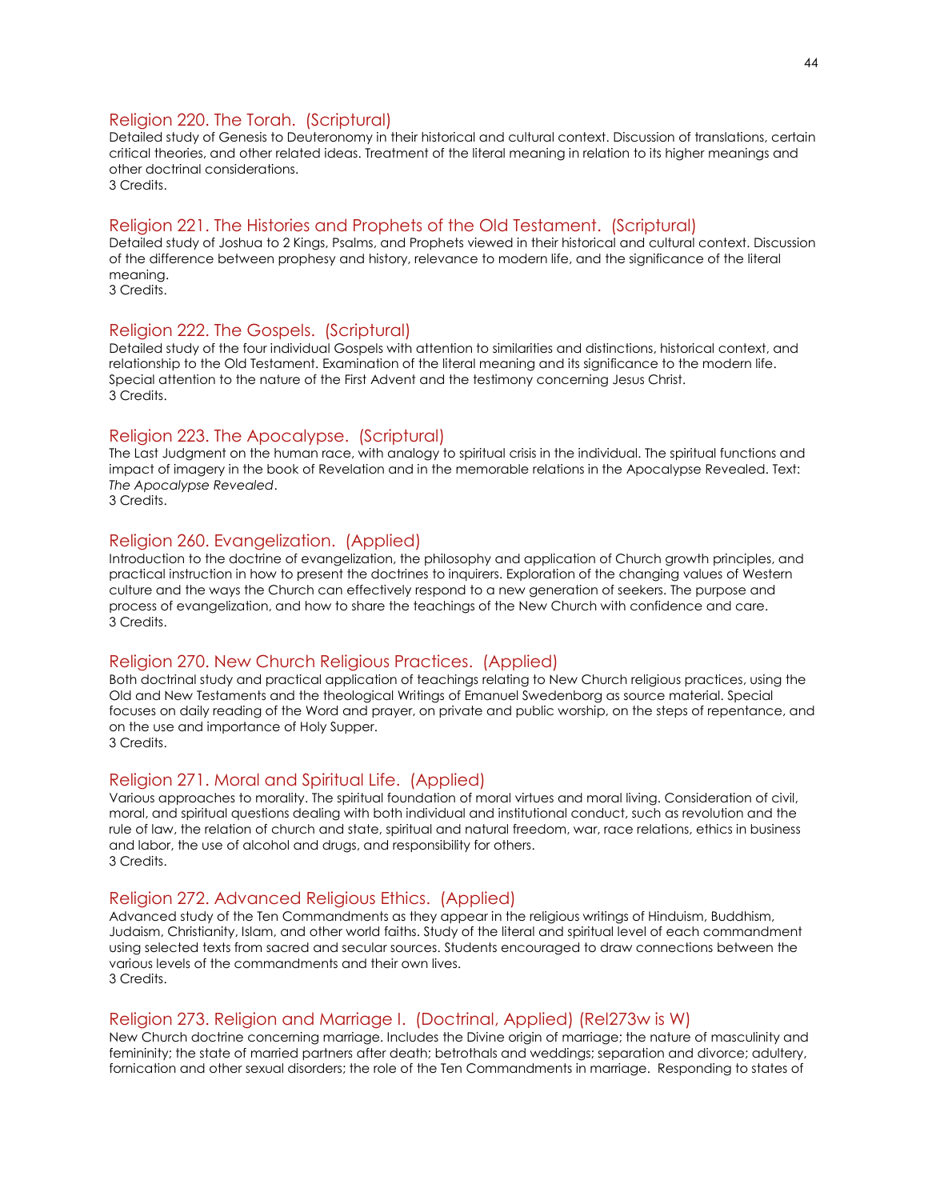### Religion 220. The Torah. (Scriptural)

Detailed study of Genesis to Deuteronomy in their historical and cultural context. Discussion of translations, certain critical theories, and other related ideas. Treatment of the literal meaning in relation to its higher meanings and other doctrinal considerations.
3 Credits.

### Religion 221. The Histories and Prophets of the Old Testament. (Scriptural)

Detailed study of Joshua to 2 Kings, Psalms, and Prophets viewed in their historical and cultural context. Discussion of the difference between prophesy and history, relevance to modern life, and the significance of the literal meaning.
3 Credits.

### Religion 222. The Gospels. (Scriptural)

Detailed study of the four individual Gospels with attention to similarities and distinctions, historical context, and relationship to the Old Testament. Examination of the literal meaning and its significance to the modern life. Special attention to the nature of the First Advent and the testimony concerning Jesus Christ.
3 Credits.

### Religion 223. The Apocalypse. (Scriptural)

The Last Judgment on the human race, with analogy to spiritual crisis in the individual. The spiritual functions and impact of imagery in the book of Revelation and in the memorable relations in the Apocalypse Revealed. Text: *The Apocalypse Revealed*.
3 Credits.

### Religion 260. Evangelization. (Applied)

Introduction to the doctrine of evangelization, the philosophy and application of Church growth principles, and practical instruction in how to present the doctrines to inquirers. Exploration of the changing values of Western culture and the ways the Church can effectively respond to a new generation of seekers. The purpose and process of evangelization, and how to share the teachings of the New Church with confidence and care.
3 Credits.

### Religion 270. New Church Religious Practices. (Applied)

Both doctrinal study and practical application of teachings relating to New Church religious practices, using the Old and New Testaments and the theological Writings of Emanuel Swedenborg as source material. Special focuses on daily reading of the Word and prayer, on private and public worship, on the steps of repentance, and on the use and importance of Holy Supper.
3 Credits.

### Religion 271. Moral and Spiritual Life. (Applied)

Various approaches to morality. The spiritual foundation of moral virtues and moral living. Consideration of civil, moral, and spiritual questions dealing with both individual and institutional conduct, such as revolution and the rule of law, the relation of church and state, spiritual and natural freedom, war, race relations, ethics in business and labor, the use of alcohol and drugs, and responsibility for others.
3 Credits.

### Religion 272. Advanced Religious Ethics. (Applied)

Advanced study of the Ten Commandments as they appear in the religious writings of Hinduism, Buddhism, Judaism, Christianity, Islam, and other world faiths. Study of the literal and spiritual level of each commandment using selected texts from sacred and secular sources. Students encouraged to draw connections between the various levels of the commandments and their own lives.
3 Credits.

### Religion 273. Religion and Marriage I. (Doctrinal, Applied) (Rel273w is W)

New Church doctrine concerning marriage. Includes the Divine origin of marriage; the nature of masculinity and femininity; the state of married partners after death; betrothals and weddings; separation and divorce; adultery, fornication and other sexual disorders; the role of the Ten Commandments in marriage. Responding to states of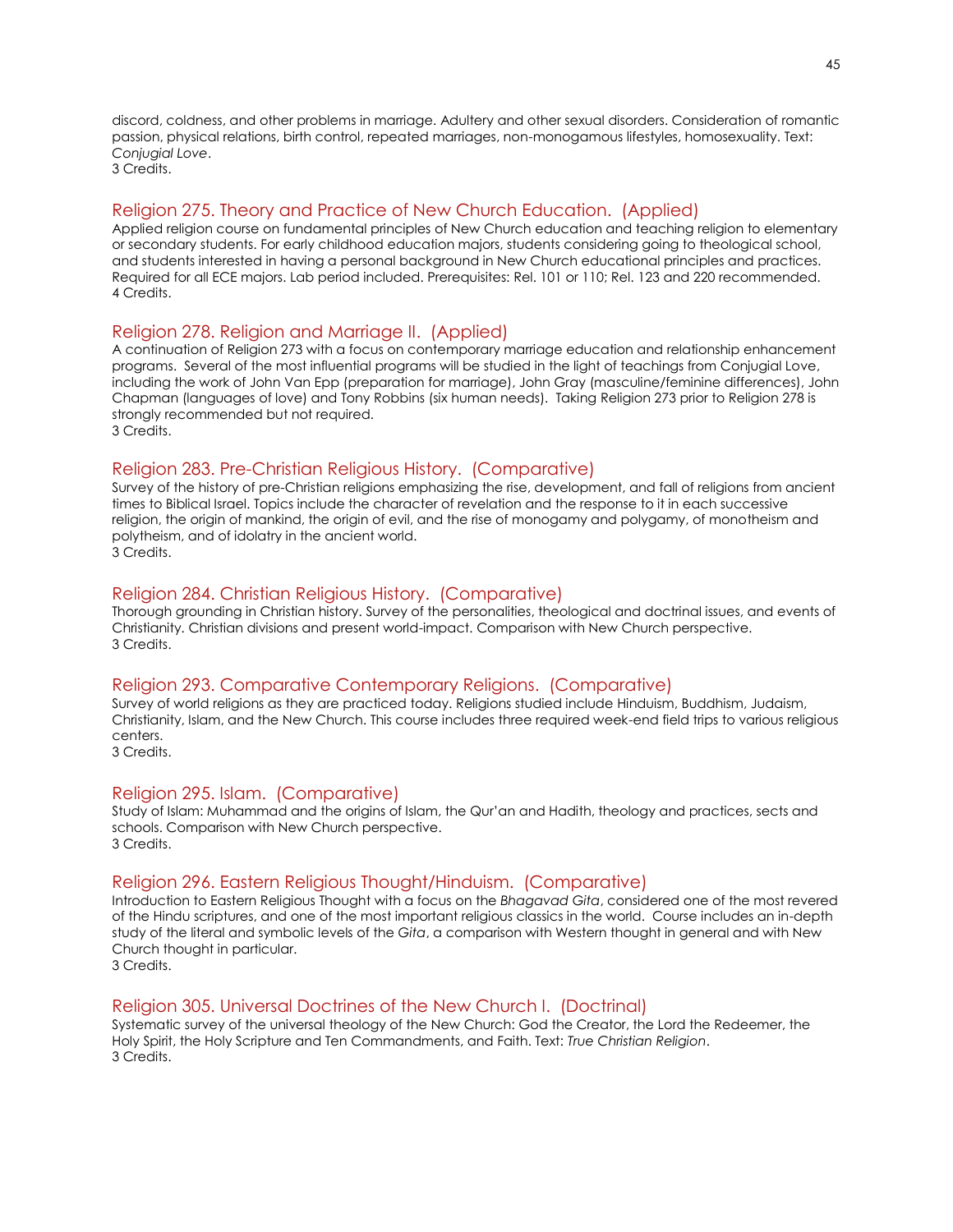discord, coldness, and other problems in marriage. Adultery and other sexual disorders. Consideration of romantic passion, physical relations, birth control, repeated marriages, non-monogamous lifestyles, homosexuality. Text: *Conjugial Love*.
3 Credits.

### Religion 275. Theory and Practice of New Church Education. (Applied)

Applied religion course on fundamental principles of New Church education and teaching religion to elementary or secondary students. For early childhood education majors, students considering going to theological school, and students interested in having a personal background in New Church educational principles and practices. Required for all ECE majors. Lab period included. Prerequisites: Rel. 101 or 110; Rel. 123 and 220 recommended.
4 Credits.

### Religion 278. Religion and Marriage II. (Applied)

A continuation of Religion 273 with a focus on contemporary marriage education and relationship enhancement programs. Several of the most influential programs will be studied in the light of teachings from Conjugial Love, including the work of John Van Epp (preparation for marriage), John Gray (masculine/feminine differences), John Chapman (languages of love) and Tony Robbins (six human needs). Taking Religion 273 prior to Religion 278 is strongly recommended but not required.
3 Credits.

### Religion 283. Pre-Christian Religious History. (Comparative)

Survey of the history of pre-Christian religions emphasizing the rise, development, and fall of religions from ancient times to Biblical Israel. Topics include the character of revelation and the response to it in each successive religion, the origin of mankind, the origin of evil, and the rise of monogamy and polygamy, of monotheism and polytheism, and of idolatry in the ancient world.
3 Credits.

### Religion 284. Christian Religious History. (Comparative)

Thorough grounding in Christian history. Survey of the personalities, theological and doctrinal issues, and events of Christianity. Christian divisions and present world-impact. Comparison with New Church perspective.
3 Credits.

### Religion 293. Comparative Contemporary Religions. (Comparative)

Survey of world religions as they are practiced today. Religions studied include Hinduism, Buddhism, Judaism, Christianity, Islam, and the New Church. This course includes three required week-end field trips to various religious centers.
3 Credits.

### Religion 295. Islam. (Comparative)

Study of Islam: Muhammad and the origins of Islam, the Qur'an and Hadith, theology and practices, sects and schools. Comparison with New Church perspective.
3 Credits.

### Religion 296. Eastern Religious Thought/Hinduism. (Comparative)

Introduction to Eastern Religious Thought with a focus on the *Bhagavad Gita*, considered one of the most revered of the Hindu scriptures, and one of the most important religious classics in the world. Course includes an in-depth study of the literal and symbolic levels of the *Gita*, a comparison with Western thought in general and with New Church thought in particular.
3 Credits.

### Religion 305. Universal Doctrines of the New Church I. (Doctrinal)

Systematic survey of the universal theology of the New Church: God the Creator, the Lord the Redeemer, the Holy Spirit, the Holy Scripture and Ten Commandments, and Faith. Text: *True Christian Religion*.
3 Credits.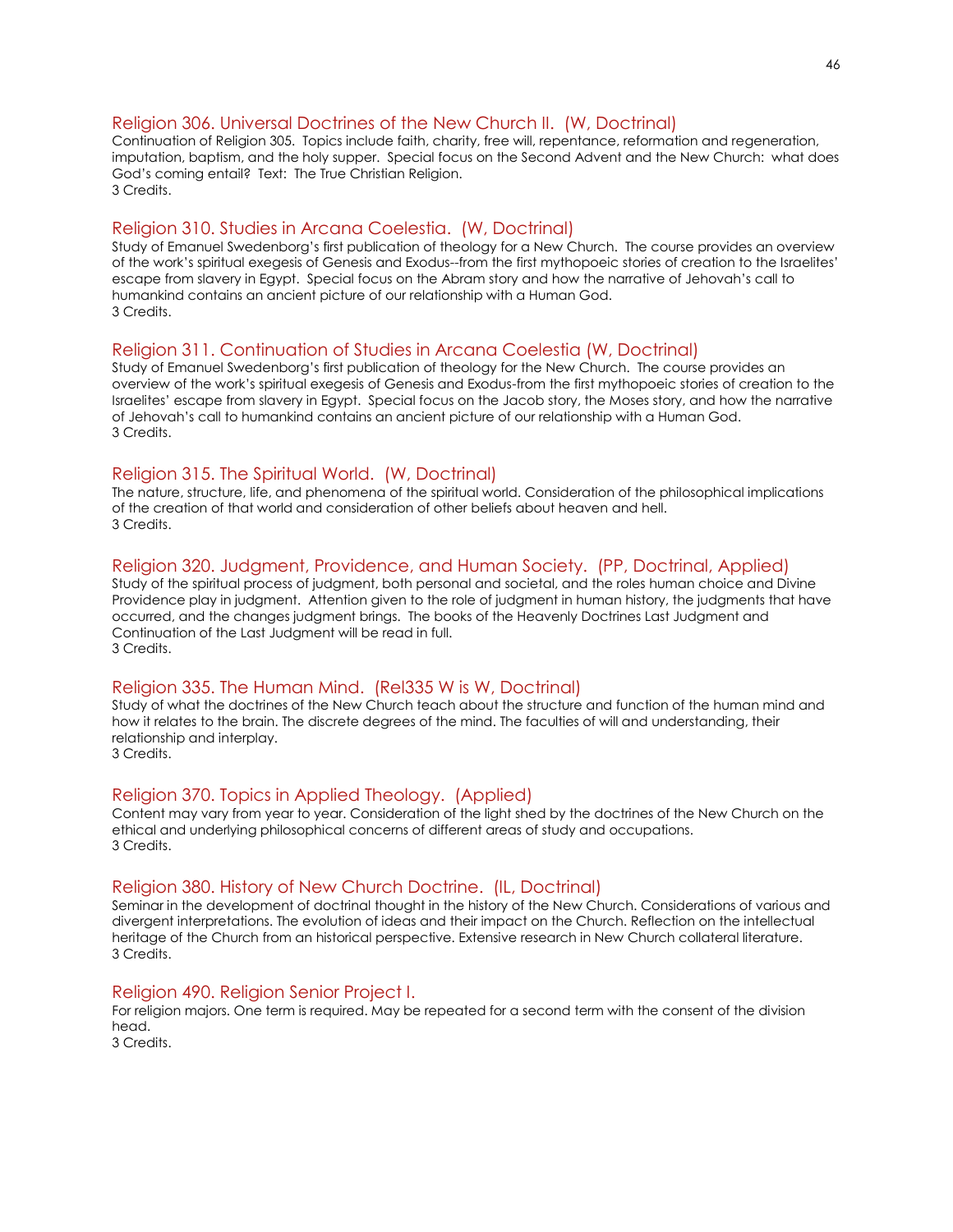### Religion 306. Universal Doctrines of the New Church II. (W, Doctrinal)

Continuation of Religion 305. Topics include faith, charity, free will, repentance, reformation and regeneration, imputation, baptism, and the holy supper. Special focus on the Second Advent and the New Church: what does God's coming entail? Text: The True Christian Religion.
3 Credits.

### Religion 310. Studies in Arcana Coelestia. (W, Doctrinal)

Study of Emanuel Swedenborg's first publication of theology for a New Church. The course provides an overview of the work's spiritual exegesis of Genesis and Exodus--from the first mythopoeic stories of creation to the Israelites' escape from slavery in Egypt. Special focus on the Abram story and how the narrative of Jehovah's call to humankind contains an ancient picture of our relationship with a Human God.
3 Credits.

### Religion 311. Continuation of Studies in Arcana Coelestia (W, Doctrinal)

Study of Emanuel Swedenborg's first publication of theology for the New Church. The course provides an overview of the work's spiritual exegesis of Genesis and Exodus-from the first mythopoeic stories of creation to the Israelites' escape from slavery in Egypt. Special focus on the Jacob story, the Moses story, and how the narrative of Jehovah's call to humankind contains an ancient picture of our relationship with a Human God.
3 Credits.

### Religion 315. The Spiritual World. (W, Doctrinal)

The nature, structure, life, and phenomena of the spiritual world. Consideration of the philosophical implications of the creation of that world and consideration of other beliefs about heaven and hell.
3 Credits.

### Religion 320. Judgment, Providence, and Human Society. (PP, Doctrinal, Applied)

Study of the spiritual process of judgment, both personal and societal, and the roles human choice and Divine Providence play in judgment. Attention given to the role of judgment in human history, the judgments that have occurred, and the changes judgment brings. The books of the Heavenly Doctrines Last Judgment and Continuation of the Last Judgment will be read in full.
3 Credits.

### Religion 335. The Human Mind. (Rel335 W is W, Doctrinal)

Study of what the doctrines of the New Church teach about the structure and function of the human mind and how it relates to the brain. The discrete degrees of the mind. The faculties of will and understanding, their relationship and interplay.
3 Credits.

### Religion 370. Topics in Applied Theology. (Applied)

Content may vary from year to year. Consideration of the light shed by the doctrines of the New Church on the ethical and underlying philosophical concerns of different areas of study and occupations.
3 Credits.

### Religion 380. History of New Church Doctrine. (IL, Doctrinal)

Seminar in the development of doctrinal thought in the history of the New Church. Considerations of various and divergent interpretations. The evolution of ideas and their impact on the Church. Reflection on the intellectual heritage of the Church from an historical perspective. Extensive research in New Church collateral literature.
3 Credits.

### Religion 490. Religion Senior Project I.

For religion majors. One term is required. May be repeated for a second term with the consent of the division head.
3 Credits.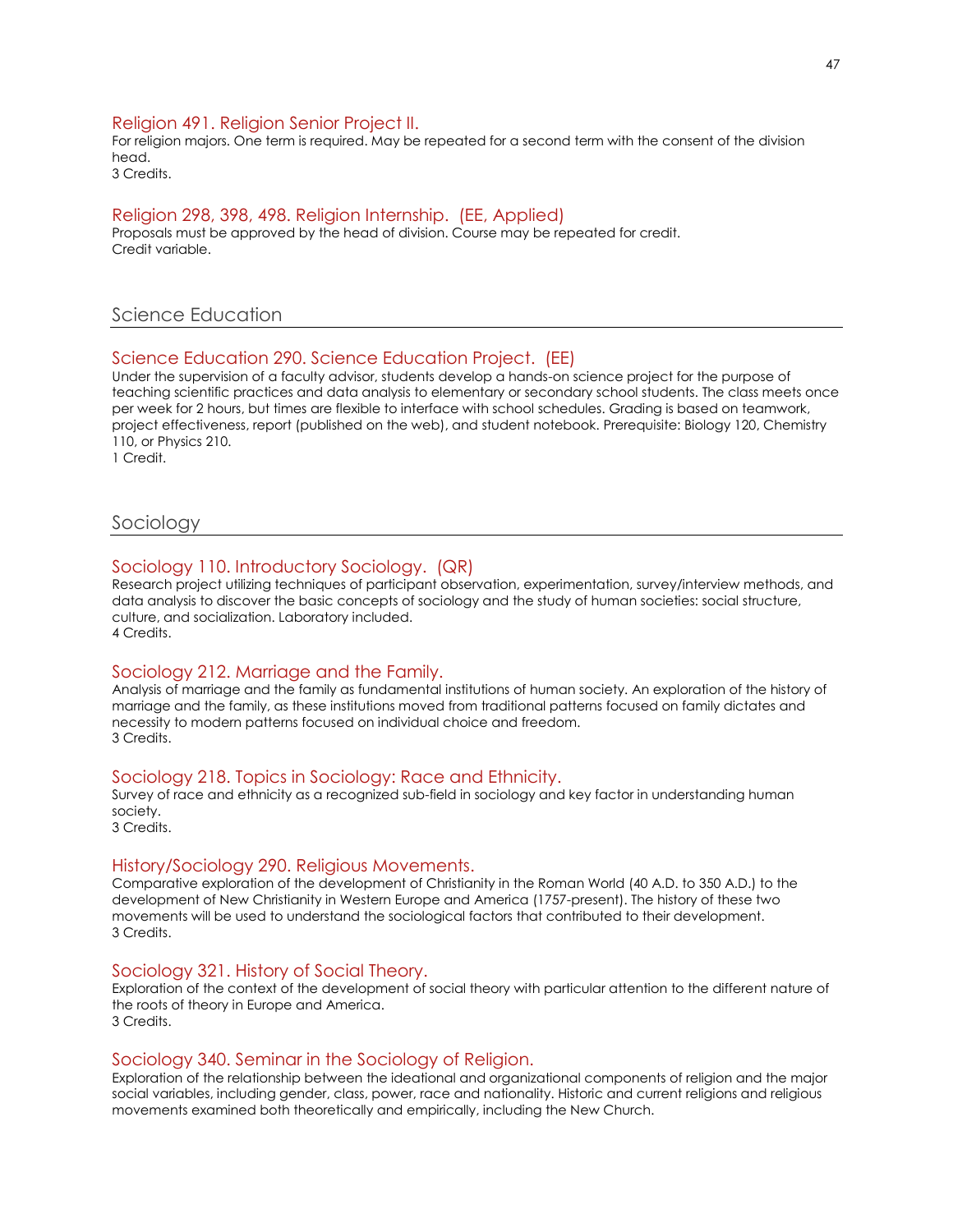### Religion 491. Religion Senior Project II.

For religion majors. One term is required. May be repeated for a second term with the consent of the division head.
3 Credits.

### Religion 298, 398, 498. Religion Internship. (EE, Applied)

Proposals must be approved by the head of division. Course may be repeated for credit.
Credit variable.

## Science Education

### Science Education 290. Science Education Project. (EE)

Under the supervision of a faculty advisor, students develop a hands-on science project for the purpose of teaching scientific practices and data analysis to elementary or secondary school students. The class meets once per week for 2 hours, but times are flexible to interface with school schedules. Grading is based on teamwork, project effectiveness, report (published on the web), and student notebook. Prerequisite: Biology 120, Chemistry 110, or Physics 210.
1 Credit.

## Sociology

### Sociology 110. Introductory Sociology. (QR)

Research project utilizing techniques of participant observation, experimentation, survey/interview methods, and data analysis to discover the basic concepts of sociology and the study of human societies: social structure, culture, and socialization. Laboratory included.
4 Credits.

### Sociology 212. Marriage and the Family.

Analysis of marriage and the family as fundamental institutions of human society. An exploration of the history of marriage and the family, as these institutions moved from traditional patterns focused on family dictates and necessity to modern patterns focused on individual choice and freedom.
3 Credits.

### Sociology 218. Topics in Sociology: Race and Ethnicity.

Survey of race and ethnicity as a recognized sub-field in sociology and key factor in understanding human society.
3 Credits.

### History/Sociology 290. Religious Movements.

Comparative exploration of the development of Christianity in the Roman World (40 A.D. to 350 A.D.) to the development of New Christianity in Western Europe and America (1757-present). The history of these two movements will be used to understand the sociological factors that contributed to their development.
3 Credits.

### Sociology 321. History of Social Theory.

Exploration of the context of the development of social theory with particular attention to the different nature of the roots of theory in Europe and America.
3 Credits.

### Sociology 340. Seminar in the Sociology of Religion.

Exploration of the relationship between the ideational and organizational components of religion and the major social variables, including gender, class, power, race and nationality. Historic and current religions and religious movements examined both theoretically and empirically, including the New Church.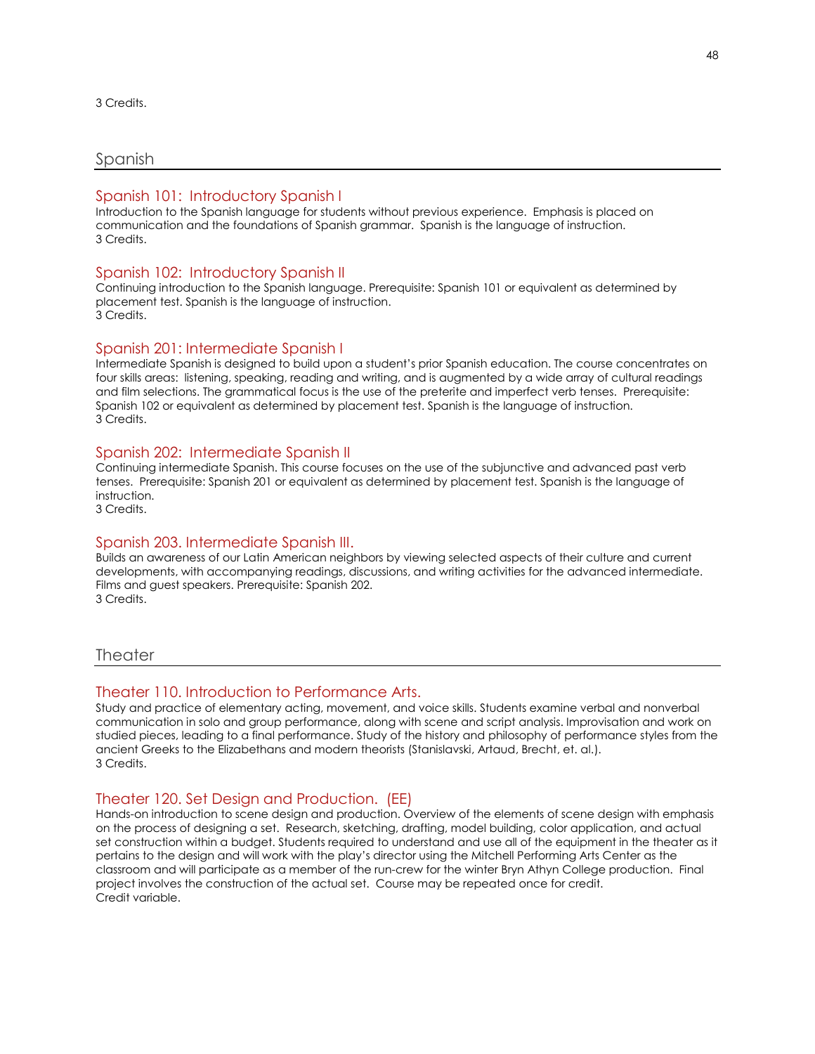3 Credits.

## Spanish

### Spanish 101: Introductory Spanish I

Introduction to the Spanish language for students without previous experience. Emphasis is placed on communication and the foundations of Spanish grammar. Spanish is the language of instruction.
3 Credits.

### Spanish 102: Introductory Spanish II

Continuing introduction to the Spanish language. Prerequisite: Spanish 101 or equivalent as determined by placement test. Spanish is the language of instruction.
3 Credits.

### Spanish 201: Intermediate Spanish I

Intermediate Spanish is designed to build upon a student's prior Spanish education. The course concentrates on four skills areas: listening, speaking, reading and writing, and is augmented by a wide array of cultural readings and film selections. The grammatical focus is the use of the preterite and imperfect verb tenses. Prerequisite: Spanish 102 or equivalent as determined by placement test. Spanish is the language of instruction.
3 Credits.

### Spanish 202: Intermediate Spanish II

Continuing intermediate Spanish. This course focuses on the use of the subjunctive and advanced past verb tenses. Prerequisite: Spanish 201 or equivalent as determined by placement test. Spanish is the language of instruction.
3 Credits.

### Spanish 203. Intermediate Spanish III.

Builds an awareness of our Latin American neighbors by viewing selected aspects of their culture and current developments, with accompanying readings, discussions, and writing activities for the advanced intermediate. Films and guest speakers. Prerequisite: Spanish 202.
3 Credits.

## Theater

### Theater 110. Introduction to Performance Arts.

Study and practice of elementary acting, movement, and voice skills. Students examine verbal and nonverbal communication in solo and group performance, along with scene and script analysis. Improvisation and work on studied pieces, leading to a final performance. Study of the history and philosophy of performance styles from the ancient Greeks to the Elizabethans and modern theorists (Stanislavski, Artaud, Brecht, et. al.).
3 Credits.

### Theater 120. Set Design and Production. (EE)

Hands-on introduction to scene design and production. Overview of the elements of scene design with emphasis on the process of designing a set. Research, sketching, drafting, model building, color application, and actual set construction within a budget. Students required to understand and use all of the equipment in the theater as it pertains to the design and will work with the play's director using the Mitchell Performing Arts Center as the classroom and will participate as a member of the run-crew for the winter Bryn Athyn College production. Final project involves the construction of the actual set. Course may be repeated once for credit.
Credit variable.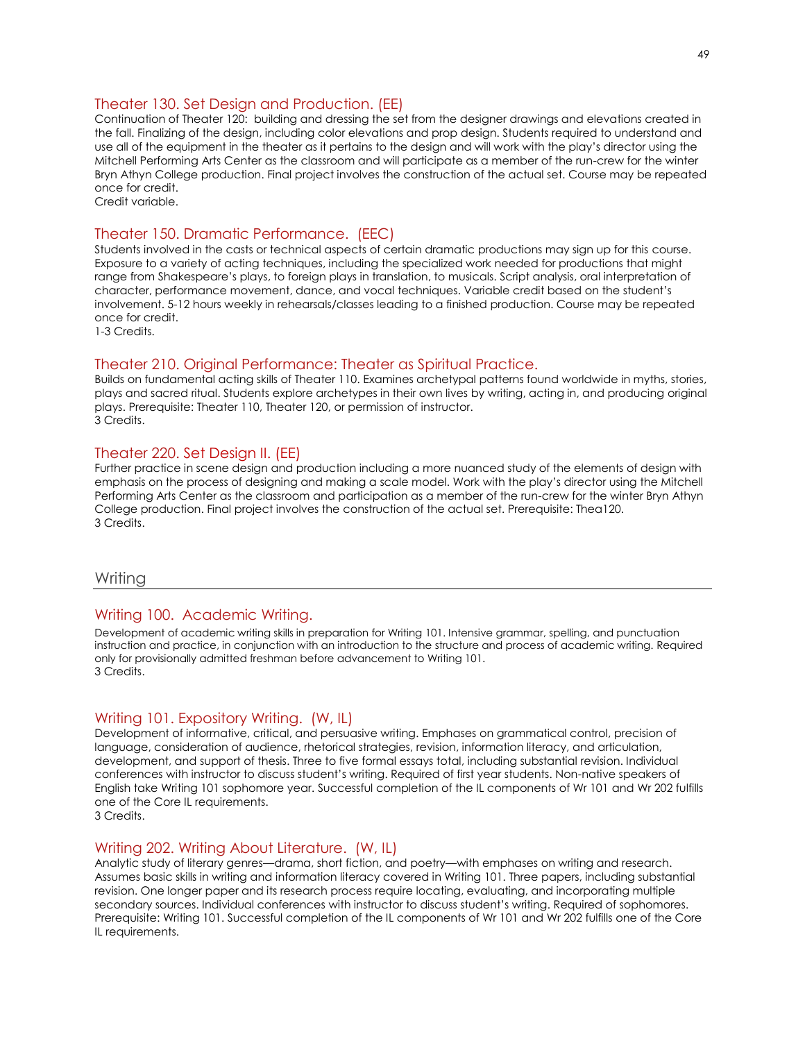### Theater 130. Set Design and Production. (EE)

Continuation of Theater 120: building and dressing the set from the designer drawings and elevations created in the fall. Finalizing of the design, including color elevations and prop design. Students required to understand and use all of the equipment in the theater as it pertains to the design and will work with the play's director using the Mitchell Performing Arts Center as the classroom and will participate as a member of the run-crew for the winter Bryn Athyn College production. Final project involves the construction of the actual set. Course may be repeated once for credit.
Credit variable.

### Theater 150. Dramatic Performance. (EEC)

Students involved in the casts or technical aspects of certain dramatic productions may sign up for this course. Exposure to a variety of acting techniques, including the specialized work needed for productions that might range from Shakespeare's plays, to foreign plays in translation, to musicals. Script analysis, oral interpretation of character, performance movement, dance, and vocal techniques. Variable credit based on the student's involvement. 5-12 hours weekly in rehearsals/classes leading to a finished production. Course may be repeated once for credit.
1-3 Credits.

### Theater 210. Original Performance: Theater as Spiritual Practice.

Builds on fundamental acting skills of Theater 110. Examines archetypal patterns found worldwide in myths, stories, plays and sacred ritual. Students explore archetypes in their own lives by writing, acting in, and producing original plays. Prerequisite: Theater 110, Theater 120, or permission of instructor.
3 Credits.

### Theater 220. Set Design II. (EE)

Further practice in scene design and production including a more nuanced study of the elements of design with emphasis on the process of designing and making a scale model. Work with the play's director using the Mitchell Performing Arts Center as the classroom and participation as a member of the run-crew for the winter Bryn Athyn College production. Final project involves the construction of the actual set. Prerequisite: Thea120.
3 Credits.

## Writing

### Writing 100. Academic Writing.

Development of academic writing skills in preparation for Writing 101. Intensive grammar, spelling, and punctuation instruction and practice, in conjunction with an introduction to the structure and process of academic writing. Required only for provisionally admitted freshman before advancement to Writing 101.
3 Credits.

### Writing 101. Expository Writing. (W, IL)

Development of informative, critical, and persuasive writing. Emphases on grammatical control, precision of language, consideration of audience, rhetorical strategies, revision, information literacy, and articulation, development, and support of thesis. Three to five formal essays total, including substantial revision. Individual conferences with instructor to discuss student's writing. Required of first year students. Non-native speakers of English take Writing 101 sophomore year. Successful completion of the IL components of Wr 101 and Wr 202 fulfills one of the Core IL requirements.
3 Credits.

### Writing 202. Writing About Literature. (W, IL)

Analytic study of literary genres—drama, short fiction, and poetry—with emphases on writing and research. Assumes basic skills in writing and information literacy covered in Writing 101. Three papers, including substantial revision. One longer paper and its research process require locating, evaluating, and incorporating multiple secondary sources. Individual conferences with instructor to discuss student's writing. Required of sophomores. Prerequisite: Writing 101. Successful completion of the IL components of Wr 101 and Wr 202 fulfills one of the Core IL requirements.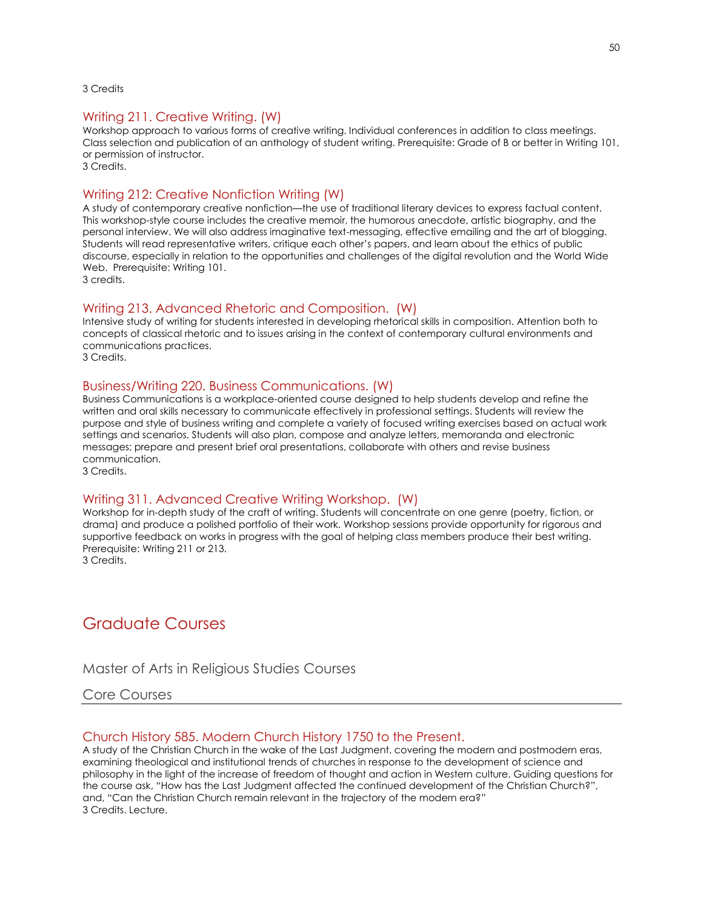3 Credits

### Writing 211. Creative Writing. (W)

Workshop approach to various forms of creative writing. Individual conferences in addition to class meetings. Class selection and publication of an anthology of student writing. Prerequisite: Grade of B or better in Writing 101, or permission of instructor.
3 Credits.

### Writing 212: Creative Nonfiction Writing (W)

A study of contemporary creative nonfiction—the use of traditional literary devices to express factual content. This workshop-style course includes the creative memoir, the humorous anecdote, artistic biography, and the personal interview. We will also address imaginative text-messaging, effective emailing and the art of blogging. Students will read representative writers, critique each other's papers, and learn about the ethics of public discourse, especially in relation to the opportunities and challenges of the digital revolution and the World Wide Web. Prerequisite: Writing 101.
3 credits.

### Writing 213. Advanced Rhetoric and Composition. (W)

Intensive study of writing for students interested in developing rhetorical skills in composition. Attention both to concepts of classical rhetoric and to issues arising in the context of contemporary cultural environments and communications practices.
3 Credits.

### Business/Writing 220. Business Communications. (W)

Business Communications is a workplace-oriented course designed to help students develop and refine the written and oral skills necessary to communicate effectively in professional settings. Students will review the purpose and style of business writing and complete a variety of focused writing exercises based on actual work settings and scenarios. Students will also plan, compose and analyze letters, memoranda and electronic messages; prepare and present brief oral presentations, collaborate with others and revise business communication.
3 Credits.

### Writing 311. Advanced Creative Writing Workshop. (W)

Workshop for in-depth study of the craft of writing. Students will concentrate on one genre (poetry, fiction, or drama) and produce a polished portfolio of their work. Workshop sessions provide opportunity for rigorous and supportive feedback on works in progress with the goal of helping class members produce their best writing. Prerequisite: Writing 211 or 213.
3 Credits.

# Graduate Courses

## Master of Arts in Religious Studies Courses

## Core Courses

### Church History 585. Modern Church History 1750 to the Present.

A study of the Christian Church in the wake of the Last Judgment, covering the modern and postmodern eras, examining theological and institutional trends of churches in response to the development of science and philosophy in the light of the increase of freedom of thought and action in Western culture. Guiding questions for the course ask, "How has the Last Judgment affected the continued development of the Christian Church?", and, "Can the Christian Church remain relevant in the trajectory of the modern era?"
3 Credits. Lecture.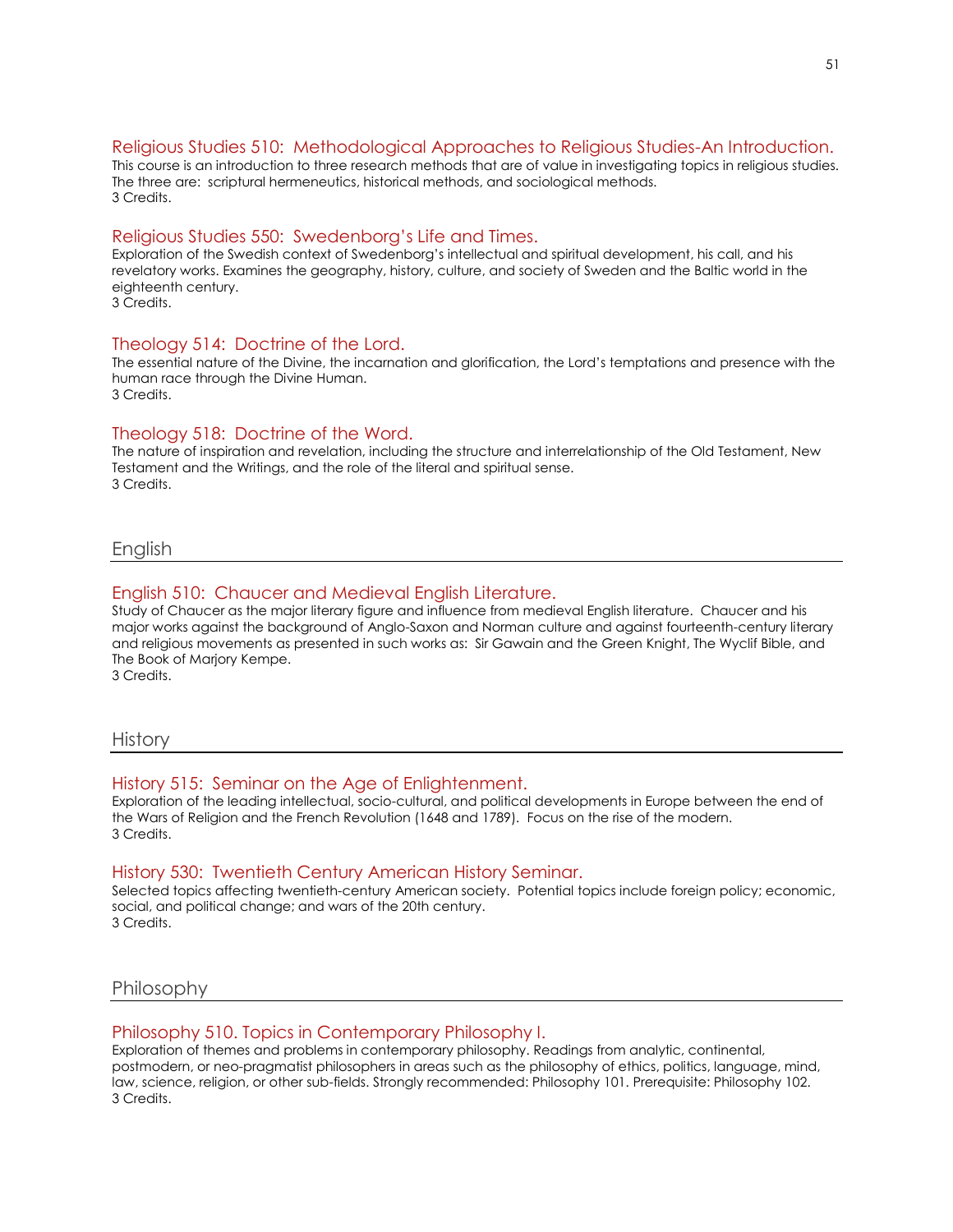### Religious Studies 510: Methodological Approaches to Religious Studies-An Introduction.

This course is an introduction to three research methods that are of value in investigating topics in religious studies. The three are: scriptural hermeneutics, historical methods, and sociological methods.
3 Credits.

### Religious Studies 550: Swedenborg's Life and Times.

Exploration of the Swedish context of Swedenborg's intellectual and spiritual development, his call, and his revelatory works. Examines the geography, history, culture, and society of Sweden and the Baltic world in the eighteenth century.
3 Credits.

### Theology 514: Doctrine of the Lord.

The essential nature of the Divine, the incarnation and glorification, the Lord's temptations and presence with the human race through the Divine Human.
3 Credits.

### Theology 518: Doctrine of the Word.

The nature of inspiration and revelation, including the structure and interrelationship of the Old Testament, New Testament and the Writings, and the role of the literal and spiritual sense.
3 Credits.

## English

### English 510: Chaucer and Medieval English Literature.

Study of Chaucer as the major literary figure and influence from medieval English literature. Chaucer and his major works against the background of Anglo-Saxon and Norman culture and against fourteenth-century literary and religious movements as presented in such works as: Sir Gawain and the Green Knight, The Wyclif Bible, and The Book of Marjory Kempe.
3 Credits.

## History

### History 515: Seminar on the Age of Enlightenment.

Exploration of the leading intellectual, socio-cultural, and political developments in Europe between the end of the Wars of Religion and the French Revolution (1648 and 1789). Focus on the rise of the modern.
3 Credits.

### History 530: Twentieth Century American History Seminar.

Selected topics affecting twentieth-century American society. Potential topics include foreign policy; economic, social, and political change; and wars of the 20th century.
3 Credits.

## Philosophy

### Philosophy 510. Topics in Contemporary Philosophy I.

Exploration of themes and problems in contemporary philosophy. Readings from analytic, continental, postmodern, or neo-pragmatist philosophers in areas such as the philosophy of ethics, politics, language, mind, law, science, religion, or other sub-fields. Strongly recommended: Philosophy 101. Prerequisite: Philosophy 102.
3 Credits.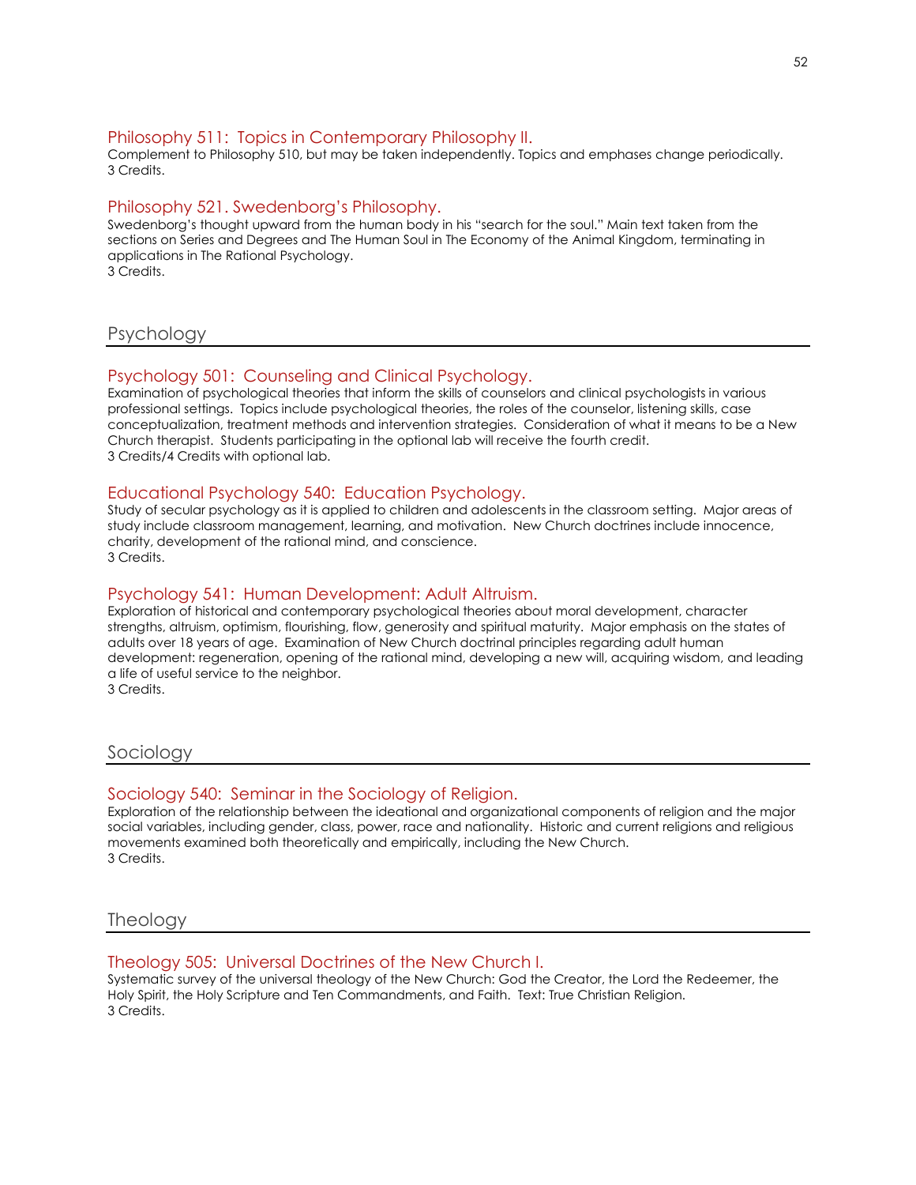### Philosophy 511: Topics in Contemporary Philosophy II.

Complement to Philosophy 510, but may be taken independently. Topics and emphases change periodically.
3 Credits.

### Philosophy 521. Swedenborg's Philosophy.

Swedenborg's thought upward from the human body in his "search for the soul." Main text taken from the sections on Series and Degrees and The Human Soul in The Economy of the Animal Kingdom, terminating in applications in The Rational Psychology.
3 Credits.

## Psychology

### Psychology 501: Counseling and Clinical Psychology.

Examination of psychological theories that inform the skills of counselors and clinical psychologists in various professional settings. Topics include psychological theories, the roles of the counselor, listening skills, case conceptualization, treatment methods and intervention strategies. Consideration of what it means to be a New Church therapist. Students participating in the optional lab will receive the fourth credit.
3 Credits/4 Credits with optional lab.

### Educational Psychology 540: Education Psychology.

Study of secular psychology as it is applied to children and adolescents in the classroom setting. Major areas of study include classroom management, learning, and motivation. New Church doctrines include innocence, charity, development of the rational mind, and conscience.
3 Credits.

### Psychology 541: Human Development: Adult Altruism.

Exploration of historical and contemporary psychological theories about moral development, character strengths, altruism, optimism, flourishing, flow, generosity and spiritual maturity. Major emphasis on the states of adults over 18 years of age. Examination of New Church doctrinal principles regarding adult human development: regeneration, opening of the rational mind, developing a new will, acquiring wisdom, and leading a life of useful service to the neighbor.
3 Credits.

## Sociology

### Sociology 540: Seminar in the Sociology of Religion.

Exploration of the relationship between the ideational and organizational components of religion and the major social variables, including gender, class, power, race and nationality. Historic and current religions and religious movements examined both theoretically and empirically, including the New Church.
3 Credits.

## Theology

### Theology 505: Universal Doctrines of the New Church I.

Systematic survey of the universal theology of the New Church: God the Creator, the Lord the Redeemer, the Holy Spirit, the Holy Scripture and Ten Commandments, and Faith. Text: True Christian Religion.
3 Credits.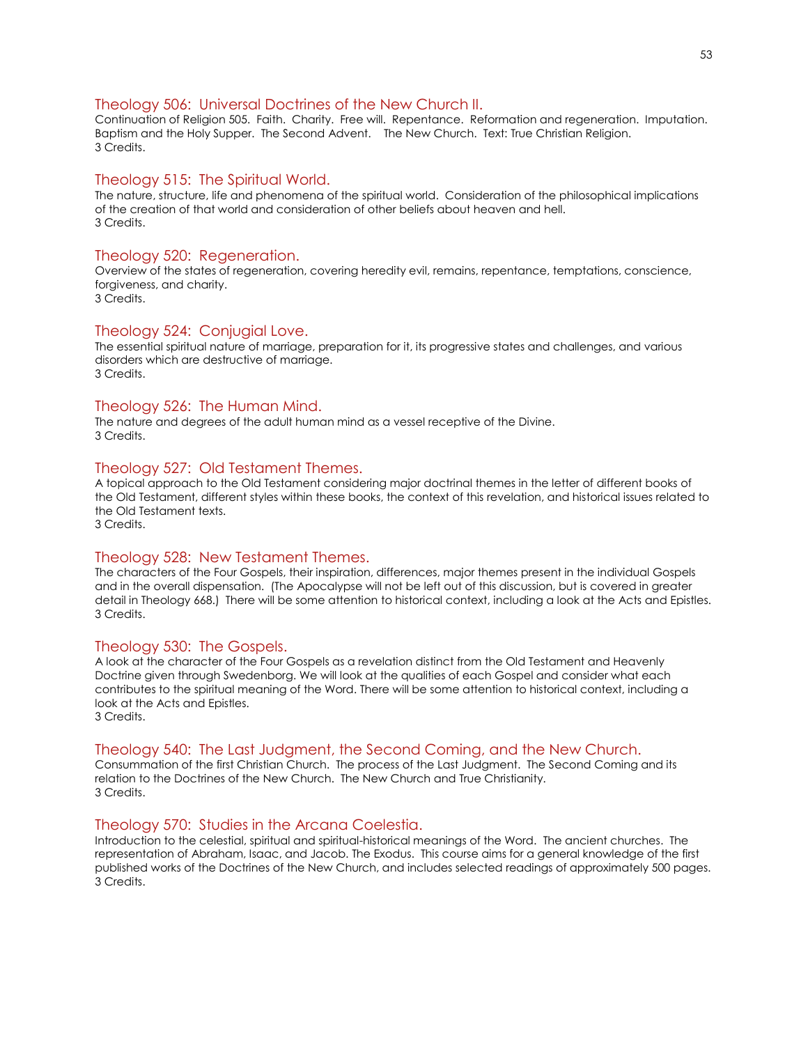### Theology 506: Universal Doctrines of the New Church II.

Continuation of Religion 505. Faith. Charity. Free will. Repentance. Reformation and regeneration. Imputation. Baptism and the Holy Supper. The Second Advent. The New Church. Text: True Christian Religion.
3 Credits.

### Theology 515: The Spiritual World.

The nature, structure, life and phenomena of the spiritual world. Consideration of the philosophical implications of the creation of that world and consideration of other beliefs about heaven and hell.
3 Credits.

### Theology 520: Regeneration.

Overview of the states of regeneration, covering heredity evil, remains, repentance, temptations, conscience, forgiveness, and charity.
3 Credits.

### Theology 524: Conjugial Love.

The essential spiritual nature of marriage, preparation for it, its progressive states and challenges, and various disorders which are destructive of marriage.
3 Credits.

### Theology 526: The Human Mind.

The nature and degrees of the adult human mind as a vessel receptive of the Divine.
3 Credits.

### Theology 527: Old Testament Themes.

A topical approach to the Old Testament considering major doctrinal themes in the letter of different books of the Old Testament, different styles within these books, the context of this revelation, and historical issues related to the Old Testament texts.
3 Credits.

### Theology 528: New Testament Themes.

The characters of the Four Gospels, their inspiration, differences, major themes present in the individual Gospels and in the overall dispensation. (The Apocalypse will not be left out of this discussion, but is covered in greater detail in Theology 668.) There will be some attention to historical context, including a look at the Acts and Epistles.
3 Credits.

### Theology 530: The Gospels.

A look at the character of the Four Gospels as a revelation distinct from the Old Testament and Heavenly Doctrine given through Swedenborg. We will look at the qualities of each Gospel and consider what each contributes to the spiritual meaning of the Word. There will be some attention to historical context, including a look at the Acts and Epistles.
3 Credits.

### Theology 540: The Last Judgment, the Second Coming, and the New Church.

Consummation of the first Christian Church. The process of the Last Judgment. The Second Coming and its relation to the Doctrines of the New Church. The New Church and True Christianity.
3 Credits.

### Theology 570: Studies in the Arcana Coelestia.

Introduction to the celestial, spiritual and spiritual-historical meanings of the Word. The ancient churches. The representation of Abraham, Isaac, and Jacob. The Exodus. This course aims for a general knowledge of the first published works of the Doctrines of the New Church, and includes selected readings of approximately 500 pages.
3 Credits.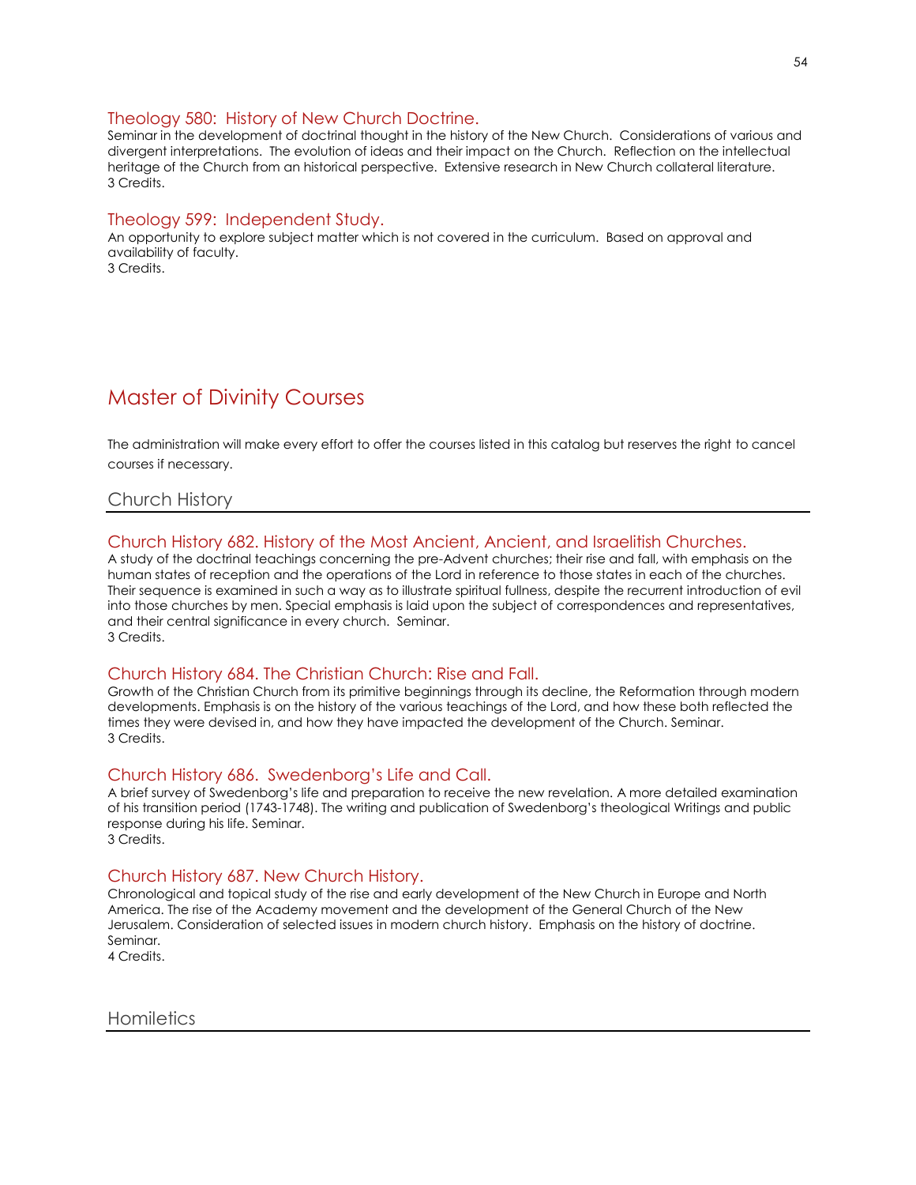### Theology 580: History of New Church Doctrine.

Seminar in the development of doctrinal thought in the history of the New Church. Considerations of various and divergent interpretations. The evolution of ideas and their impact on the Church. Reflection on the intellectual heritage of the Church from an historical perspective. Extensive research in New Church collateral literature.
3 Credits.

### Theology 599: Independent Study.

An opportunity to explore subject matter which is not covered in the curriculum. Based on approval and availability of faculty.
3 Credits.

# Master of Divinity Courses

The administration will make every effort to offer the courses listed in this catalog but reserves the right to cancel courses if necessary.

## Church History

### Church History 682. History of the Most Ancient, Ancient, and Israelitish Churches.

A study of the doctrinal teachings concerning the pre-Advent churches; their rise and fall, with emphasis on the human states of reception and the operations of the Lord in reference to those states in each of the churches. Their sequence is examined in such a way as to illustrate spiritual fullness, despite the recurrent introduction of evil into those churches by men. Special emphasis is laid upon the subject of correspondences and representatives, and their central significance in every church. Seminar.
3 Credits.

### Church History 684. The Christian Church: Rise and Fall.

Growth of the Christian Church from its primitive beginnings through its decline, the Reformation through modern developments. Emphasis is on the history of the various teachings of the Lord, and how these both reflected the times they were devised in, and how they have impacted the development of the Church. Seminar.
3 Credits.

### Church History 686. Swedenborg's Life and Call.

A brief survey of Swedenborg's life and preparation to receive the new revelation. A more detailed examination of his transition period (1743-1748). The writing and publication of Swedenborg's theological Writings and public response during his life. Seminar.
3 Credits.

### Church History 687. New Church History.

Chronological and topical study of the rise and early development of the New Church in Europe and North America. The rise of the Academy movement and the development of the General Church of the New Jerusalem. Consideration of selected issues in modern church history. Emphasis on the history of doctrine. Seminar.
4 Credits.

## Homiletics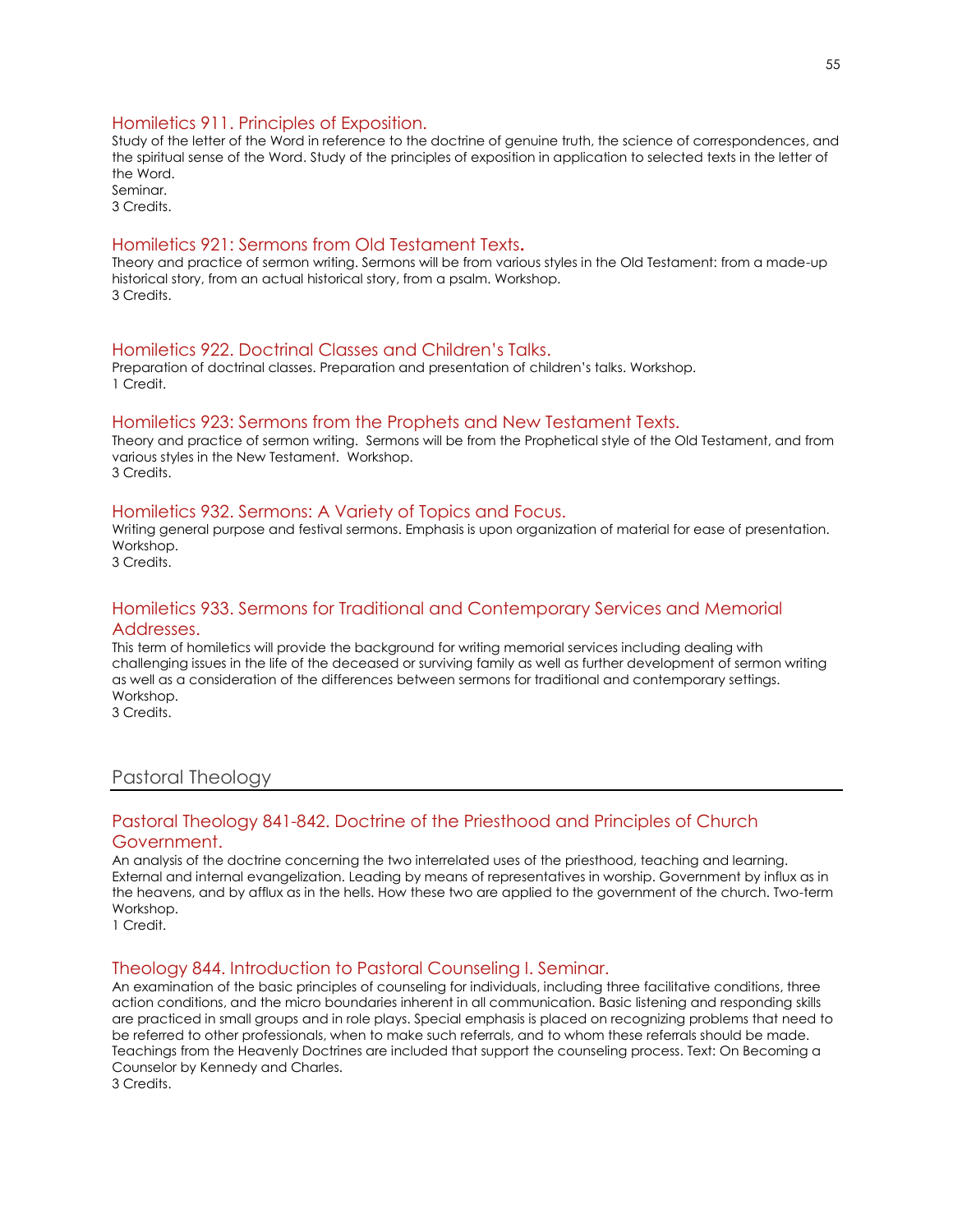### Homiletics 911. Principles of Exposition.

Study of the letter of the Word in reference to the doctrine of genuine truth, the science of correspondences, and the spiritual sense of the Word. Study of the principles of exposition in application to selected texts in the letter of the Word.
Seminar.
3 Credits.

### Homiletics 921: Sermons from Old Testament Texts.

Theory and practice of sermon writing. Sermons will be from various styles in the Old Testament: from a made-up historical story, from an actual historical story, from a psalm. Workshop.
3 Credits.

### Homiletics 922. Doctrinal Classes and Children's Talks.

Preparation of doctrinal classes. Preparation and presentation of children's talks. Workshop.
1 Credit.

### Homiletics 923: Sermons from the Prophets and New Testament Texts.

Theory and practice of sermon writing. Sermons will be from the Prophetical style of the Old Testament, and from various styles in the New Testament. Workshop.
3 Credits.

### Homiletics 932. Sermons: A Variety of Topics and Focus.

Writing general purpose and festival sermons. Emphasis is upon organization of material for ease of presentation. Workshop.
3 Credits.

### Homiletics 933. Sermons for Traditional and Contemporary Services and Memorial Addresses.

This term of homiletics will provide the background for writing memorial services including dealing with challenging issues in the life of the deceased or surviving family as well as further development of sermon writing as well as a consideration of the differences between sermons for traditional and contemporary settings. Workshop.
3 Credits.

## Pastoral Theology

### Pastoral Theology 841-842. Doctrine of the Priesthood and Principles of Church Government.

An analysis of the doctrine concerning the two interrelated uses of the priesthood, teaching and learning. External and internal evangelization. Leading by means of representatives in worship. Government by influx as in the heavens, and by afflux as in the hells. How these two are applied to the government of the church. Two-term Workshop.
1 Credit.

### Theology 844. Introduction to Pastoral Counseling I. Seminar.

An examination of the basic principles of counseling for individuals, including three facilitative conditions, three action conditions, and the micro boundaries inherent in all communication. Basic listening and responding skills are practiced in small groups and in role plays. Special emphasis is placed on recognizing problems that need to be referred to other professionals, when to make such referrals, and to whom these referrals should be made. Teachings from the Heavenly Doctrines are included that support the counseling process. Text: On Becoming a Counselor by Kennedy and Charles.
3 Credits.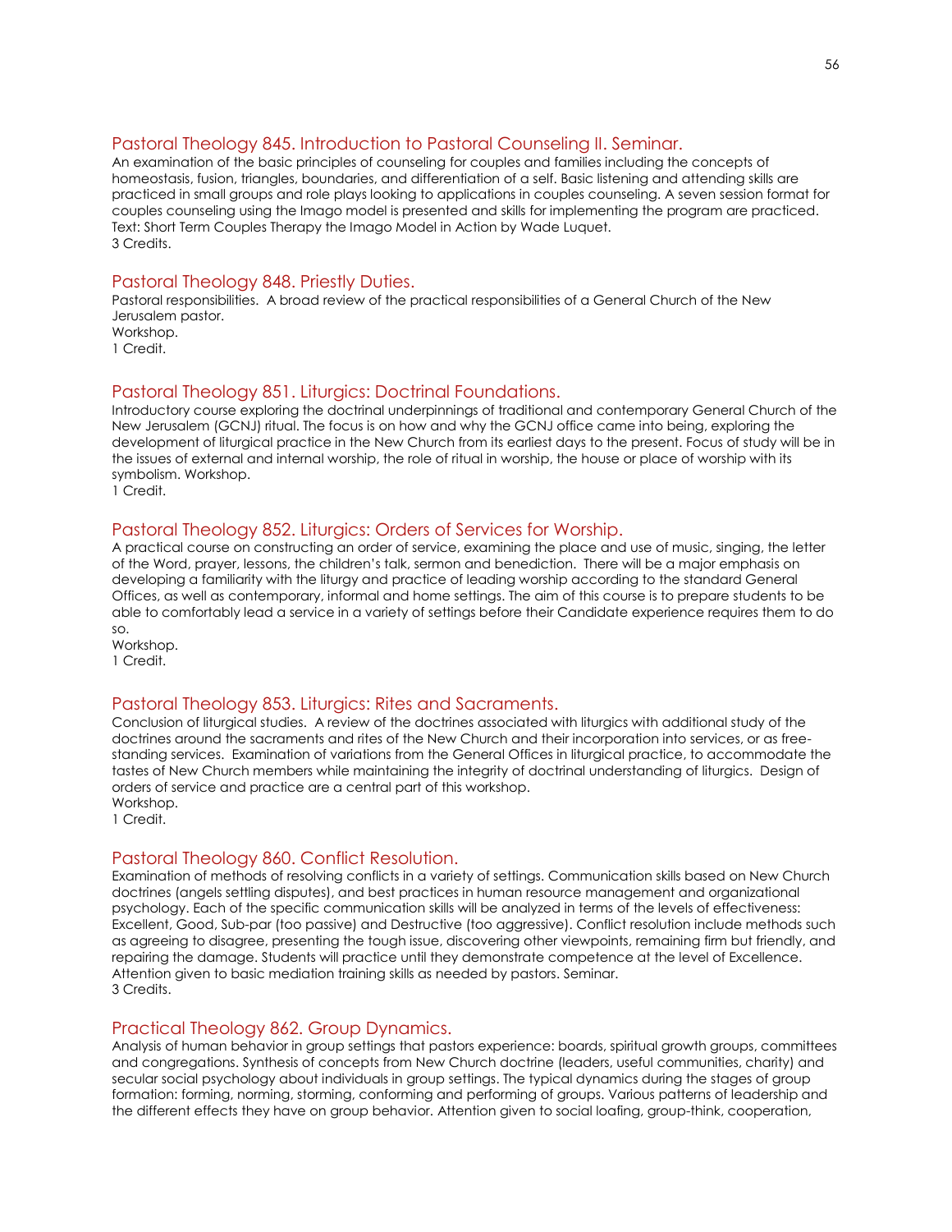## Pastoral Theology 845. Introduction to Pastoral Counseling II. Seminar.

An examination of the basic principles of counseling for couples and families including the concepts of homeostasis, fusion, triangles, boundaries, and differentiation of a self. Basic listening and attending skills are practiced in small groups and role plays looking to applications in couples counseling. A seven session format for couples counseling using the Imago model is presented and skills for implementing the program are practiced. Text: Short Term Couples Therapy the Imago Model in Action by Wade Luquet.
3 Credits.

## Pastoral Theology 848. Priestly Duties.

Pastoral responsibilities. A broad review of the practical responsibilities of a General Church of the New Jerusalem pastor.
Workshop.
1 Credit.

## Pastoral Theology 851. Liturgics: Doctrinal Foundations.

Introductory course exploring the doctrinal underpinnings of traditional and contemporary General Church of the New Jerusalem (GCNJ) ritual. The focus is on how and why the GCNJ office came into being, exploring the development of liturgical practice in the New Church from its earliest days to the present. Focus of study will be in the issues of external and internal worship, the role of ritual in worship, the house or place of worship with its symbolism. Workshop.
1 Credit.

## Pastoral Theology 852. Liturgics: Orders of Services for Worship.

A practical course on constructing an order of service, examining the place and use of music, singing, the letter of the Word, prayer, lessons, the children's talk, sermon and benediction. There will be a major emphasis on developing a familiarity with the liturgy and practice of leading worship according to the standard General Offices, as well as contemporary, informal and home settings. The aim of this course is to prepare students to be able to comfortably lead a service in a variety of settings before their Candidate experience requires them to do so.
Workshop.
1 Credit.

## Pastoral Theology 853. Liturgics: Rites and Sacraments.

Conclusion of liturgical studies. A review of the doctrines associated with liturgics with additional study of the doctrines around the sacraments and rites of the New Church and their incorporation into services, or as free-standing services. Examination of variations from the General Offices in liturgical practice, to accommodate the tastes of New Church members while maintaining the integrity of doctrinal understanding of liturgics. Design of orders of service and practice are a central part of this workshop.
Workshop.
1 Credit.

## Pastoral Theology 860. Conflict Resolution.

Examination of methods of resolving conflicts in a variety of settings. Communication skills based on New Church doctrines (angels settling disputes), and best practices in human resource management and organizational psychology. Each of the specific communication skills will be analyzed in terms of the levels of effectiveness: Excellent, Good, Sub-par (too passive) and Destructive (too aggressive). Conflict resolution include methods such as agreeing to disagree, presenting the tough issue, discovering other viewpoints, remaining firm but friendly, and repairing the damage. Students will practice until they demonstrate competence at the level of Excellence. Attention given to basic mediation training skills as needed by pastors. Seminar.
3 Credits.

## Practical Theology 862. Group Dynamics.

Analysis of human behavior in group settings that pastors experience: boards, spiritual growth groups, committees and congregations. Synthesis of concepts from New Church doctrine (leaders, useful communities, charity) and secular social psychology about individuals in group settings. The typical dynamics during the stages of group formation: forming, norming, storming, conforming and performing of groups. Various patterns of leadership and the different effects they have on group behavior. Attention given to social loafing, group-think, cooperation,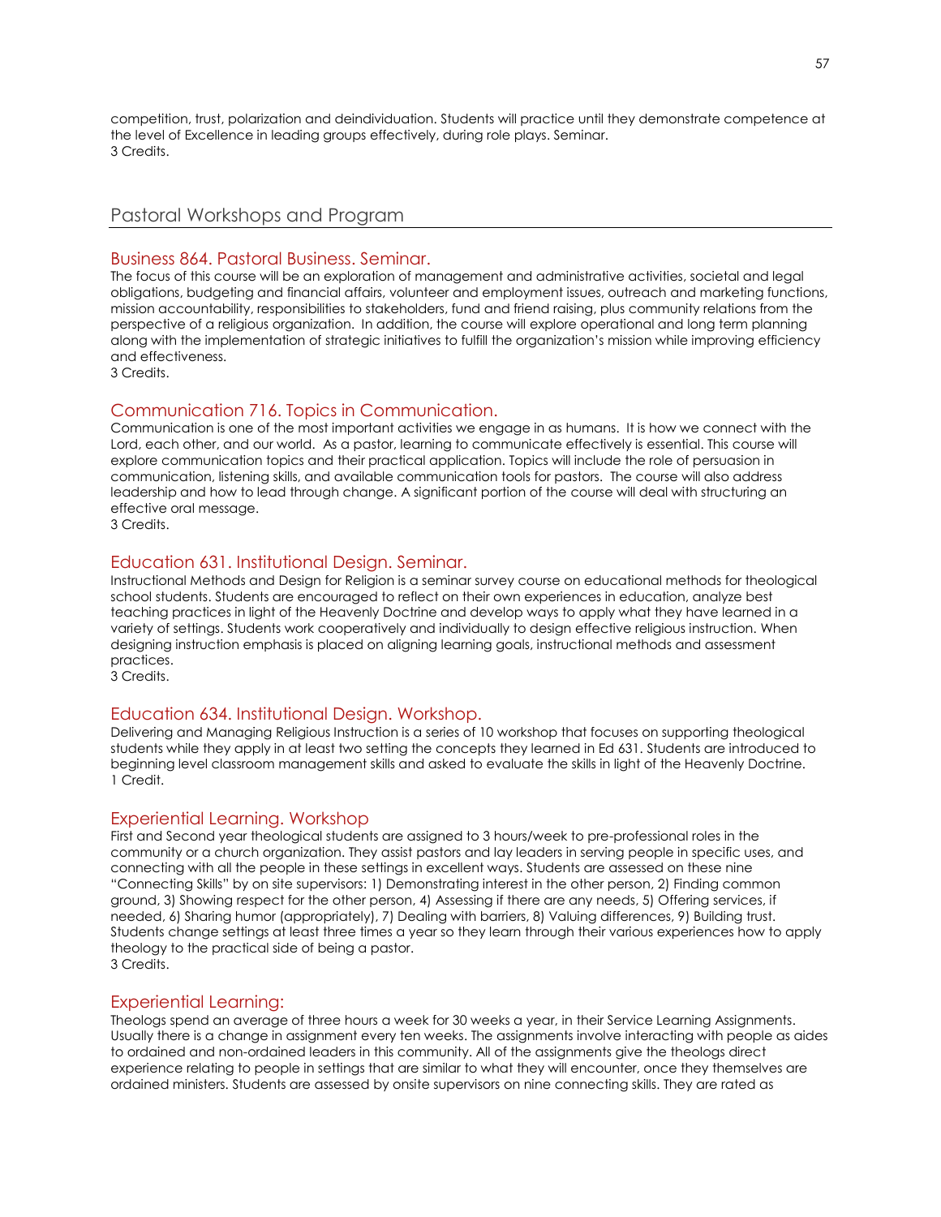competition, trust, polarization and deindividuation. Students will practice until they demonstrate competence at the level of Excellence in leading groups effectively, during role plays. Seminar.
3 Credits.

## Pastoral Workshops and Program

### Business 864. Pastoral Business. Seminar.

The focus of this course will be an exploration of management and administrative activities, societal and legal obligations, budgeting and financial affairs, volunteer and employment issues, outreach and marketing functions, mission accountability, responsibilities to stakeholders, fund and friend raising, plus community relations from the perspective of a religious organization. In addition, the course will explore operational and long term planning along with the implementation of strategic initiatives to fulfill the organization's mission while improving efficiency and effectiveness.
3 Credits.

### Communication 716. Topics in Communication.

Communication is one of the most important activities we engage in as humans. It is how we connect with the Lord, each other, and our world. As a pastor, learning to communicate effectively is essential. This course will explore communication topics and their practical application. Topics will include the role of persuasion in communication, listening skills, and available communication tools for pastors. The course will also address leadership and how to lead through change. A significant portion of the course will deal with structuring an effective oral message.
3 Credits.

### Education 631. Institutional Design. Seminar.

Instructional Methods and Design for Religion is a seminar survey course on educational methods for theological school students. Students are encouraged to reflect on their own experiences in education, analyze best teaching practices in light of the Heavenly Doctrine and develop ways to apply what they have learned in a variety of settings. Students work cooperatively and individually to design effective religious instruction. When designing instruction emphasis is placed on aligning learning goals, instructional methods and assessment practices.
3 Credits.

### Education 634. Institutional Design. Workshop.

Delivering and Managing Religious Instruction is a series of 10 workshop that focuses on supporting theological students while they apply in at least two setting the concepts they learned in Ed 631. Students are introduced to beginning level classroom management skills and asked to evaluate the skills in light of the Heavenly Doctrine.
1 Credit.

### Experiential Learning. Workshop

First and Second year theological students are assigned to 3 hours/week to pre-professional roles in the community or a church organization. They assist pastors and lay leaders in serving people in specific uses, and connecting with all the people in these settings in excellent ways. Students are assessed on these nine "Connecting Skills" by on site supervisors: 1) Demonstrating interest in the other person, 2) Finding common ground, 3) Showing respect for the other person, 4) Assessing if there are any needs, 5) Offering services, if needed, 6) Sharing humor (appropriately), 7) Dealing with barriers, 8) Valuing differences, 9) Building trust. Students change settings at least three times a year so they learn through their various experiences how to apply theology to the practical side of being a pastor.
3 Credits.

### Experiential Learning:

Theologs spend an average of three hours a week for 30 weeks a year, in their Service Learning Assignments. Usually there is a change in assignment every ten weeks. The assignments involve interacting with people as aides to ordained and non-ordained leaders in this community. All of the assignments give the theologs direct experience relating to people in settings that are similar to what they will encounter, once they themselves are ordained ministers. Students are assessed by onsite supervisors on nine connecting skills. They are rated as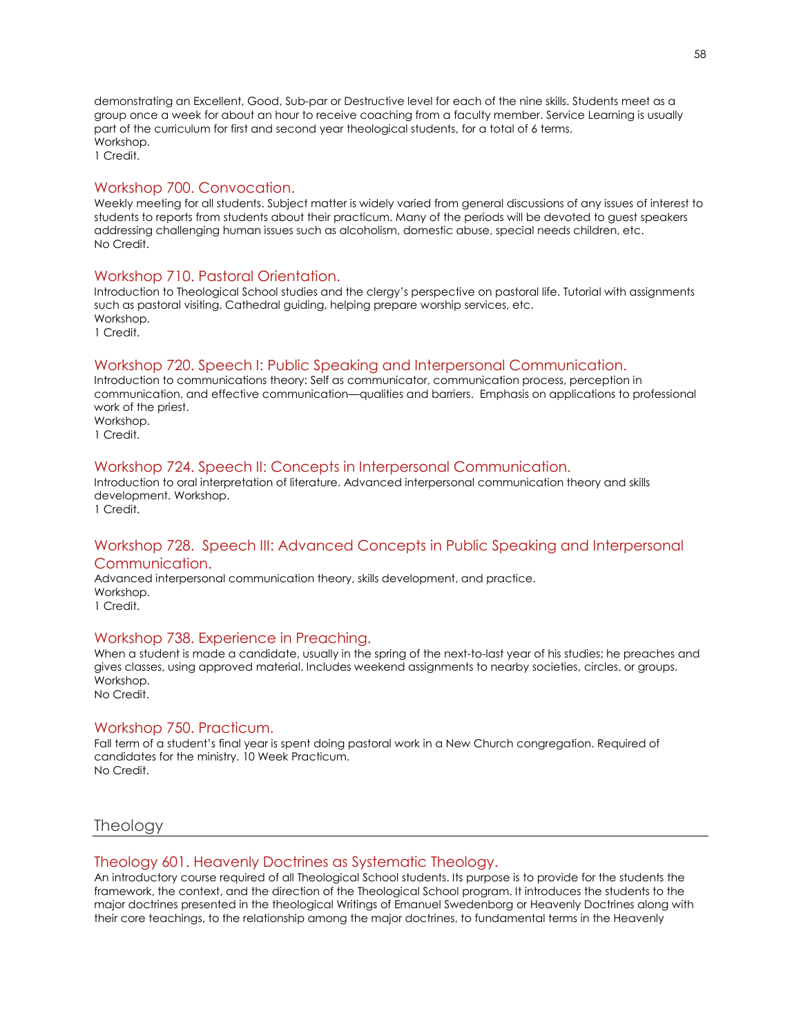demonstrating an Excellent, Good, Sub-par or Destructive level for each of the nine skills. Students meet as a group once a week for about an hour to receive coaching from a faculty member. Service Learning is usually part of the curriculum for first and second year theological students, for a total of 6 terms.
Workshop.
1 Credit.

### Workshop 700. Convocation.

Weekly meeting for all students. Subject matter is widely varied from general discussions of any issues of interest to students to reports from students about their practicum. Many of the periods will be devoted to guest speakers addressing challenging human issues such as alcoholism, domestic abuse, special needs children, etc.
No Credit.

### Workshop 710. Pastoral Orientation.

Introduction to Theological School studies and the clergy's perspective on pastoral life. Tutorial with assignments such as pastoral visiting, Cathedral guiding, helping prepare worship services, etc.
Workshop.
1 Credit.

### Workshop 720. Speech I: Public Speaking and Interpersonal Communication.

Introduction to communications theory: Self as communicator, communication process, perception in communication, and effective communication—qualities and barriers. Emphasis on applications to professional work of the priest.
Workshop.
1 Credit.

### Workshop 724. Speech II: Concepts in Interpersonal Communication.

Introduction to oral interpretation of literature. Advanced interpersonal communication theory and skills development. Workshop.
1 Credit.

### Workshop 728. Speech III: Advanced Concepts in Public Speaking and Interpersonal Communication.

Advanced interpersonal communication theory, skills development, and practice.
Workshop.
1 Credit.

### Workshop 738. Experience in Preaching.

When a student is made a candidate, usually in the spring of the next-to-last year of his studies; he preaches and gives classes, using approved material. Includes weekend assignments to nearby societies, circles, or groups.
Workshop.
No Credit.

### Workshop 750. Practicum.

Fall term of a student's final year is spent doing pastoral work in a New Church congregation. Required of candidates for the ministry. 10 Week Practicum.
No Credit.

## Theology

### Theology 601. Heavenly Doctrines as Systematic Theology.

An introductory course required of all Theological School students. Its purpose is to provide for the students the framework, the context, and the direction of the Theological School program. It introduces the students to the major doctrines presented in the theological Writings of Emanuel Swedenborg or Heavenly Doctrines along with their core teachings, to the relationship among the major doctrines, to fundamental terms in the Heavenly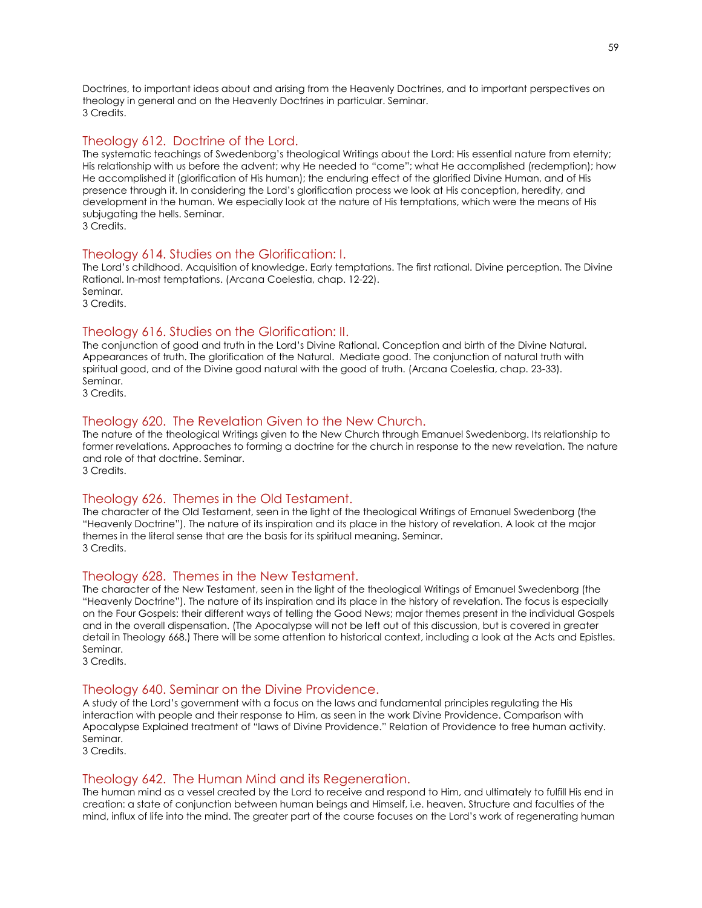Doctrines, to important ideas about and arising from the Heavenly Doctrines, and to important perspectives on theology in general and on the Heavenly Doctrines in particular. Seminar.
3 Credits.

## Theology 612. Doctrine of the Lord.

The systematic teachings of Swedenborg's theological Writings about the Lord: His essential nature from eternity; His relationship with us before the advent; why He needed to "come"; what He accomplished (redemption); how He accomplished it (glorification of His human); the enduring effect of the glorified Divine Human, and of His presence through it. In considering the Lord's glorification process we look at His conception, heredity, and development in the human. We especially look at the nature of His temptations, which were the means of His subjugating the hells. Seminar.
3 Credits.

## Theology 614. Studies on the Glorification: I.

The Lord's childhood. Acquisition of knowledge. Early temptations. The first rational. Divine perception. The Divine Rational. In-most temptations. (Arcana Coelestia, chap. 12-22).
Seminar.
3 Credits.

## Theology 616. Studies on the Glorification: II.

The conjunction of good and truth in the Lord's Divine Rational. Conception and birth of the Divine Natural. Appearances of truth. The glorification of the Natural. Mediate good. The conjunction of natural truth with spiritual good, and of the Divine good natural with the good of truth. (Arcana Coelestia, chap. 23-33).
Seminar.
3 Credits.

## Theology 620. The Revelation Given to the New Church.

The nature of the theological Writings given to the New Church through Emanuel Swedenborg. Its relationship to former revelations. Approaches to forming a doctrine for the church in response to the new revelation. The nature and role of that doctrine. Seminar.
3 Credits.

## Theology 626. Themes in the Old Testament.

The character of the Old Testament, seen in the light of the theological Writings of Emanuel Swedenborg (the "Heavenly Doctrine"). The nature of its inspiration and its place in the history of revelation. A look at the major themes in the literal sense that are the basis for its spiritual meaning. Seminar.
3 Credits.

## Theology 628. Themes in the New Testament.

The character of the New Testament, seen in the light of the theological Writings of Emanuel Swedenborg (the "Heavenly Doctrine"). The nature of its inspiration and its place in the history of revelation. The focus is especially on the Four Gospels: their different ways of telling the Good News; major themes present in the individual Gospels and in the overall dispensation. (The Apocalypse will not be left out of this discussion, but is covered in greater detail in Theology 668.) There will be some attention to historical context, including a look at the Acts and Epistles. Seminar.
3 Credits.

## Theology 640. Seminar on the Divine Providence.

A study of the Lord's government with a focus on the laws and fundamental principles regulating the His interaction with people and their response to Him, as seen in the work Divine Providence. Comparison with Apocalypse Explained treatment of "laws of Divine Providence." Relation of Providence to free human activity. Seminar.
3 Credits.

## Theology 642. The Human Mind and its Regeneration.

The human mind as a vessel created by the Lord to receive and respond to Him, and ultimately to fulfill His end in creation: a state of conjunction between human beings and Himself, i.e. heaven. Structure and faculties of the mind, influx of life into the mind. The greater part of the course focuses on the Lord's work of regenerating human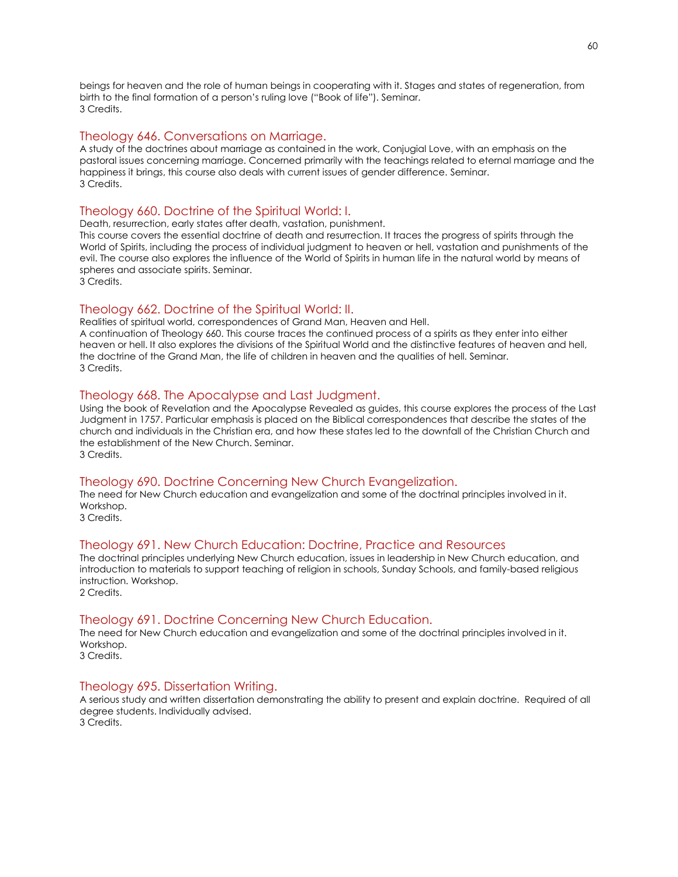beings for heaven and the role of human beings in cooperating with it. Stages and states of regeneration, from birth to the final formation of a person's ruling love ("Book of life"). Seminar.
3 Credits.

### Theology 646. Conversations on Marriage.

A study of the doctrines about marriage as contained in the work, Conjugial Love, with an emphasis on the pastoral issues concerning marriage. Concerned primarily with the teachings related to eternal marriage and the happiness it brings, this course also deals with current issues of gender difference. Seminar.
3 Credits.

### Theology 660. Doctrine of the Spiritual World: I.

Death, resurrection, early states after death, vastation, punishment.
This course covers the essential doctrine of death and resurrection. It traces the progress of spirits through the World of Spirits, including the process of individual judgment to heaven or hell, vastation and punishments of the evil. The course also explores the influence of the World of Spirits in human life in the natural world by means of spheres and associate spirits. Seminar.
3 Credits.

### Theology 662. Doctrine of the Spiritual World: II.

Realities of spiritual world, correspondences of Grand Man, Heaven and Hell.
A continuation of Theology 660. This course traces the continued process of a spirits as they enter into either heaven or hell. It also explores the divisions of the Spiritual World and the distinctive features of heaven and hell, the doctrine of the Grand Man, the life of children in heaven and the qualities of hell. Seminar.
3 Credits.

### Theology 668. The Apocalypse and Last Judgment.

Using the book of Revelation and the Apocalypse Revealed as guides, this course explores the process of the Last Judgment in 1757. Particular emphasis is placed on the Biblical correspondences that describe the states of the church and individuals in the Christian era, and how these states led to the downfall of the Christian Church and the establishment of the New Church. Seminar.
3 Credits.

### Theology 690. Doctrine Concerning New Church Evangelization.

The need for New Church education and evangelization and some of the doctrinal principles involved in it. Workshop.
3 Credits.

### Theology 691. New Church Education: Doctrine, Practice and Resources

The doctrinal principles underlying New Church education, issues in leadership in New Church education, and introduction to materials to support teaching of religion in schools, Sunday Schools, and family-based religious instruction. Workshop.
2 Credits.

### Theology 691. Doctrine Concerning New Church Education.

The need for New Church education and evangelization and some of the doctrinal principles involved in it. Workshop.
3 Credits.

### Theology 695. Dissertation Writing.

A serious study and written dissertation demonstrating the ability to present and explain doctrine. Required of all degree students. Individually advised.
3 Credits.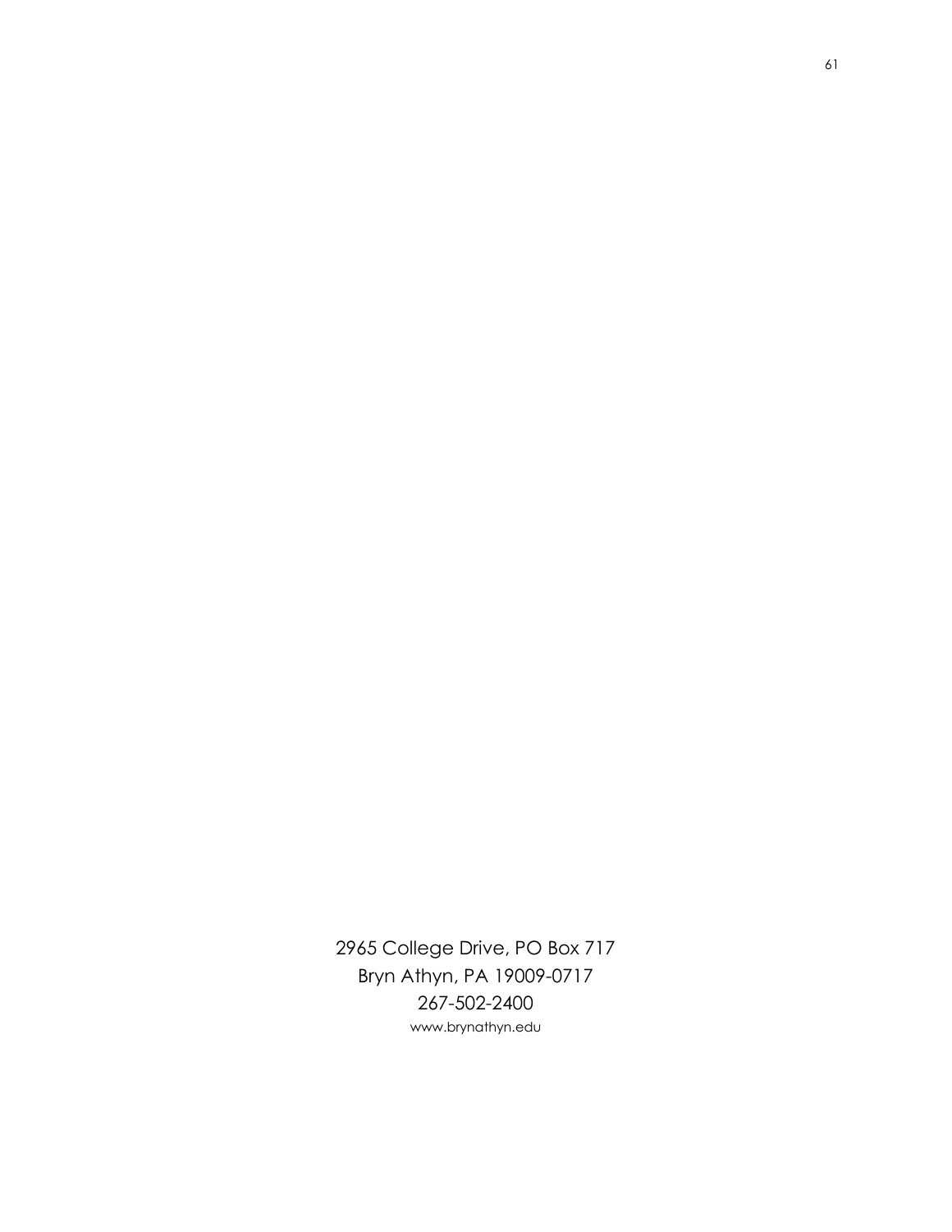2965 College Drive, PO Box 717
Bryn Athyn, PA 19009-0717
267-502-2400
www.brynathyn.edu